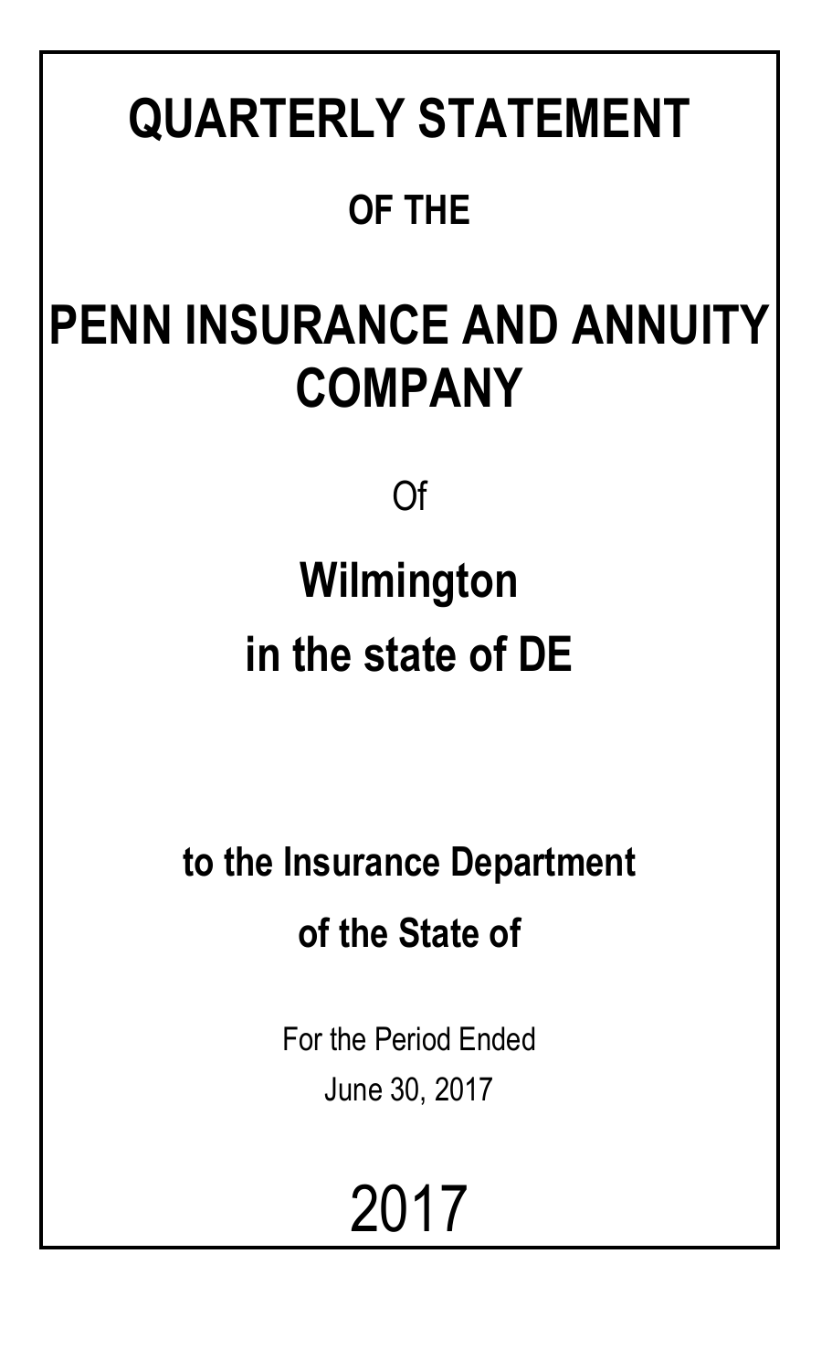# QUARTERLY STATEMENT

## OF THE

# PENN INSURANCE AND ANNUITY COMPANY

Of

## Wilmington

## in the state of DE

### to the Insurance Department

### of the State of

For the Period Ended

June 30, 2017

2017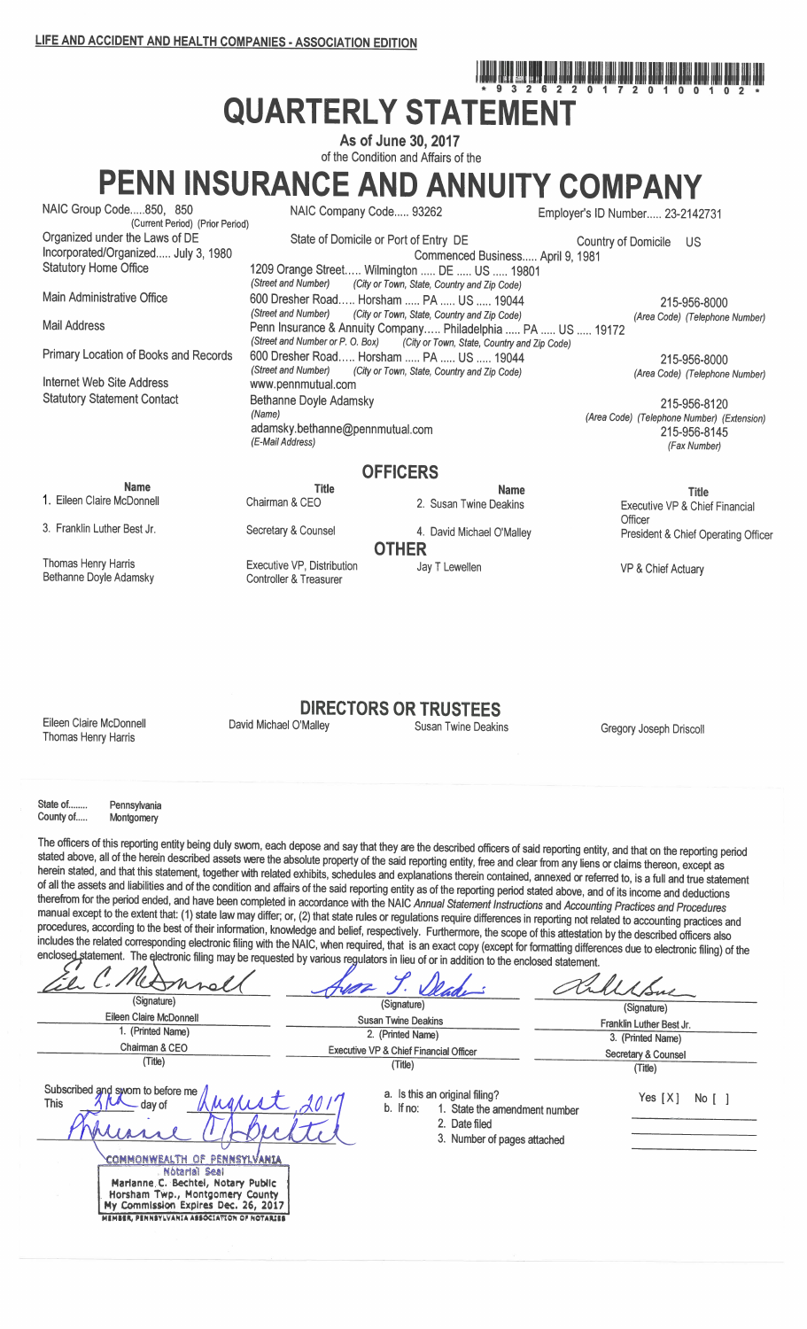LIFE AND ACCIDENT AND HEALTH COMPANIES - ASSOCIATION EDITION

\* 9 3 2 6 2 2 0 1 7 2 0 1 0 0 1 0 2 \*

# QUARTERLY STATEMENT

As of June 30, 2017

of the Condition and Affairs of the

# PENN INSURANCE AND ANNUITY COMPANY

| | | |
|---|---|---|
| NAIC Group Code.....850, 850 (Current Period) (Prior Period) | NAIC Company Code..... 93262 | Employer's ID Number..... 23-2142731 |
| Organized under the Laws of DE | State of Domicile or Port of Entry DE | Country of Domicile US |
| Incorporated/Organized..... July 3, 1980 | Commenced Business..... April 9, 1981 | |
| Statutory Home Office | 1209 Orange Street..... Wilmington ..... DE ..... US ..... 19801 (Street and Number) (City or Town, State, Country and Zip Code) | |
| Main Administrative Office | 600 Dresher Road..... Horsham ..... PA ..... US ..... 19044 (Street and Number) (City or Town, State, Country and Zip Code) | 215-956-8000 (Area Code) (Telephone Number) |
| Mail Address | Penn Insurance & Annuity Company..... Philadelphia ..... PA ..... US ..... 19172 (Street and Number or P. O. Box) (City or Town, State, Country and Zip Code) | |
| Primary Location of Books and Records | 600 Dresher Road..... Horsham ..... PA ..... US ..... 19044 (Street and Number) (City or Town, State, Country and Zip Code) | 215-956-8000 (Area Code) (Telephone Number) |
| Internet Web Site Address | www.pennmutual.com | |
| Statutory Statement Contact | Bethanne Doyle Adamsky (Name) | 215-956-8120 (Area Code) (Telephone Number) (Extension) |
| | adamsky.bethanne@pennmutual.com (E-Mail Address) | 215-956-8145 (Fax Number) |

## OFFICERS

| Name | Title | Name | Title |
|---|---|---|---|
| 1. Eileen Claire McDonnell | Chairman & CEO | 2. Susan Twine Deakins | Executive VP & Chief Financial Officer |
| 3. Franklin Luther Best Jr. | Secretary & Counsel | 4. David Michael O'Malley | President & Chief Operating Officer |

## OTHER

| | | | |
|---|---|---|---|
| Thomas Henry Harris | Executive VP, Distribution | Jay T Lewellen | VP & Chief Actuary |
| Bethanne Doyle Adamsky | Controller & Treasurer | | |

## DIRECTORS OR TRUSTEES

| | | | |
|---|---|---|---|
| Eileen Claire McDonnell | David Michael O'Malley | Susan Twine Deakins | Gregory Joseph Driscoll |
| Thomas Henry Harris | | | |

State of........ Pennsylvania
County of..... Montgomery

The officers of this reporting entity being duly sworn, each depose and say that they are the described officers of said reporting entity, and that on the reporting period stated above, all of the herein described assets were the absolute property of the said reporting entity, free and clear from any liens or claims thereon, except as herein stated, and that this statement, together with related exhibits, schedules and explanations therein contained, annexed or referred to, is a full and true statement of all the assets and liabilities and of the condition and affairs of the said reporting entity as of the reporting period stated above, and of its income and deductions therefrom for the period ended, and have been completed in accordance with the NAIC *Annual Statement Instructions* and *Accounting Practices and Procedures* manual except to the extent that: (1) state law may differ; or, (2) that state rules or regulations require differences in reporting not related to accounting practices and procedures, according to the best of their information, knowledge and belief, respectively. Furthermore, the scope of this attestation by the described officers also includes the related corresponding electronic filing with the NAIC, when required, that is an exact copy (except for formatting differences due to electronic filing) of the enclosed statement. The electronic filing may be requested by various regulators in lieu of or in addition to the enclosed statement.

| (Signature) | (Signature) | (Signature) |
|---|---|---|
| Eileen Claire McDonnell | Susan Twine Deakins | Franklin Luther Best Jr. |
| 1. (Printed Name) | 2. (Printed Name) | 3. (Printed Name) |
| Chairman & CEO | Executive VP & Chief Financial Officer | Secretary & Counsel |
| (Title) | (Title) | (Title) |

Subscribed and sworn to before me
This 3rd day of August, 2017

COMMONWEALTH OF PENNSYLVANIA
Notarial Seal
Marianne C. Bechtel, Notary Public
Horsham Twp., Montgomery County
My Commission Expires Dec. 26, 2017
MEMBER, PENNSYLVANIA ASSOCIATION OF NOTARIES

a. Is this an original filing? Yes [X] No [ ]
b. If no:
1. State the amendment number
2. Date filed
3. Number of pages attached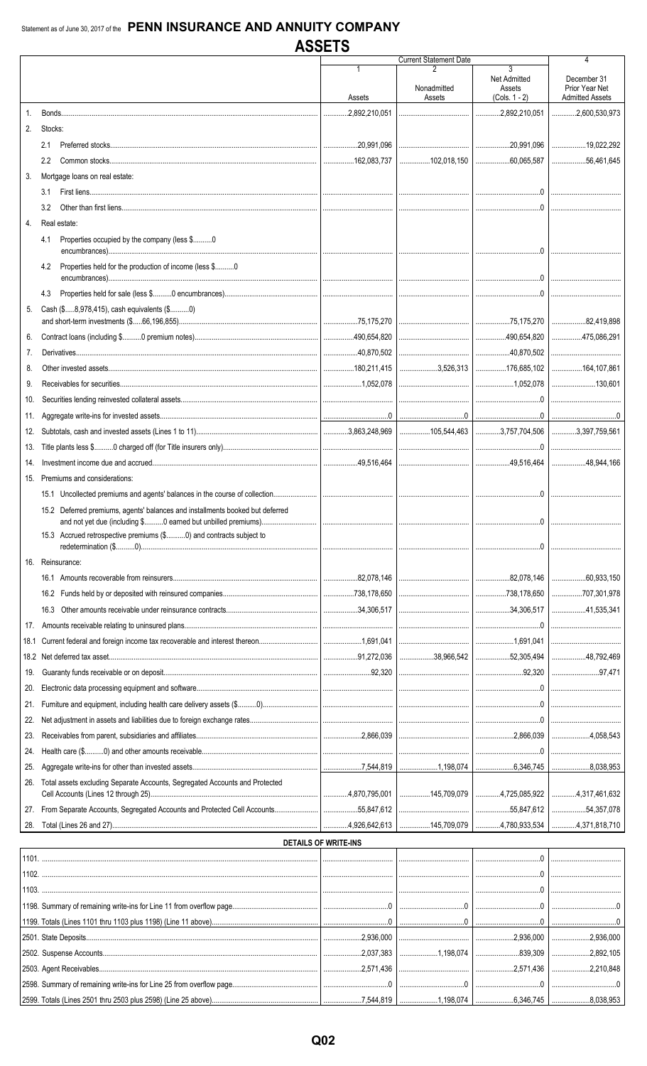Statement as of June 30, 2017 of the **PENN INSURANCE AND ANNUITY COMPANY**

# ASSETS

| | | Current Statement Date | | | 4 |
|---|---|---|---|---|---|
| | | 1 | 2 | 3 | |
| | | Assets | Nonadmitted Assets | Net Admitted Assets (Cols. 1 - 2) | December 31 Prior Year Net Admitted Assets |
| 1. | Bonds | 2,892,210,051 | | 2,892,210,051 | 2,600,530,973 |
| 2. | Stocks: | | | | |
| | 2.1 Preferred stocks | 20,991,096 | | 20,991,096 | 19,022,292 |
| | 2.2 Common stocks | 162,083,737 | 102,018,150 | 60,065,587 | 56,461,645 |
| 3. | Mortgage loans on real estate: | | | | |
| | 3.1 First liens | | | 0 | |
| | 3.2 Other than first liens | | | 0 | |
| 4. | Real estate: | | | | |
| | 4.1 Properties occupied by the company (less $..........0 encumbrances) | | | 0 | |
| | 4.2 Properties held for the production of income (less $..........0 encumbrances) | | | 0 | |
| | 4.3 Properties held for sale (less $..........0 encumbrances) | | | 0 | |
| 5. | Cash ($.....8,978,415), cash equivalents ($..........0) and short-term investments ($.....66,196,855) | 75,175,270 | | 75,175,270 | 82,419,898 |
| 6. | Contract loans (including $..........0 premium notes) | 490,654,820 | | 490,654,820 | 475,086,291 |
| 7. | Derivatives | 40,870,502 | | 40,870,502 | |
| 8. | Other invested assets | 180,211,415 | 3,526,313 | 176,685,102 | 164,107,861 |
| 9. | Receivables for securities | 1,052,078 | | 1,052,078 | 130,601 |
| 10. | Securities lending reinvested collateral assets | | | 0 | |
| 11. | Aggregate write-ins for invested assets | 0 | 0 | 0 | 0 |
| 12. | Subtotals, cash and invested assets (Lines 1 to 11) | 3,863,248,969 | 105,544,463 | 3,757,704,506 | 3,397,759,561 |
| 13. | Title plants less $..........0 charged off (for Title insurers only) | | | 0 | |
| 14. | Investment income due and accrued | 49,516,464 | | 49,516,464 | 48,944,166 |
| 15. | Premiums and considerations: | | | | |
| | 15.1 Uncollected premiums and agents' balances in the course of collection | | | 0 | |
| | 15.2 Deferred premiums, agents' balances and installments booked but deferred and not yet due (including $..........0 earned but unbilled premiums) | | | 0 | |
| | 15.3 Accrued retrospective premiums ($..........0) and contracts subject to redetermination ($..........0) | | | 0 | |
| 16. | Reinsurance: | | | | |
| | 16.1 Amounts recoverable from reinsurers | 82,078,146 | | 82,078,146 | 60,933,150 |
| | 16.2 Funds held by or deposited with reinsured companies | 738,178,650 | | 738,178,650 | 707,301,978 |
| | 16.3 Other amounts receivable under reinsurance contracts | 34,306,517 | | 34,306,517 | 41,535,341 |
| 17. | Amounts receivable relating to uninsured plans | | | 0 | |
| 18.1 | Current federal and foreign income tax recoverable and interest thereon | 1,691,041 | | 1,691,041 | |
| 18.2 | Net deferred tax asset | 91,272,036 | 38,966,542 | 52,305,494 | 48,792,469 |
| 19. | Guaranty funds receivable or on deposit | 92,320 | | 92,320 | 97,471 |
| 20. | Electronic data processing equipment and software | | | 0 | |
| 21. | Furniture and equipment, including health care delivery assets ($..........0) | | | 0 | |
| 22. | Net adjustment in assets and liabilities due to foreign exchange rates | | | 0 | |
| 23. | Receivables from parent, subsidiaries and affiliates | 2,866,039 | | 2,866,039 | 4,058,543 |
| 24. | Health care ($..........0) and other amounts receivable | | | 0 | |
| 25. | Aggregate write-ins for other than invested assets | 7,544,819 | 1,198,074 | 6,346,745 | 8,038,953 |
| 26. | Total assets excluding Separate Accounts, Segregated Accounts and Protected Cell Accounts (Lines 12 through 25) | 4,870,795,001 | 145,709,079 | 4,725,085,922 | 4,317,461,632 |
| 27. | From Separate Accounts, Segregated Accounts and Protected Cell Accounts | 55,847,612 | | 55,847,612 | 54,357,078 |
| 28. | Total (Lines 26 and 27) | 4,926,642,613 | 145,709,079 | 4,780,933,534 | 4,371,818,710 |
| | **DETAILS OF WRITE-INS** | | | | |
| 1101. | | | | 0 | |
| 1102. | | | | 0 | |
| 1103. | | | | 0 | |
| 1198. | Summary of remaining write-ins for Line 11 from overflow page | 0 | 0 | 0 | 0 |
| 1199. | Totals (Lines 1101 thru 1103 plus 1198) (Line 11 above) | 0 | 0 | 0 | 0 |
| 2501. | State Deposits | 2,936,000 | | 2,936,000 | 2,936,000 |
| 2502. | Suspense Accounts | 2,037,383 | 1,198,074 | 839,309 | 2,892,105 |
| 2503. | Agent Receivables | 2,571,436 | | 2,571,436 | 2,210,848 |
| 2598. | Summary of remaining write-ins for Line 25 from overflow page | 0 | 0 | 0 | 0 |
| 2599. | Totals (Lines 2501 thru 2503 plus 2598) (Line 25 above) | 7,544,819 | 1,198,074 | 6,346,745 | 8,038,953 |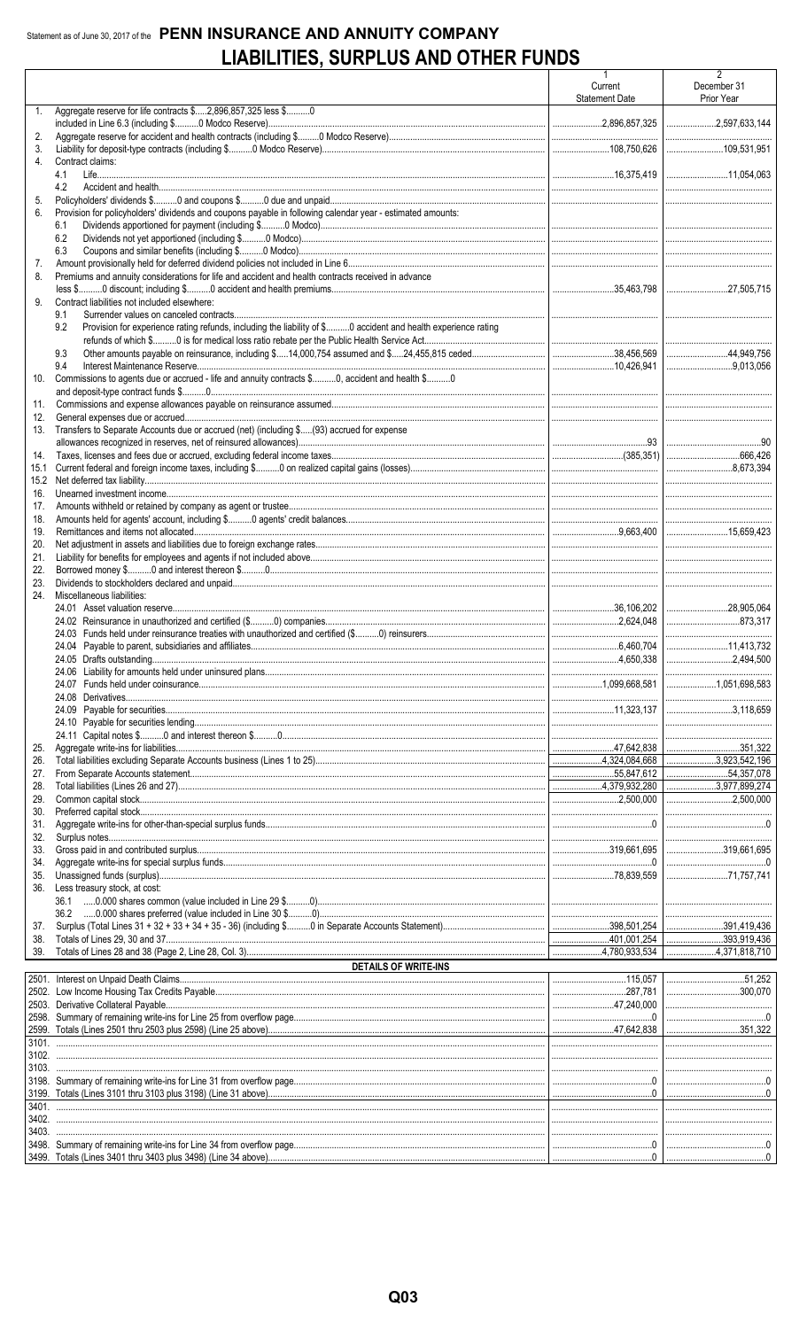# Statement as of June 30, 2017 of the PENN INSURANCE AND ANNUITY COMPANY

## LIABILITIES, SURPLUS AND OTHER FUNDS

| | | 1 Current Statement Date | 2 December 31 Prior Year |
|---|---|---|---|
| 1. | Aggregate reserve for life contracts $.....2,896,857,325 less $..........0 included in Line 6.3 (including $..........0 Modco Reserve) | 2,896,857,325 | 2,597,633,144 |
| 2. | Aggregate reserve for accident and health contracts (including $..........0 Modco Reserve) | | |
| 3. | Liability for deposit-type contracts (including $..........0 Modco Reserve) | 108,750,626 | 109,531,951 |
| 4. | Contract claims: | | |
| | 4.1 Life | 16,375,419 | 11,054,063 |
| | 4.2 Accident and health | | |
| 5. | Policyholders' dividends $..........0 and coupons $..........0 due and unpaid | | |
| 6. | Provision for policyholders' dividends and coupons payable in following calendar year - estimated amounts: | | |
| | 6.1 Dividends apportioned for payment (including $..........0 Modco) | | |
| | 6.2 Dividends not yet apportioned (including $..........0 Modco) | | |
| | 6.3 Coupons and similar benefits (including $..........0 Modco) | | |
| 7. | Amount provisionally held for deferred dividend policies not included in Line 6 | | |
| 8. | Premiums and annuity considerations for life and accident and health contracts received in advance less $..........0 discount; including $..........0 accident and health premiums | 35,463,798 | 27,505,715 |
| 9. | Contract liabilities not included elsewhere: | | |
| | 9.1 Surrender values on canceled contracts | | |
| | 9.2 Provision for experience rating refunds, including the liability of $..........0 accident and health experience rating refunds of which $..........0 is for medical loss ratio rebate per the Public Health Service Act | | |
| | 9.3 Other amounts payable on reinsurance, including $.....14,000,754 assumed and $.....24,455,815 ceded | 38,456,569 | 44,949,756 |
| | 9.4 Interest Maintenance Reserve | 10,426,941 | 9,013,056 |
| 10. | Commissions to agents due or accrued - life and annuity contracts $..........0, accident and health $..........0 and deposit-type contract funds $..........0 | | |
| 11. | Commissions and expense allowances payable on reinsurance assumed | | |
| 12. | General expenses due or accrued | | |
| 13. | Transfers to Separate Accounts due or accrued (net) (including $.....(93) accrued for expense allowances recognized in reserves, net of reinsured allowances) | 93 | 90 |
| 14. | Taxes, licenses and fees due or accrued, excluding federal income taxes | (385,351) | 666,426 |
| 15.1 | Current federal and foreign income taxes, including $..........0 on realized capital gains (losses) | | 8,673,394 |
| 15.2 | Net deferred tax liability | | |
| 16. | Unearned investment income | | |
| 17. | Amounts withheld or retained by company as agent or trustee | | |
| 18. | Amounts held for agents' account, including $..........0 agents' credit balances | | |
| 19. | Remittances and items not allocated | 9,663,400 | 15,659,423 |
| 20. | Net adjustment in assets and liabilities due to foreign exchange rates | | |
| 21. | Liability for benefits for employees and agents if not included above | | |
| 22. | Borrowed money $..........0 and interest thereon $..........0 | | |
| 23. | Dividends to stockholders declared and unpaid | | |
| 24. | Miscellaneous liabilities: | | |
| | 24.01 Asset valuation reserve | 36,106,202 | 28,905,064 |
| | 24.02 Reinsurance in unauthorized and certified ($..........0) companies | 2,624,048 | 873,317 |
| | 24.03 Funds held under reinsurance treaties with unauthorized and certified ($..........0) reinsurers | | |
| | 24.04 Payable to parent, subsidiaries and affiliates | 6,460,704 | 11,413,732 |
| | 24.05 Drafts outstanding | 4,650,338 | 2,494,500 |
| | 24.06 Liability for amounts held under uninsured plans | | |
| | 24.07 Funds held under coinsurance | 1,099,668,581 | 1,051,698,583 |
| | 24.08 Derivatives | | |
| | 24.09 Payable for securities | 11,323,137 | 3,118,659 |
| | 24.10 Payable for securities lending | | |
| | 24.11 Capital notes $..........0 and interest thereon $..........0 | | |
| 25. | Aggregate write-ins for liabilities | 47,642,838 | 351,322 |
| 26. | Total liabilities excluding Separate Accounts business (Lines 1 to 25) | 4,324,084,668 | 3,923,542,196 |
| 27. | From Separate Accounts statement | 55,847,612 | 54,357,078 |
| 28. | Total liabilities (Lines 26 and 27) | 4,379,932,280 | 3,977,899,274 |
| 29. | Common capital stock | 2,500,000 | 2,500,000 |
| 30. | Preferred capital stock | | |
| 31. | Aggregate write-ins for other-than-special surplus funds | 0 | 0 |
| 32. | Surplus notes | | |
| 33. | Gross paid in and contributed surplus | 319,661,695 | 319,661,695 |
| 34. | Aggregate write-ins for special surplus funds | 0 | 0 |
| 35. | Unassigned funds (surplus) | 78,839,559 | 71,757,741 |
| 36. | Less treasury stock, at cost: | | |
| | 36.1 .....0.000 shares common (value included in Line 29 $..........0) | | |
| | 36.2 .....0.000 shares preferred (value included in Line 30 $..........0) | | |
| 37. | Surplus (Total Lines 31 + 32 + 33 + 34 + 35 - 36) (including $..........0 in Separate Accounts Statement) | 398,501,254 | 391,419,436 |
| 38. | Totals of Lines 29, 30 and 37 | 401,001,254 | 393,919,436 |
| 39. | Totals of Lines 28 and 38 (Page 2, Line 28, Col. 3) | 4,780,933,534 | 4,371,818,710 |

### DETAILS OF WRITE-INS

| | | | |
|---|---|---|---|
| 2501. | Interest on Unpaid Death Claims | 115,057 | 51,252 |
| 2502. | Low Income Housing Tax Credits Payable | 287,781 | 300,070 |
| 2503. | Derivative Collateral Payable | 47,240,000 | |
| 2598. | Summary of remaining write-ins for Line 25 from overflow page | 0 | 0 |
| 2599. | Totals (Lines 2501 thru 2503 plus 2598) (Line 25 above) | 47,642,838 | 351,322 |
| 3101. | | | |
| 3102. | | | |
| 3103. | | | |
| 3198. | Summary of remaining write-ins for Line 31 from overflow page | 0 | 0 |
| 3199. | Totals (Lines 3101 thru 3103 plus 3198) (Line 31 above) | 0 | 0 |
| 3401. | | | |
| 3402. | | | |
| 3403. | | | |
| 3498. | Summary of remaining write-ins for Line 34 from overflow page | 0 | 0 |
| 3499. | Totals (Lines 3401 thru 3403 plus 3498) (Line 34 above) | 0 | 0 |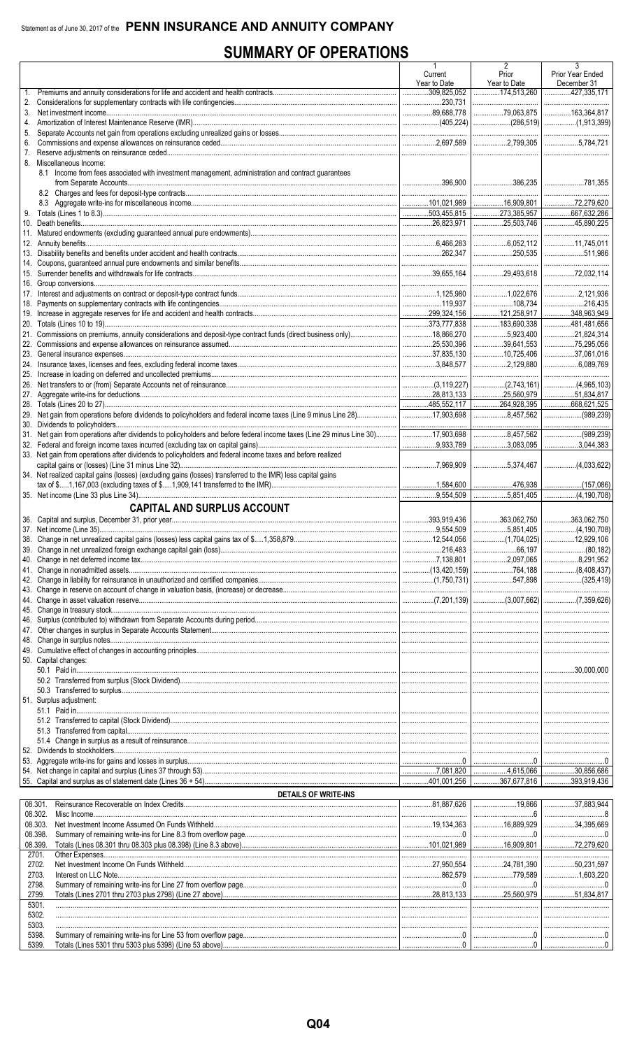Statement as of June 30, 2017 of the **PENN INSURANCE AND ANNUITY COMPANY**

# SUMMARY OF OPERATIONS

| | 1 Current Year to Date | 2 Prior Year to Date | 3 Prior Year Ended December 31 |
|---|---|---|---|
| 1. Premiums and annuity considerations for life and accident and health contracts | 309,825,052 | 174,513,260 | 427,335,171 |
| 2. Considerations for supplementary contracts with life contingencies | 230,731 | | |
| 3. Net investment income | 89,688,778 | 79,063,875 | 163,364,817 |
| 4. Amortization of Interest Maintenance Reserve (IMR) | (405,224) | (286,519) | (1,913,399) |
| 5. Separate Accounts net gain from operations excluding unrealized gains or losses | | | |
| 6. Commissions and expense allowances on reinsurance ceded | 2,697,589 | 2,799,305 | 5,784,721 |
| 7. Reserve adjustments on reinsurance ceded | | | |
| 8. Miscellaneous Income: | | | |
| 8.1 Income from fees associated with investment management, administration and contract guarantees from Separate Accounts | 396,900 | 386,235 | 781,355 |
| 8.2 Charges and fees for deposit-type contracts | | | |
| 8.3 Aggregate write-ins for miscellaneous income | 101,021,989 | 16,909,801 | 72,279,620 |
| 9. Totals (Lines 1 to 8.3) | 503,455,815 | 273,385,957 | 667,632,286 |
| 10. Death benefits | 26,823,971 | 25,503,746 | 45,890,225 |
| 11. Matured endowments (excluding guaranteed annual pure endowments) | | | |
| 12. Annuity benefits | 6,466,283 | 6,052,112 | 11,745,011 |
| 13. Disability benefits and benefits under accident and health contracts | 262,347 | 250,535 | 511,986 |
| 14. Coupons, guaranteed annual pure endowments and similar benefits | | | |
| 15. Surrender benefits and withdrawals for life contracts | 39,655,164 | 29,493,618 | 72,032,114 |
| 16. Group conversions | | | |
| 17. Interest and adjustments on contract or deposit-type contract funds | 1,125,980 | 1,022,676 | 2,121,936 |
| 18. Payments on supplementary contracts with life contingencies | 119,937 | 108,734 | 216,435 |
| 19. Increase in aggregate reserves for life and accident and health contracts | 299,324,156 | 121,258,917 | 348,963,949 |
| 20. Totals (Lines 10 to 19) | 373,777,838 | 183,690,338 | 481,481,656 |
| 21. Commissions on premiums, annuity considerations and deposit-type contract funds (direct business only) | 18,866,270 | 5,923,400 | 21,824,314 |
| 22. Commissions and expense allowances on reinsurance assumed | 25,530,396 | 39,641,553 | 75,295,056 |
| 23. General insurance expenses | 37,835,130 | 10,725,406 | 37,061,016 |
| 24. Insurance taxes, licenses and fees, excluding federal income taxes | 3,848,577 | 2,129,880 | 6,089,769 |
| 25. Increase in loading on deferred and uncollected premiums | | | |
| 26. Net transfers to or (from) Separate Accounts net of reinsurance | (3,119,227) | (2,743,161) | (4,965,103) |
| 27. Aggregate write-ins for deductions | 28,813,133 | 25,560,979 | 51,834,817 |
| 28. Totals (Lines 20 to 27) | 485,552,117 | 264,928,395 | 668,621,525 |
| 29. Net gain from operations before dividends to policyholders and federal income taxes (Line 9 minus Line 28) | 17,903,698 | 8,457,562 | (989,239) |
| 30. Dividends to policyholders | | | |
| 31. Net gain from operations after dividends to policyholders and before federal income taxes (Line 29 minus Line 30) | 17,903,698 | 8,457,562 | (989,239) |
| 32. Federal and foreign income taxes incurred (excluding tax on capital gains) | 9,933,789 | 3,083,095 | 3,044,383 |
| 33. Net gain from operations after dividends to policyholders and federal income taxes and before realized capital gains or (losses) (Line 31 minus Line 32) | 7,969,909 | 5,374,467 | (4,033,622) |
| 34. Net realized capital gains (losses) (excluding gains (losses) transferred to the IMR) less capital gains tax of $.....1,167,003 (excluding taxes of $.....1,909,141 transferred to the IMR) | 1,584,600 | 476,938 | (157,086) |
| 35. Net income (Line 33 plus Line 34) | 9,554,509 | 5,851,405 | (4,190,708) |
| **CAPITAL AND SURPLUS ACCOUNT** | | | |
| 36. Capital and surplus, December 31, prior year | 393,919,436 | 363,062,750 | 363,062,750 |
| 37. Net income (Line 35) | 9,554,509 | 5,851,405 | (4,190,708) |
| 38. Change in net unrealized capital gains (losses) less capital gains tax of $....1,358,879 | 12,544,056 | (1,704,025) | 12,929,106 |
| 39. Change in net unrealized foreign exchange capital gain (loss) | 216,483 | 66,197 | (80,182) |
| 40. Change in net deferred income tax | 7,138,801 | 2,097,065 | 8,291,952 |
| 41. Change in nonadmitted assets | (13,420,159) | 764,188 | (8,408,437) |
| 42. Change in liability for reinsurance in unauthorized and certified companies | (1,750,731) | 547,898 | (325,419) |
| 43. Change in reserve on account of change in valuation basis, (increase) or decrease | | | |
| 44. Change in asset valuation reserve | (7,201,139) | (3,007,662) | (7,359,626) |
| 45. Change in treasury stock | | | |
| 46. Surplus (contributed to) withdrawn from Separate Accounts during period | | | |
| 47. Other changes in surplus in Separate Accounts Statement | | | |
| 48. Change in surplus notes | | | |
| 49. Cumulative effect of changes in accounting principles | | | |
| 50. Capital changes: | | | |
| 50.1 Paid in | | | 30,000,000 |
| 50.2 Transferred from surplus (Stock Dividend) | | | |
| 50.3 Transferred to surplus | | | |
| 51. Surplus adjustment: | | | |
| 51.1 Paid in | | | |
| 51.2 Transferred to capital (Stock Dividend) | | | |
| 51.3 Transferred from capital | | | |
| 51.4 Change in surplus as a result of reinsurance | | | |
| 52. Dividends to stockholders | | | |
| 53. Aggregate write-ins for gains and losses in surplus | 0 | 0 | 0 |
| 54. Net change in capital and surplus (Lines 37 through 53) | 7,081,820 | 4,615,066 | 30,856,686 |
| 55. Capital and surplus as of statement date (Lines 36 + 54) | 401,001,256 | 367,677,816 | 393,919,436 |
| **DETAILS OF WRITE-INS** | | | |
| 08.301. Reinsurance Recoverable on Index Credits | 81,887,626 | 19,866 | 37,883,944 |
| 08.302. Misc Income | | 6 | 8 |
| 08.303. Net Investment Income Assumed On Funds Withheld | 19,134,363 | 16,889,929 | 34,395,669 |
| 08.398. Summary of remaining write-ins for Line 8.3 from overflow page | 0 | 0 | 0 |
| 08.399. Totals (Lines 08.301 thru 08.303 plus 08.398) (Line 8.3 above) | 101,021,989 | 16,909,801 | 72,279,620 |
| 2701. Other Expenses | | | |
| 2702. Net Investment Income On Funds Withheld | 27,950,554 | 24,781,390 | 50,231,597 |
| 2703. Interest on LLC Note | 862,579 | 779,589 | 1,603,220 |
| 2798. Summary of remaining write-ins for Line 27 from overflow page | 0 | 0 | 0 |
| 2799. Totals (Lines 2701 thru 2703 plus 2798) (Line 27 above) | 28,813,133 | 25,560,979 | 51,834,817 |
| 5301. | | | |
| 5302. | | | |
| 5303. | | | |
| 5398. Summary of remaining write-ins for Line 53 from overflow page | 0 | 0 | 0 |
| 5399. Totals (Lines 5301 thru 5303 plus 5398) (Line 53 above) | 0 | 0 | 0 |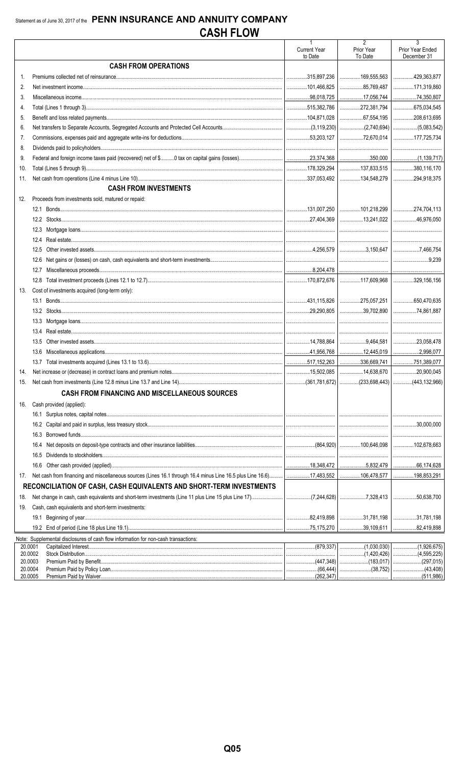Statement as of June 30, 2017 of the **PENN INSURANCE AND ANNUITY COMPANY**

# CASH FLOW

| | | 1 Current Year to Date | 2 Prior Year To Date | 3 Prior Year Ended December 31 |
|---|---|---|---|---|
| | **CASH FROM OPERATIONS** | | | |
| 1. | Premiums collected net of reinsurance | 315,897,236 | 169,555,563 | 429,363,877 |
| 2. | Net investment income | 101,466,825 | 85,769,487 | 171,319,860 |
| 3. | Miscellaneous income | 98,018,725 | 17,056,744 | 74,350,807 |
| 4. | Total (Lines 1 through 3) | 515,382,786 | 272,381,794 | 675,034,545 |
| 5. | Benefit and loss related payments | 104,871,028 | 67,554,195 | 208,613,695 |
| 6. | Net transfers to Separate Accounts, Segregated Accounts and Protected Cell Accounts | (3,119,230) | (2,740,694) | (5,083,542) |
| 7. | Commissions, expenses paid and aggregate write-ins for deductions | 53,203,127 | 72,670,014 | 177,725,734 |
| 8. | Dividends paid to policyholders | | | |
| 9. | Federal and foreign income taxes paid (recovered) net of $..........0 tax on capital gains (losses) | 23,374,368 | 350,000 | (1,139,717) |
| 10. | Total (Lines 5 through 9) | 178,329,294 | 137,833,515 | 380,116,170 |
| 11. | Net cash from operations (Line 4 minus Line 10) | 337,053,492 | 134,548,279 | 294,918,375 |
| | **CASH FROM INVESTMENTS** | | | |
| 12. | Proceeds from investments sold, matured or repaid: | | | |
| | 12.1 Bonds | 131,007,250 | 101,218,299 | 274,704,113 |
| | 12.2 Stocks | 27,404,369 | 13,241,022 | 46,976,050 |
| | 12.3 Mortgage loans | | | |
| | 12.4 Real estate | | | |
| | 12.5 Other invested assets | 4,256,579 | 3,150,647 | 7,466,754 |
| | 12.6 Net gains or (losses) on cash, cash equivalents and short-term investments | | | 9,239 |
| | 12.7 Miscellaneous proceeds | 8,204,478 | | |
| | 12.8 Total investment proceeds (Lines 12.1 to 12.7) | 170,872,676 | 117,609,968 | 329,156,156 |
| 13. | Cost of investments acquired (long-term only): | | | |
| | 13.1 Bonds | 431,115,826 | 275,057,251 | 650,470,635 |
| | 13.2 Stocks | 29,290,805 | 39,702,890 | 74,861,887 |
| | 13.3 Mortgage loans | | | |
| | 13.4 Real estate | | | |
| | 13.5 Other invested assets | 14,788,864 | 9,464,581 | 23,058,478 |
| | 13.6 Miscellaneous applications | 41,956,768 | 12,445,019 | 2,998,077 |
| | 13.7 Total investments acquired (Lines 13.1 to 13.6) | 517,152,263 | 336,669,741 | 751,389,077 |
| 14. | Net increase or (decrease) in contract loans and premium notes | 15,502,085 | 14,638,670 | 20,900,045 |
| 15. | Net cash from investments (Line 12.8 minus Line 13.7 and Line 14) | (361,781,672) | (233,698,443) | (443,132,966) |
| | **CASH FROM FINANCING AND MISCELLANEOUS SOURCES** | | | |
| 16. | Cash provided (applied): | | | |
| | 16.1 Surplus notes, capital notes | | | |
| | 16.2 Capital and paid in surplus, less treasury stock | | | 30,000,000 |
| | 16.3 Borrowed funds | | | |
| | 16.4 Net deposits on deposit-type contracts and other insurance liabilities | (864,920) | 100,646,098 | 102,678,663 |
| | 16.5 Dividends to stockholders | | | |
| | 16.6 Other cash provided (applied) | 18,348,472 | 5,832,479 | 66,174,628 |
| 17. | Net cash from financing and miscellaneous sources (Lines 16.1 through 16.4 minus Line 16.5 plus Line 16.6) | 17,483,552 | 106,478,577 | 198,853,291 |
| | **RECONCILIATION OF CASH, CASH EQUIVALENTS AND SHORT-TERM INVESTMENTS** | | | |
| 18. | Net change in cash, cash equivalents and short-term investments (Line 11 plus Line 15 plus Line 17) | (7,244,628) | 7,328,413 | 50,638,700 |
| 19. | Cash, cash equivalents and short-term investments: | | | |
| | 19.1 Beginning of year | 82,419,898 | 31,781,198 | 31,781,198 |
| | 19.2 End of period (Line 18 plus Line 19.1) | 75,175,270 | 39,109,611 | 82,419,898 |

Note: Supplemental disclosures of cash flow information for non-cash transactions:

| | | 1 | 2 | 3 |
|---|---|---|---|---|
| 20.0001 | Capitalized Interest | (879,337) | (1,030,030) | (1,926,675) |
| 20.0002 | Stock Distribution | | (1,420,426) | (4,595,225) |
| 20.0003 | Premium Paid by Benefit | (447,348) | (183,017) | (297,015) |
| 20.0004 | Premium Paid by Policy Loan | (66,444) | (38,752) | (43,408) |
| 20.0005 | Premium Paid by Waiver | (262,347) | | (511,986) |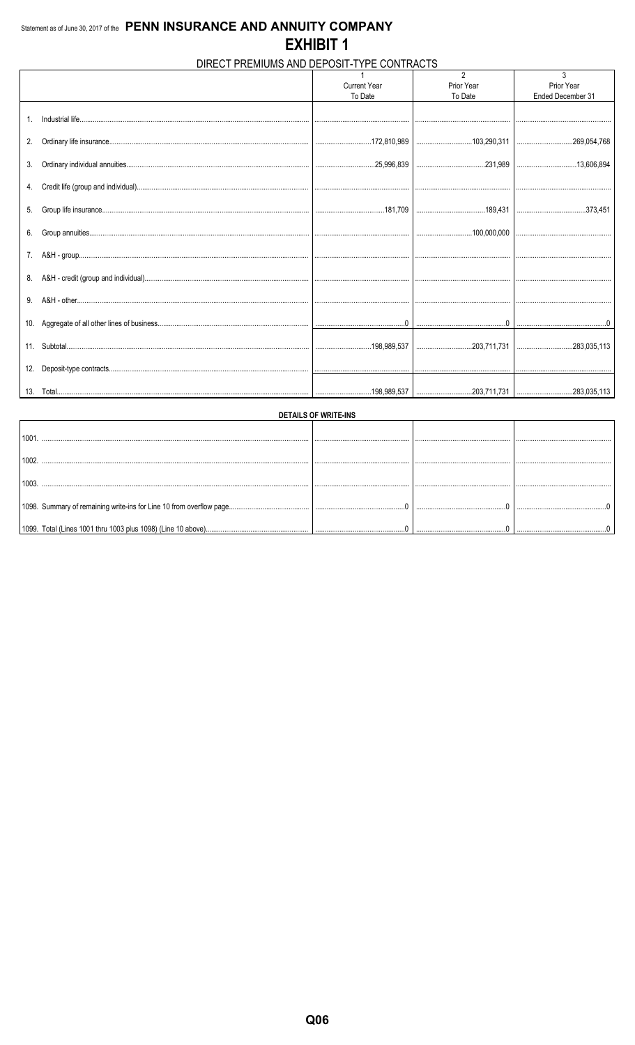Statement as of June 30, 2017 of the **PENN INSURANCE AND ANNUITY COMPANY**

# EXHIBIT 1

## DIRECT PREMIUMS AND DEPOSIT-TYPE CONTRACTS

| | 1<br>Current Year<br>To Date | 2<br>Prior Year<br>To Date | 3<br>Prior Year<br>Ended December 31 |
|---|---|---|---|
| 1. Industrial life | | | |
| 2. Ordinary life insurance | 172,810,989 | 103,290,311 | 269,054,768 |
| 3. Ordinary individual annuities | 25,996,839 | 231,989 | 13,606,894 |
| 4. Credit life (group and individual) | | | |
| 5. Group life insurance | 181,709 | 189,431 | 373,451 |
| 6. Group annuities | | 100,000,000 | |
| 7. A&H - group | | | |
| 8. A&H - credit (group and individual) | | | |
| 9. A&H - other | | | |
| 10. Aggregate of all other lines of business | 0 | 0 | 0 |
| 11. Subtotal | 198,989,537 | 203,711,731 | 283,035,113 |
| 12. Deposit-type contracts | | | |
| 13. Total | 198,989,537 | 203,711,731 | 283,035,113 |

### DETAILS OF WRITE-INS

| | | | |
|---|---|---|---|
| 1001. | | | |
| 1002. | | | |
| 1003. | | | |
| 1098. Summary of remaining write-ins for Line 10 from overflow page | 0 | 0 | 0 |
| 1099. Total (Lines 1001 thru 1003 plus 1098) (Line 10 above) | 0 | 0 | 0 |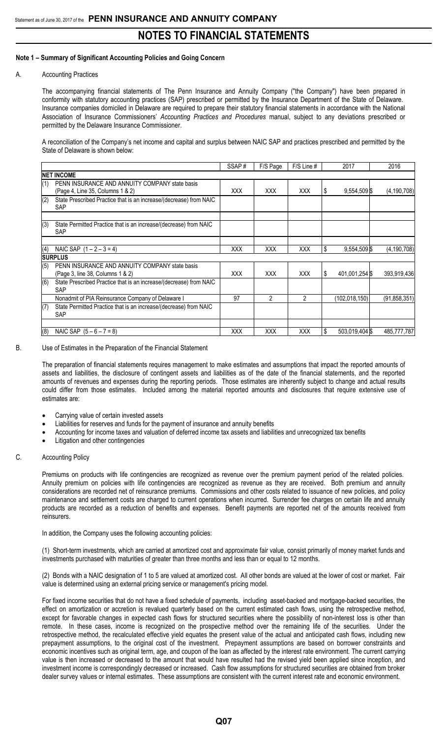# NOTES TO FINANCIAL STATEMENTS

### Note 1 – Summary of Significant Accounting Policies and Going Concern

A. Accounting Practices

The accompanying financial statements of The Penn Insurance and Annuity Company ("the Company") have been prepared in conformity with statutory accounting practices (SAP) prescribed or permitted by the Insurance Department of the State of Delaware. Insurance companies domiciled in Delaware are required to prepare their statutory financial statements in accordance with the National Association of Insurance Commissioners' *Accounting Practices and Procedures* manual, subject to any deviations prescribed or permitted by the Delaware Insurance Commissioner.

A reconciliation of the Company's net income and capital and surplus between NAIC SAP and practices prescribed and permitted by the State of Delaware is shown below:

| | SSAP # | F/S Page | F/S Line # | 2017 | 2016 |
|---|---|---|---|---|---|
| **NET INCOME** | | | | | |
| (1) PENN INSURANCE AND ANNUITY COMPANY state basis (Page 4, Line 35, Columns 1 & 2) | XXX | XXX | XXX | $ 9,554,509 | $ (4,190,708) |
| (2) State Prescribed Practice that is an increase/(decrease) from NAIC SAP | | | | | |
| | | | | | |
| (3) State Permitted Practice that is an increase/(decrease) from NAIC SAP | | | | | |
| | | | | | |
| (4) NAIC SAP (1 – 2 – 3 = 4) | XXX | XXX | XXX | $ 9,554,509 | $ (4,190,708) |
| **SURPLUS** | | | | | |
| (5) PENN INSURANCE AND ANNUITY COMPANY state basis (Page 3, line 38, Columns 1 & 2) | XXX | XXX | XXX | $ 401,001,254 | $ 393,919,436 |
| (6) State Prescribed Practice that is an increase/(decrease) from NAIC SAP | | | | | |
| Nonadmit of PIA Reinsurance Company of Delaware I | 97 | 2 | 2 | (102,018,150) | (91,858,351) |
| (7) State Permitted Practice that is an increase/(decrease) from NAIC SAP | | | | | |
| | | | | | |
| (8) NAIC SAP (5 – 6 – 7 = 8) | XXX | XXX | XXX | $ 503,019,404 | $ 485,777,787 |

B. Use of Estimates in the Preparation of the Financial Statement

The preparation of financial statements requires management to make estimates and assumptions that impact the reported amounts of assets and liabilities, the disclosure of contingent assets and liabilities as of the date of the financial statements, and the reported amounts of revenues and expenses during the reporting periods. Those estimates are inherently subject to change and actual results could differ from those estimates. Included among the material reported amounts and disclosures that require extensive use of estimates are:

- Carrying value of certain invested assets
- Liabilities for reserves and funds for the payment of insurance and annuity benefits
- Accounting for income taxes and valuation of deferred income tax assets and liabilities and unrecognized tax benefits
- Litigation and other contingencies

C. Accounting Policy

Premiums on products with life contingencies are recognized as revenue over the premium payment period of the related policies. Annuity premium on policies with life contingencies are recognized as revenue as they are received. Both premium and annuity considerations are recorded net of reinsurance premiums. Commissions and other costs related to issuance of new policies, and policy maintenance and settlement costs are charged to current operations when incurred. Surrender fee charges on certain life and annuity products are recorded as a reduction of benefits and expenses. Benefit payments are reported net of the amounts received from reinsurers.

In addition, the Company uses the following accounting policies:

(1) Short-term investments, which are carried at amortized cost and approximate fair value, consist primarily of money market funds and investments purchased with maturities of greater than three months and less than or equal to 12 months.

(2) Bonds with a NAIC designation of 1 to 5 are valued at amortized cost. All other bonds are valued at the lower of cost or market. Fair value is determined using an external pricing service or management's pricing model.

For fixed income securities that do not have a fixed schedule of payments, including asset-backed and mortgage-backed securities, the effect on amortization or accretion is revalued quarterly based on the current estimated cash flows, using the retrospective method, except for favorable changes in expected cash flows for structured securities where the possibility of non-interest loss is other than remote. In these cases, income is recognized on the prospective method over the remaining life of the securities. Under the retrospective method, the recalculated effective yield equates the present value of the actual and anticipated cash flows, including new prepayment assumptions, to the original cost of the investment. Prepayment assumptions are based on borrower constraints and economic incentives such as original term, age, and coupon of the loan as affected by the interest rate environment. The current carrying value is then increased or decreased to the amount that would have resulted had the revised yield been applied since inception, and investment income is correspondingly decreased or increased. Cash flow assumptions for structured securities are obtained from broker dealer survey values or internal estimates. These assumptions are consistent with the current interest rate and economic environment.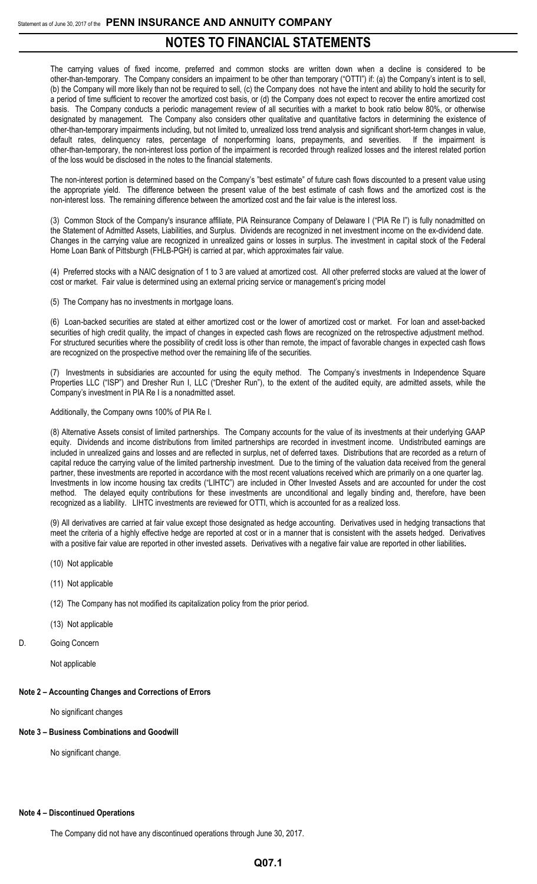The carrying values of fixed income, preferred and common stocks are written down when a decline is considered to be other-than-temporary. The Company considers an impairment to be other than temporary ("OTTI") if: (a) the Company's intent is to sell, (b) the Company will more likely than not be required to sell, (c) the Company does not have the intent and ability to hold the security for a period of time sufficient to recover the amortized cost basis, or (d) the Company does not expect to recover the entire amortized cost basis. The Company conducts a periodic management review of all securities with a market to book ratio below 80%, or otherwise designated by management. The Company also considers other qualitative and quantitative factors in determining the existence of other-than-temporary impairments including, but not limited to, unrealized loss trend analysis and significant short-term changes in value, default rates, delinquency rates, percentage of nonperforming loans, prepayments, and severities. If the impairment is other-than-temporary, the non-interest loss portion of the impairment is recorded through realized losses and the interest related portion of the loss would be disclosed in the notes to the financial statements.

The non-interest portion is determined based on the Company's "best estimate" of future cash flows discounted to a present value using the appropriate yield. The difference between the present value of the best estimate of cash flows and the amortized cost is the non-interest loss. The remaining difference between the amortized cost and the fair value is the interest loss.

(3) Common Stock of the Company's insurance affiliate, PIA Reinsurance Company of Delaware I ("PIA Re I") is fully nonadmitted on the Statement of Admitted Assets, Liabilities, and Surplus. Dividends are recognized in net investment income on the ex-dividend date. Changes in the carrying value are recognized in unrealized gains or losses in surplus. The investment in capital stock of the Federal Home Loan Bank of Pittsburgh (FHLB-PGH) is carried at par, which approximates fair value.

(4) Preferred stocks with a NAIC designation of 1 to 3 are valued at amortized cost. All other preferred stocks are valued at the lower of cost or market. Fair value is determined using an external pricing service or management's pricing model

(5) The Company has no investments in mortgage loans.

(6) Loan-backed securities are stated at either amortized cost or the lower of amortized cost or market. For loan and asset-backed securities of high credit quality, the impact of changes in expected cash flows are recognized on the retrospective adjustment method. For structured securities where the possibility of credit loss is other than remote, the impact of favorable changes in expected cash flows are recognized on the prospective method over the remaining life of the securities.

(7) Investments in subsidiaries are accounted for using the equity method. The Company's investments in Independence Square Properties LLC ("ISP") and Dresher Run I, LLC ("Dresher Run"), to the extent of the audited equity, are admitted assets, while the Company's investment in PIA Re I is a nonadmitted asset.

Additionally, the Company owns 100% of PIA Re I.

(8) Alternative Assets consist of limited partnerships. The Company accounts for the value of its investments at their underlying GAAP equity. Dividends and income distributions from limited partnerships are recorded in investment income. Undistributed earnings are included in unrealized gains and losses and are reflected in surplus, net of deferred taxes. Distributions that are recorded as a return of capital reduce the carrying value of the limited partnership investment. Due to the timing of the valuation data received from the general partner, these investments are reported in accordance with the most recent valuations received which are primarily on a one quarter lag. Investments in low income housing tax credits ("LIHTC") are included in Other Invested Assets and are accounted for under the cost method. The delayed equity contributions for these investments are unconditional and legally binding and, therefore, have been recognized as a liability. LIHTC investments are reviewed for OTTI, which is accounted for as a realized loss.

(9) All derivatives are carried at fair value except those designated as hedge accounting. Derivatives used in hedging transactions that meet the criteria of a highly effective hedge are reported at cost or in a manner that is consistent with the assets hedged. Derivatives with a positive fair value are reported in other invested assets. Derivatives with a negative fair value are reported in other liabilities.

(10) Not applicable

(11) Not applicable

(12) The Company has not modified its capitalization policy from the prior period.

(13) Not applicable

D. Going Concern

Not applicable

**Note 2 – Accounting Changes and Corrections of Errors**

No significant changes

**Note 3 – Business Combinations and Goodwill**

No significant change.

**Note 4 – Discontinued Operations**

The Company did not have any discontinued operations through June 30, 2017.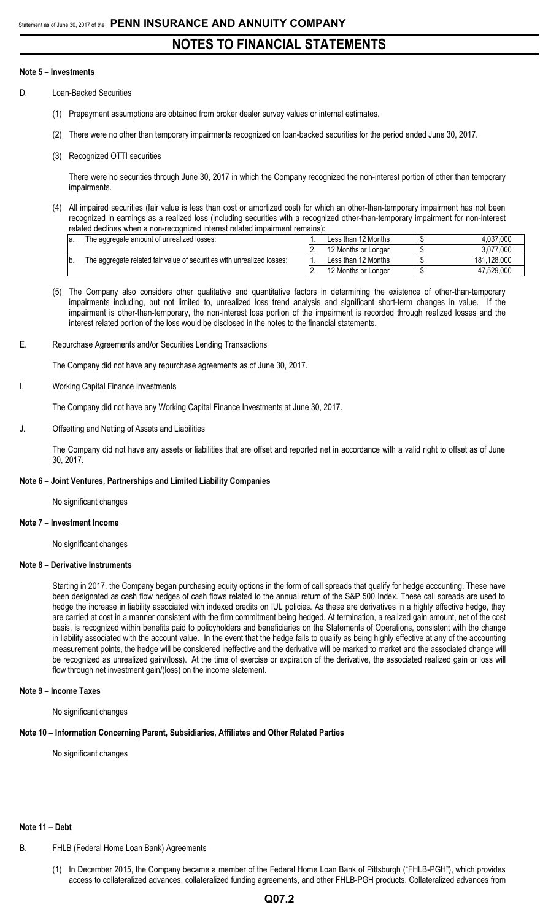# NOTES TO FINANCIAL STATEMENTS

## Note 5 – Investments

D. Loan-Backed Securities

(1) Prepayment assumptions are obtained from broker dealer survey values or internal estimates.

(2) There were no other than temporary impairments recognized on loan-backed securities for the period ended June 30, 2017.

(3) Recognized OTTI securities

There were no securities through June 30, 2017 in which the Company recognized the non-interest portion of other than temporary impairments.

(4) All impaired securities (fair value is less than cost or amortized cost) for which an other-than-temporary impairment has not been recognized in earnings as a realized loss (including securities with a recognized other-than-temporary impairment for non-interest related declines when a non-recognized interest related impairment remains):

| | | | | |
|---|---|---|---|---|
| a. | The aggregate amount of unrealized losses: | 1. Less than 12 Months | $ | 4,037,000 |
| | | 2. 12 Months or Longer | $ | 3,077,000 |
| b. | The aggregate related fair value of securities with unrealized losses: | 1. Less than 12 Months | $ | 181,128,000 |
| | | 2. 12 Months or Longer | $ | 47,529,000 |

(5) The Company also considers other qualitative and quantitative factors in determining the existence of other-than-temporary impairments including, but not limited to, unrealized loss trend analysis and significant short-term changes in value. If the impairment is other-than-temporary, the non-interest loss portion of the impairment is recorded through realized losses and the interest related portion of the loss would be disclosed in the notes to the financial statements.

E. Repurchase Agreements and/or Securities Lending Transactions

The Company did not have any repurchase agreements as of June 30, 2017.

I. Working Capital Finance Investments

The Company did not have any Working Capital Finance Investments at June 30, 2017.

J. Offsetting and Netting of Assets and Liabilities

The Company did not have any assets or liabilities that are offset and reported net in accordance with a valid right to offset as of June 30, 2017.

## Note 6 – Joint Ventures, Partnerships and Limited Liability Companies

No significant changes

## Note 7 – Investment Income

No significant changes

## Note 8 – Derivative Instruments

Starting in 2017, the Company began purchasing equity options in the form of call spreads that qualify for hedge accounting. These have been designated as cash flow hedges of cash flows related to the annual return of the S&P 500 Index. These call spreads are used to hedge the increase in liability associated with indexed credits on IUL policies. As these are derivatives in a highly effective hedge, they are carried at cost in a manner consistent with the firm commitment being hedged. At termination, a realized gain amount, net of the cost basis, is recognized within benefits paid to policyholders and beneficiaries on the Statements of Operations, consistent with the change in liability associated with the account value. In the event that the hedge fails to qualify as being highly effective at any of the accounting measurement points, the hedge will be considered ineffective and the derivative will be marked to market and the associated change will be recognized as unrealized gain/(loss). At the time of exercise or expiration of the derivative, the associated realized gain or loss will flow through net investment gain/(loss) on the income statement.

## Note 9 – Income Taxes

No significant changes

## Note 10 – Information Concerning Parent, Subsidiaries, Affiliates and Other Related Parties

No significant changes

## Note 11 – Debt

B. FHLB (Federal Home Loan Bank) Agreements

(1) In December 2015, the Company became a member of the Federal Home Loan Bank of Pittsburgh ("FHLB-PGH"), which provides access to collateralized advances, collateralized funding agreements, and other FHLB-PGH products. Collateralized advances from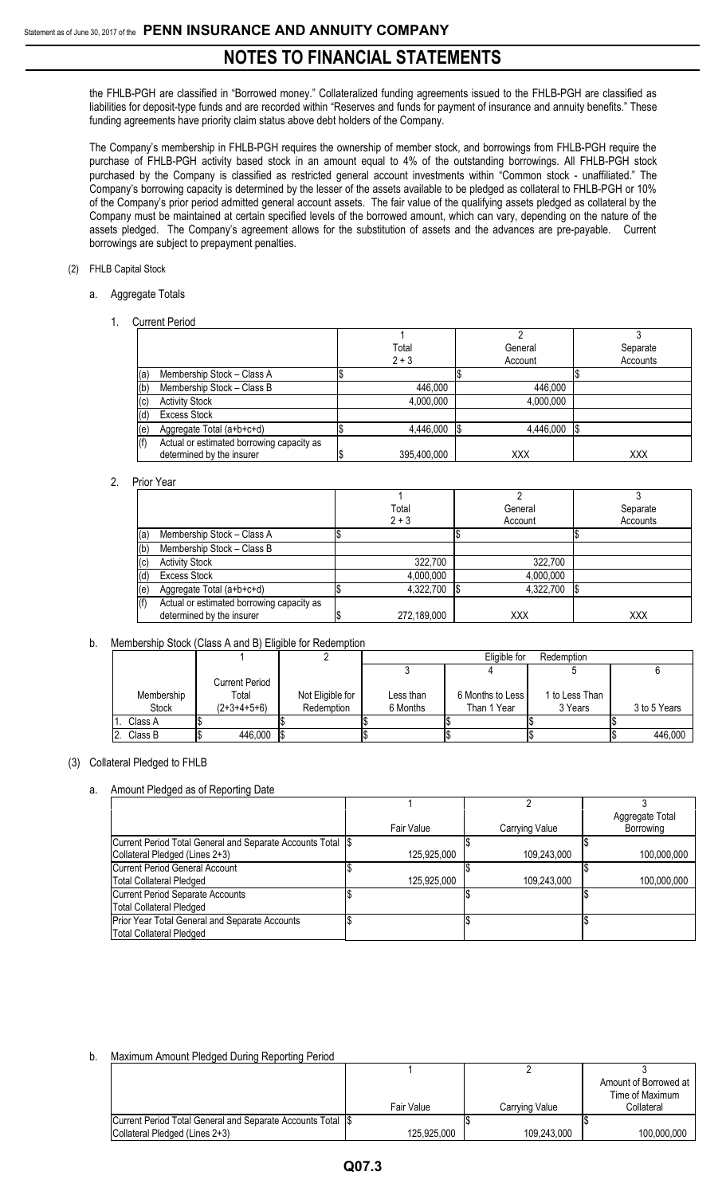## NOTES TO FINANCIAL STATEMENTS

the FHLB-PGH are classified in "Borrowed money." Collateralized funding agreements issued to the FHLB-PGH are classified as liabilities for deposit-type funds and are recorded within "Reserves and funds for payment of insurance and annuity benefits." These funding agreements have priority claim status above debt holders of the Company.

The Company's membership in FHLB-PGH requires the ownership of member stock, and borrowings from FHLB-PGH require the purchase of FHLB-PGH activity based stock in an amount equal to 4% of the outstanding borrowings. All FHLB-PGH stock purchased by the Company is classified as restricted general account investments within "Common stock - unaffiliated." The Company's borrowing capacity is determined by the lesser of the assets available to be pledged as collateral to FHLB-PGH or 10% of the Company's prior period admitted general account assets. The fair value of the qualifying assets pledged as collateral by the Company must be maintained at certain specified levels of the borrowed amount, which can vary, depending on the nature of the assets pledged. The Company's agreement allows for the substitution of assets and the advances are pre-payable. Current borrowings are subject to prepayment penalties.

(2) FHLB Capital Stock

a. Aggregate Totals

1. Current Period

| | | 1<br>Total<br>2 + 3 | 2<br>General<br>Account | 3<br>Separate<br>Accounts |
|---|---|---|---|---|
| (a) | Membership Stock – Class A | $ | $ | $ |
| (b) | Membership Stock – Class B | 446,000 | 446,000 | |
| (c) | Activity Stock | 4,000,000 | 4,000,000 | |
| (d) | Excess Stock | | | |
| (e) | Aggregate Total (a+b+c+d) | $ 4,446,000 | $ 4,446,000 | $ |
| (f) | Actual or estimated borrowing capacity as determined by the insurer | $ 395,400,000 | XXX | XXX |

2. Prior Year

| | | 1<br>Total<br>2 + 3 | 2<br>General<br>Account | 3<br>Separate<br>Accounts |
|---|---|---|---|---|
| (a) | Membership Stock – Class A | $ | $ | $ |
| (b) | Membership Stock – Class B | | | |
| (c) | Activity Stock | 322,700 | 322,700 | |
| (d) | Excess Stock | 4,000,000 | 4,000,000 | |
| (e) | Aggregate Total (a+b+c+d) | $ 4,322,700 | $ 4,322,700 | $ |
| (f) | Actual or estimated borrowing capacity as determined by the insurer | $ 272,189,000 | XXX | XXX |

b. Membership Stock (Class A and B) Eligible for Redemption

| | 1 | 2 | Eligible for Redemption | | | |
|---|---|---|---|---|---|---|
| | | | 3 | 4 | 5 | 6 |
| Membership Stock | Current Period Total (2+3+4+5+6) | Not Eligible for Redemption | Less than 6 Months | 6 Months to Less Than 1 Year | 1 to Less Than 3 Years | 3 to 5 Years |
| 1. Class A | $ | $ | $ | $ | $ | $ |
| 2. Class B | $ 446,000 | $ | $ | $ | $ | $ 446,000 |

(3) Collateral Pledged to FHLB

a. Amount Pledged as of Reporting Date

| | 1<br>Fair Value | 2<br>Carrying Value | 3<br>Aggregate Total Borrowing |
|---|---|---|---|
| Current Period Total General and Separate Accounts Total Collateral Pledged (Lines 2+3) | $ 125,925,000 | $ 109,243,000 | $ 100,000,000 |
| Current Period General Account Total Collateral Pledged | $ 125,925,000 | $ 109,243,000 | $ 100,000,000 |
| Current Period Separate Accounts Total Collateral Pledged | $ | $ | $ |
| Prior Year Total General and Separate Accounts Total Collateral Pledged | $ | $ | $ |

b. Maximum Amount Pledged During Reporting Period

| | 1<br>Fair Value | 2<br>Carrying Value | 3<br>Amount of Borrowed at Time of Maximum Collateral |
|---|---|---|---|
| Current Period Total General and Separate Accounts Total Collateral Pledged (Lines 2+3) | $ 125,925,000 | $ 109,243,000 | $ 100,000,000 |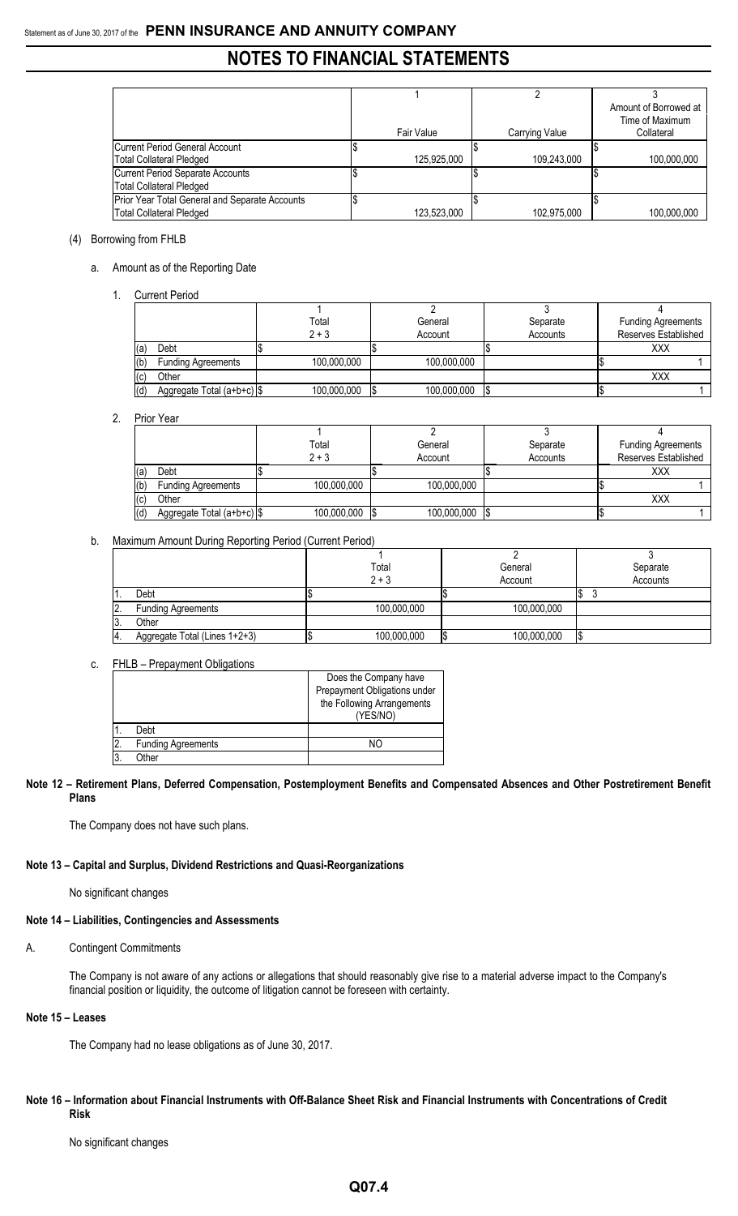|  | 1<br>Fair Value | 2<br>Carrying Value | 3<br>Amount of Borrowed at Time of Maximum Collateral |
|---|---|---|---|
| Current Period General Account Total Collateral Pledged | $ 125,925,000 | $ 109,243,000 | $ 100,000,000 |
| Current Period Separate Accounts Total Collateral Pledged | $ | $ | $ |
| Prior Year Total General and Separate Accounts Total Collateral Pledged | $ 123,523,000 | $ 102,975,000 | $ 100,000,000 |

(4) Borrowing from FHLB

a. Amount as of the Reporting Date

1. Current Period

|  | 1<br>Total<br>2 + 3 | 2<br>General<br>Account | 3<br>Separate<br>Accounts | 4<br>Funding Agreements Reserves Established |
|---|---|---|---|---|
| (a) Debt | $ | $ | $ | XXX |
| (b) Funding Agreements | 100,000,000 | 100,000,000 |  | $ 1 |
| (c) Other |  |  |  | XXX |
| (d) Aggregate Total (a+b+c) | $ 100,000,000 | $ 100,000,000 | $ | $ 1 |

2. Prior Year

|  | 1<br>Total<br>2 + 3 | 2<br>General<br>Account | 3<br>Separate<br>Accounts | 4<br>Funding Agreements Reserves Established |
|---|---|---|---|---|
| (a) Debt | $ | $ | $ | XXX |
| (b) Funding Agreements | 100,000,000 | 100,000,000 |  | $ 1 |
| (c) Other |  |  |  | XXX |
| (d) Aggregate Total (a+b+c) | $ 100,000,000 | $ 100,000,000 | $ | $ 1 |

b. Maximum Amount During Reporting Period (Current Period)

|  | 1<br>Total<br>2 + 3 | 2<br>General<br>Account | 3<br>Separate<br>Accounts |
|---|---|---|---|
| 1. Debt | $ | $ | $ 3 |
| 2. Funding Agreements | 100,000,000 | 100,000,000 |  |
| 3. Other |  |  |  |
| 4. Aggregate Total (Lines 1+2+3) | $ 100,000,000 | $ 100,000,000 | $ |

c. FHLB – Prepayment Obligations

|  | Does the Company have Prepayment Obligations under the Following Arrangements (YES/NO) |
|---|---|
| 1. Debt |  |
| 2. Funding Agreements | NO |
| 3. Other |  |

**Note 12 – Retirement Plans, Deferred Compensation, Postemployment Benefits and Compensated Absences and Other Postretirement Benefit Plans**

The Company does not have such plans.

**Note 13 – Capital and Surplus, Dividend Restrictions and Quasi-Reorganizations**

No significant changes

**Note 14 – Liabilities, Contingencies and Assessments**

A. Contingent Commitments

The Company is not aware of any actions or allegations that should reasonably give rise to a material adverse impact to the Company's financial position or liquidity, the outcome of litigation cannot be foreseen with certainty.

**Note 15 – Leases**

The Company had no lease obligations as of June 30, 2017.

**Note 16 – Information about Financial Instruments with Off-Balance Sheet Risk and Financial Instruments with Concentrations of Credit Risk**

No significant changes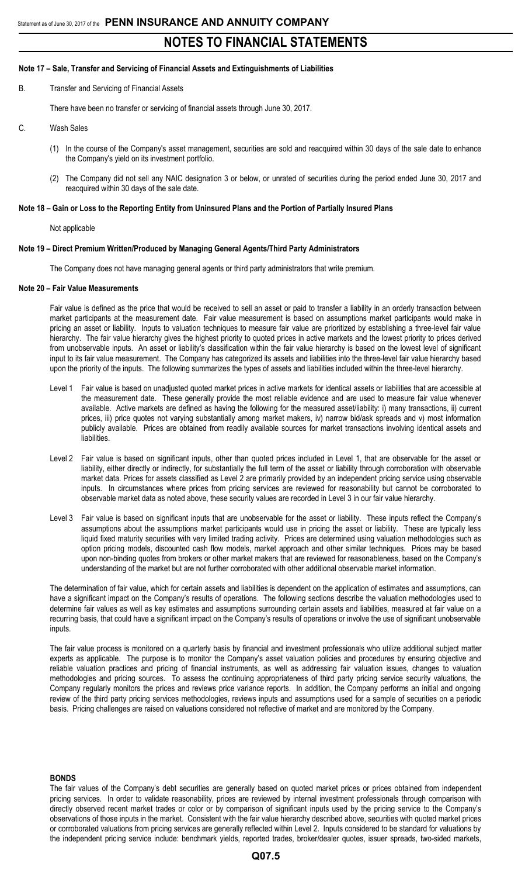# NOTES TO FINANCIAL STATEMENTS

## Note 17 – Sale, Transfer and Servicing of Financial Assets and Extinguishments of Liabilities

B. Transfer and Servicing of Financial Assets

There have been no transfer or servicing of financial assets through June 30, 2017.

C. Wash Sales

(1) In the course of the Company's asset management, securities are sold and reacquired within 30 days of the sale date to enhance the Company's yield on its investment portfolio.

(2) The Company did not sell any NAIC designation 3 or below, or unrated of securities during the period ended June 30, 2017 and reacquired within 30 days of the sale date.

## Note 18 – Gain or Loss to the Reporting Entity from Uninsured Plans and the Portion of Partially Insured Plans

Not applicable

## Note 19 – Direct Premium Written/Produced by Managing General Agents/Third Party Administrators

The Company does not have managing general agents or third party administrators that write premium.

## Note 20 – Fair Value Measurements

Fair value is defined as the price that would be received to sell an asset or paid to transfer a liability in an orderly transaction between market participants at the measurement date. Fair value measurement is based on assumptions market participants would make in pricing an asset or liability. Inputs to valuation techniques to measure fair value are prioritized by establishing a three-level fair value hierarchy. The fair value hierarchy gives the highest priority to quoted prices in active markets and the lowest priority to prices derived from unobservable inputs. An asset or liability's classification within the fair value hierarchy is based on the lowest level of significant input to its fair value measurement. The Company has categorized its assets and liabilities into the three-level fair value hierarchy based upon the priority of the inputs. The following summarizes the types of assets and liabilities included within the three-level hierarchy.

- Level 1 Fair value is based on unadjusted quoted market prices in active markets for identical assets or liabilities that are accessible at the measurement date. These generally provide the most reliable evidence and are used to measure fair value whenever available. Active markets are defined as having the following for the measured asset/liability: i) many transactions, ii) current prices, iii) price quotes not varying substantially among market makers, iv) narrow bid/ask spreads and v) most information publicly available. Prices are obtained from readily available sources for market transactions involving identical assets and liabilities.

- Level 2 Fair value is based on significant inputs, other than quoted prices included in Level 1, that are observable for the asset or liability, either directly or indirectly, for substantially the full term of the asset or liability through corroboration with observable market data. Prices for assets classified as Level 2 are primarily provided by an independent pricing service using observable inputs. In circumstances where prices from pricing services are reviewed for reasonability but cannot be corroborated to observable market data as noted above, these security values are recorded in Level 3 in our fair value hierarchy.

- Level 3 Fair value is based on significant inputs that are unobservable for the asset or liability. These inputs reflect the Company's assumptions about the assumptions market participants would use in pricing the asset or liability. These are typically less liquid fixed maturity securities with very limited trading activity. Prices are determined using valuation methodologies such as option pricing models, discounted cash flow models, market approach and other similar techniques. Prices may be based upon non-binding quotes from brokers or other market makers that are reviewed for reasonableness, based on the Company's understanding of the market but are not further corroborated with other additional observable market information.

The determination of fair value, which for certain assets and liabilities is dependent on the application of estimates and assumptions, can have a significant impact on the Company's results of operations. The following sections describe the valuation methodologies used to determine fair values as well as key estimates and assumptions surrounding certain assets and liabilities, measured at fair value on a recurring basis, that could have a significant impact on the Company's results of operations or involve the use of significant unobservable inputs.

The fair value process is monitored on a quarterly basis by financial and investment professionals who utilize additional subject matter experts as applicable. The purpose is to monitor the Company's asset valuation policies and procedures by ensuring objective and reliable valuation practices and pricing of financial instruments, as well as addressing fair valuation issues, changes to valuation methodologies and pricing sources. To assess the continuing appropriateness of third party pricing service security valuations, the Company regularly monitors the prices and reviews price variance reports. In addition, the Company performs an initial and ongoing review of the third party pricing services methodologies, reviews inputs and assumptions used for a sample of securities on a periodic basis. Pricing challenges are raised on valuations considered not reflective of market and are monitored by the Company.

**BONDS**

The fair values of the Company's debt securities are generally based on quoted market prices or prices obtained from independent pricing services. In order to validate reasonability, prices are reviewed by internal investment professionals through comparison with directly observed recent market trades or color or by comparison of significant inputs used by the pricing service to the Company's observations of those inputs in the market. Consistent with the fair value hierarchy described above, securities with quoted market prices or corroborated valuations from pricing services are generally reflected within Level 2. Inputs considered to be standard for valuations by the independent pricing service include: benchmark yields, reported trades, broker/dealer quotes, issuer spreads, two-sided markets,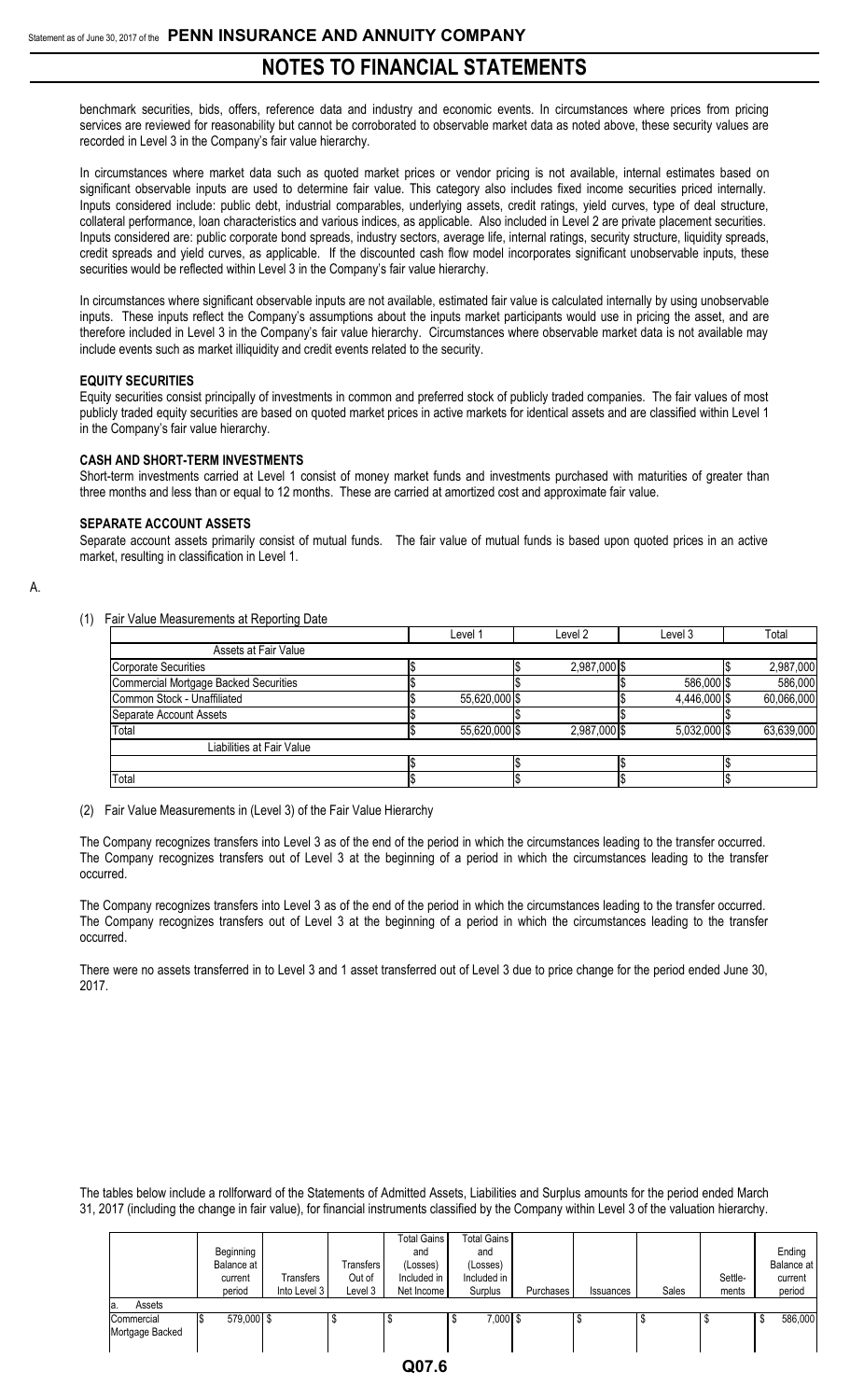benchmark securities, bids, offers, reference data and industry and economic events. In circumstances where prices from pricing services are reviewed for reasonability but cannot be corroborated to observable market data as noted above, these security values are recorded in Level 3 in the Company's fair value hierarchy.

In circumstances where market data such as quoted market prices or vendor pricing is not available, internal estimates based on significant observable inputs are used to determine fair value. This category also includes fixed income securities priced internally. Inputs considered include: public debt, industrial comparables, underlying assets, credit ratings, yield curves, type of deal structure, collateral performance, loan characteristics and various indices, as applicable. Also included in Level 2 are private placement securities. Inputs considered are: public corporate bond spreads, industry sectors, average life, internal ratings, security structure, liquidity spreads, credit spreads and yield curves, as applicable. If the discounted cash flow model incorporates significant unobservable inputs, these securities would be reflected within Level 3 in the Company's fair value hierarchy.

In circumstances where significant observable inputs are not available, estimated fair value is calculated internally by using unobservable inputs. These inputs reflect the Company's assumptions about the inputs market participants would use in pricing the asset, and are therefore included in Level 3 in the Company's fair value hierarchy. Circumstances where observable market data is not available may include events such as market illiquidity and credit events related to the security.

**EQUITY SECURITIES**

Equity securities consist principally of investments in common and preferred stock of publicly traded companies. The fair values of most publicly traded equity securities are based on quoted market prices in active markets for identical assets and are classified within Level 1 in the Company's fair value hierarchy.

**CASH AND SHORT-TERM INVESTMENTS**

Short-term investments carried at Level 1 consist of money market funds and investments purchased with maturities of greater than three months and less than or equal to 12 months. These are carried at amortized cost and approximate fair value.

**SEPARATE ACCOUNT ASSETS**

Separate account assets primarily consist of mutual funds. The fair value of mutual funds is based upon quoted prices in an active market, resulting in classification in Level 1.

A.

(1) Fair Value Measurements at Reporting Date

| | Level 1 | Level 2 | Level 3 | Total |
|---|---|---|---|---|
| Assets at Fair Value | | | | |
| Corporate Securities | $ | $ 2,987,000 | $ | $ 2,987,000 |
| Commercial Mortgage Backed Securities | $ | $ | $ 586,000 | $ 586,000 |
| Common Stock - Unaffiliated | $ 55,620,000 | $ | $ 4,446,000 | $ 60,066,000 |
| Separate Account Assets | $ | $ | $ | $ |
| Total | $ 55,620,000 | $ 2,987,000 | $ 5,032,000 | $ 63,639,000 |
| Liabilities at Fair Value | | | | |
| | $ | $ | $ | $ |
| Total | $ | $ | $ | $ |

(2) Fair Value Measurements in (Level 3) of the Fair Value Hierarchy

The Company recognizes transfers into Level 3 as of the end of the period in which the circumstances leading to the transfer occurred. The Company recognizes transfers out of Level 3 at the beginning of a period in which the circumstances leading to the transfer occurred.

The Company recognizes transfers into Level 3 as of the end of the period in which the circumstances leading to the transfer occurred. The Company recognizes transfers out of Level 3 at the beginning of a period in which the circumstances leading to the transfer occurred.

There were no assets transferred in to Level 3 and 1 asset transferred out of Level 3 due to price change for the period ended June 30, 2017.

The tables below include a rollforward of the Statements of Admitted Assets, Liabilities and Surplus amounts for the period ended March 31, 2017 (including the change in fair value), for financial instruments classified by the Company within Level 3 of the valuation hierarchy.

| | Beginning Balance at current period | Transfers Into Level 3 | Transfers Out of Level 3 | Total Gains and (Losses) Included in Net Income | Total Gains and (Losses) Included in Surplus | Purchases | Issuances | Sales | Settle-ments | Ending Balance at current period |
|---|---|---|---|---|---|---|---|---|---|---|
| a. Assets | | | | | | | | | | |
| Commercial Mortgage Backed | $ 579,000 | $ | $ | $ | $ 7,000 | $ | $ | $ | $ | $ 586,000 |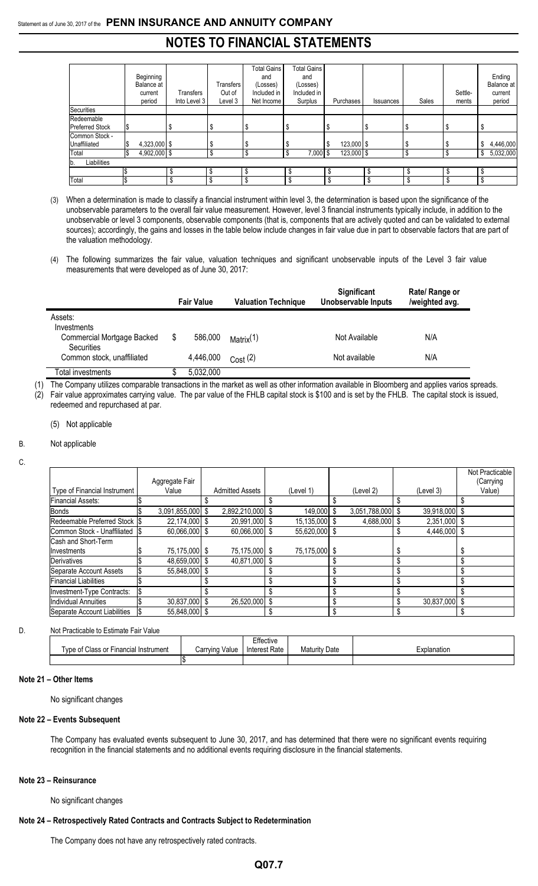# NOTES TO FINANCIAL STATEMENTS

| | Beginning Balance at current period | Transfers Into Level 3 | Transfers Out of Level 3 | Total Gains and (Losses) Included in Net Income | Total Gains and (Losses) Included in Surplus | Purchases | Issuances | Sales | Settle-ments | Ending Balance at current period |
|---|---|---|---|---|---|---|---|---|---|---|
| Securities | | | | | | | | | | |
| Redeemable Preferred Stock | $ | $ | $ | $ | $ | $ | $ | $ | $ | $ |
| Common Stock - Unaffiliated | $ 4,323,000 | $ | $ | $ | $ | $ 123,000 | $ | $ | $ | $ 4,446,000 |
| Total | $ 4,902,000 | $ | $ | $ | $ 7,000 | $ 123,000 | $ | $ | $ | $ 5,032,000 |
| b. Liabilities | | | | | | | | | | |
| | $ | $ | $ | $ | $ | $ | $ | $ | $ | $ |
| Total | $ | $ | $ | $ | $ | $ | $ | $ | $ | $ |

(3) When a determination is made to classify a financial instrument within level 3, the determination is based upon the significance of the unobservable parameters to the overall fair value measurement. However, level 3 financial instruments typically include, in addition to the unobservable or level 3 components, observable components (that is, components that are actively quoted and can be validated to external sources); accordingly, the gains and losses in the table below include changes in fair value due in part to observable factors that are part of the valuation methodology.

(4) The following summarizes the fair value, valuation techniques and significant unobservable inputs of the Level 3 fair value measurements that were developed as of June 30, 2017:

| | Fair Value | Valuation Technique | Significant Unobservable Inputs | Rate/ Range or /weighted avg. |
|---|---|---|---|---|
| Assets: | | | | |
| Investments | | | | |
| Commercial Mortgage Backed Securities | $ 586,000 | Matrix(1) | Not Available | N/A |
| Common stock, unaffiliated | 4,446,000 | Cost (2) | Not available | N/A |
| Total investments | $ 5,032,000 | | | |

(1) The Company utilizes comparable transactions in the market as well as other information available in Bloomberg and applies varios spreads.
(2) Fair value approximates carrying value. The par value of the FHLB capital stock is $100 and is set by the FHLB. The capital stock is issued, redeemed and repurchased at par.

(5) Not applicable

B. Not applicable

C.

| Type of Financial Instrument | Aggregate Fair Value | Admitted Assets | (Level 1) | (Level 2) | (Level 3) | Not Practicable (Carrying Value) |
|---|---|---|---|---|---|---|
| Financial Assets: | $ | $ | $ | $ | $ | $ |
| Bonds | $ 3,091,855,000 | $ 2,892,210,000 | $ 149,000 | $ 3,051,788,000 | $ 39,918,000 | $ |
| Redeemable Preferred Stock | $ 22,174,000 | $ 20,991,000 | $ 15,135,000 | $ 4,688,000 | $ 2,351,000 | $ |
| Common Stock - Unaffiliated | $ 60,066,000 | $ 60,066,000 | $ 55,620,000 | $ | $ 4,446,000 | $ |
| Cash and Short-Term Investments | $ 75,175,000 | $ 75,175,000 | $ 75,175,000 | $ | $ | $ |
| Derivatives | $ 48,659,000 | $ 40,871,000 | $ | $ | $ | $ |
| Separate Account Assets | $ 55,848,000 | $ | $ | $ | $ | $ |
| Financial Liabilities | $ | $ | $ | $ | $ | $ |
| Investment-Type Contracts: | $ | $ | $ | $ | $ | $ |
| Individual Annuities | $ 30,837,000 | $ 26,520,000 | $ | $ | $ 30,837,000 | $ |
| Separate Account Liabilities | $ 55,848,000 | $ | $ | $ | $ | $ |

D. Not Practicable to Estimate Fair Value

| Type of Class or Financial Instrument | Carrying Value | Effective Interest Rate | Maturity Date | Explanation |
|---|---|---|---|---|
| | $ | | | |

## Note 21 – Other Items

No significant changes

## Note 22 – Events Subsequent

The Company has evaluated events subsequent to June 30, 2017, and has determined that there were no significant events requiring recognition in the financial statements and no additional events requiring disclosure in the financial statements.

## Note 23 – Reinsurance

No significant changes

## Note 24 – Retrospectively Rated Contracts and Contracts Subject to Redetermination

The Company does not have any retrospectively rated contracts.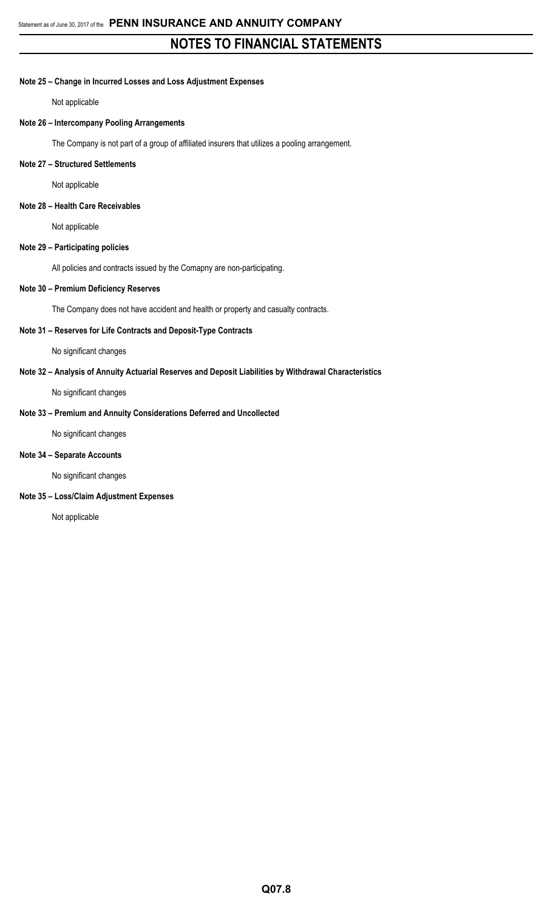**Note 25 – Change in Incurred Losses and Loss Adjustment Expenses**

Not applicable

**Note 26 – Intercompany Pooling Arrangements**

The Company is not part of a group of affiliated insurers that utilizes a pooling arrangement.

**Note 27 – Structured Settlements**

Not applicable

**Note 28 – Health Care Receivables**

Not applicable

**Note 29 – Participating policies**

All policies and contracts issued by the Comapny are non-participating.

**Note 30 – Premium Deficiency Reserves**

The Company does not have accident and health or property and casualty contracts.

**Note 31 – Reserves for Life Contracts and Deposit-Type Contracts**

No significant changes

**Note 32 – Analysis of Annuity Actuarial Reserves and Deposit Liabilities by Withdrawal Characteristics**

No significant changes

**Note 33 – Premium and Annuity Considerations Deferred and Uncollected**

No significant changes

**Note 34 – Separate Accounts**

No significant changes

**Note 35 – Loss/Claim Adjustment Expenses**

Not applicable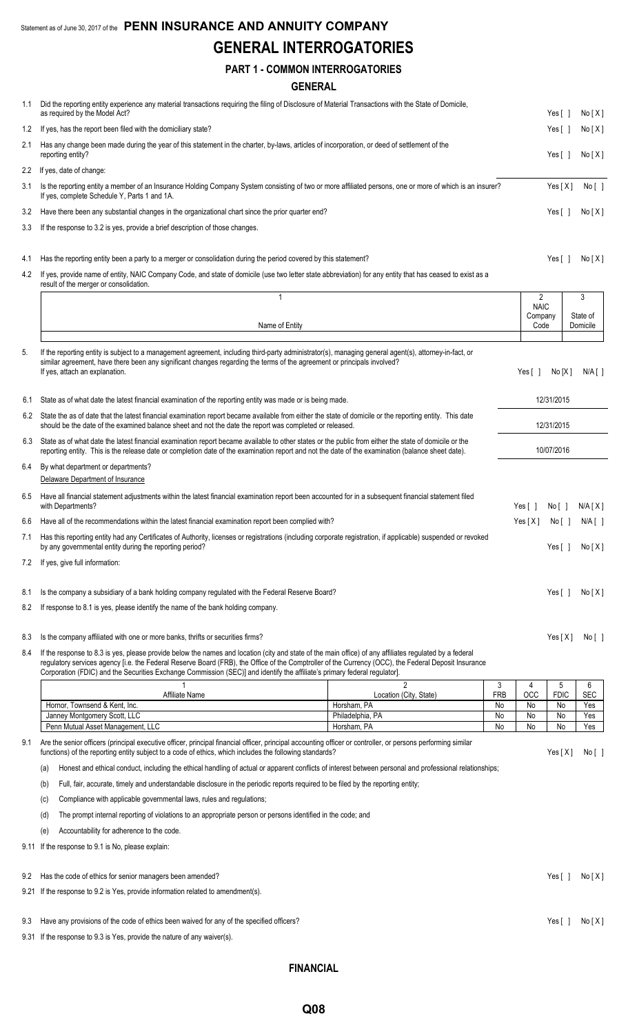Statement as of June 30, 2017 of the **PENN INSURANCE AND ANNUITY COMPANY**

# GENERAL INTERROGATORIES

## PART 1 - COMMON INTERROGATORIES

### GENERAL

1.1 Did the reporting entity experience any material transactions requiring the filing of Disclosure of Material Transactions with the State of Domicile, as required by the Model Act? Yes [ ] No [ X ]

1.2 If yes, has the report been filed with the domiciliary state? Yes [ ] No [ X ]

2.1 Has any change been made during the year of this statement in the charter, by-laws, articles of incorporation, or deed of settlement of the reporting entity? Yes [ ] No [ X ]

2.2 If yes, date of change:

3.1 Is the reporting entity a member of an Insurance Holding Company System consisting of two or more affiliated persons, one or more of which is an insurer? If yes, complete Schedule Y, Parts 1 and 1A. Yes [ X ] No [ ]

3.2 Have there been any substantial changes in the organizational chart since the prior quarter end? Yes [ ] No [ X ]

3.3 If the response to 3.2 is yes, provide a brief description of those changes.

4.1 Has the reporting entity been a party to a merger or consolidation during the period covered by this statement? Yes [ ] No [ X ]

4.2 If yes, provide name of entity, NAIC Company Code, and state of domicile (use two letter state abbreviation) for any entity that has ceased to exist as a result of the merger or consolidation.

| 1<br>Name of Entity | 2<br>NAIC Company Code | 3<br>State of Domicile |
|---|---|---|
| | | |

5. If the reporting entity is subject to a management agreement, including third-party administrator(s), managing general agent(s), attorney-in-fact, or similar agreement, have there been any significant changes regarding the terms of the agreement or principals involved? If yes, attach an explanation. Yes [ ] No [X] N/A [ ]

6.1 State as of what date the latest financial examination of the reporting entity was made or is being made. 12/31/2015

6.2 State the as of date that the latest financial examination report became available from either the state of domicile or the reporting entity. This date should be the date of the examined balance sheet and not the date the report was completed or released. 12/31/2015

6.3 State as of what date the latest financial examination report became available to other states or the public from either the state of domicile or the reporting entity. This is the release date or completion date of the examination report and not the date of the examination (balance sheet date). 10/07/2016

6.4 By what department or departments?
Delaware Department of Insurance

6.5 Have all financial statement adjustments within the latest financial examination report been accounted for in a subsequent financial statement filed with Departments? Yes [ ] No [ ] N/A [ X ]

6.6 Have all of the recommendations within the latest financial examination report been complied with? Yes [ X ] No [ ] N/A [ ]

7.1 Has this reporting entity had any Certificates of Authority, licenses or registrations (including corporate registration, if applicable) suspended or revoked by any governmental entity during the reporting period? Yes [ ] No [ X ]

7.2 If yes, give full information:

8.1 Is the company a subsidiary of a bank holding company regulated with the Federal Reserve Board? Yes [ ] No [ X ]

8.2 If response to 8.1 is yes, please identify the name of the bank holding company.

8.3 Is the company affiliated with one or more banks, thrifts or securities firms? Yes [ X ] No [ ]

8.4 If the response to 8.3 is yes, please provide below the names and location (city and state of the main office) of any affiliates regulated by a federal regulatory services agency [i.e. the Federal Reserve Board (FRB), the Office of the Comptroller of the Currency (OCC), the Federal Deposit Insurance Corporation (FDIC) and the Securities Exchange Commission (SEC)] and identify the affiliate's primary federal regulator].

| 1<br>Affiliate Name | 2<br>Location (City, State) | 3<br>FRB | 4<br>OCC | 5<br>FDIC | 6<br>SEC |
|---|---|---|---|---|---|
| Hornor, Townsend & Kent, Inc. | Horsham, PA | No | No | No | Yes |
| Janney Montgomery Scott, LLC | Philadelphia, PA | No | No | No | Yes |
| Penn Mutual Asset Management, LLC | Horsham, PA | No | No | No | Yes |

9.1 Are the senior officers (principal executive officer, principal financial officer, principal accounting officer or controller, or persons performing similar functions) of the reporting entity subject to a code of ethics, which includes the following standards? Yes [ X ] No [ ]

(a) Honest and ethical conduct, including the ethical handling of actual or apparent conflicts of interest between personal and professional relationships;

(b) Full, fair, accurate, timely and understandable disclosure in the periodic reports required to be filed by the reporting entity;

(c) Compliance with applicable governmental laws, rules and regulations;

(d) The prompt internal reporting of violations to an appropriate person or persons identified in the code; and

(e) Accountability for adherence to the code.

9.11 If the response to 9.1 is No, please explain:

9.2 Has the code of ethics for senior managers been amended? Yes [ ] No [ X ]

9.21 If the response to 9.2 is Yes, provide information related to amendment(s).

9.3 Have any provisions of the code of ethics been waived for any of the specified officers? Yes [ ] No [ X ]

9.31 If the response to 9.3 is Yes, provide the nature of any waiver(s).

### FINANCIAL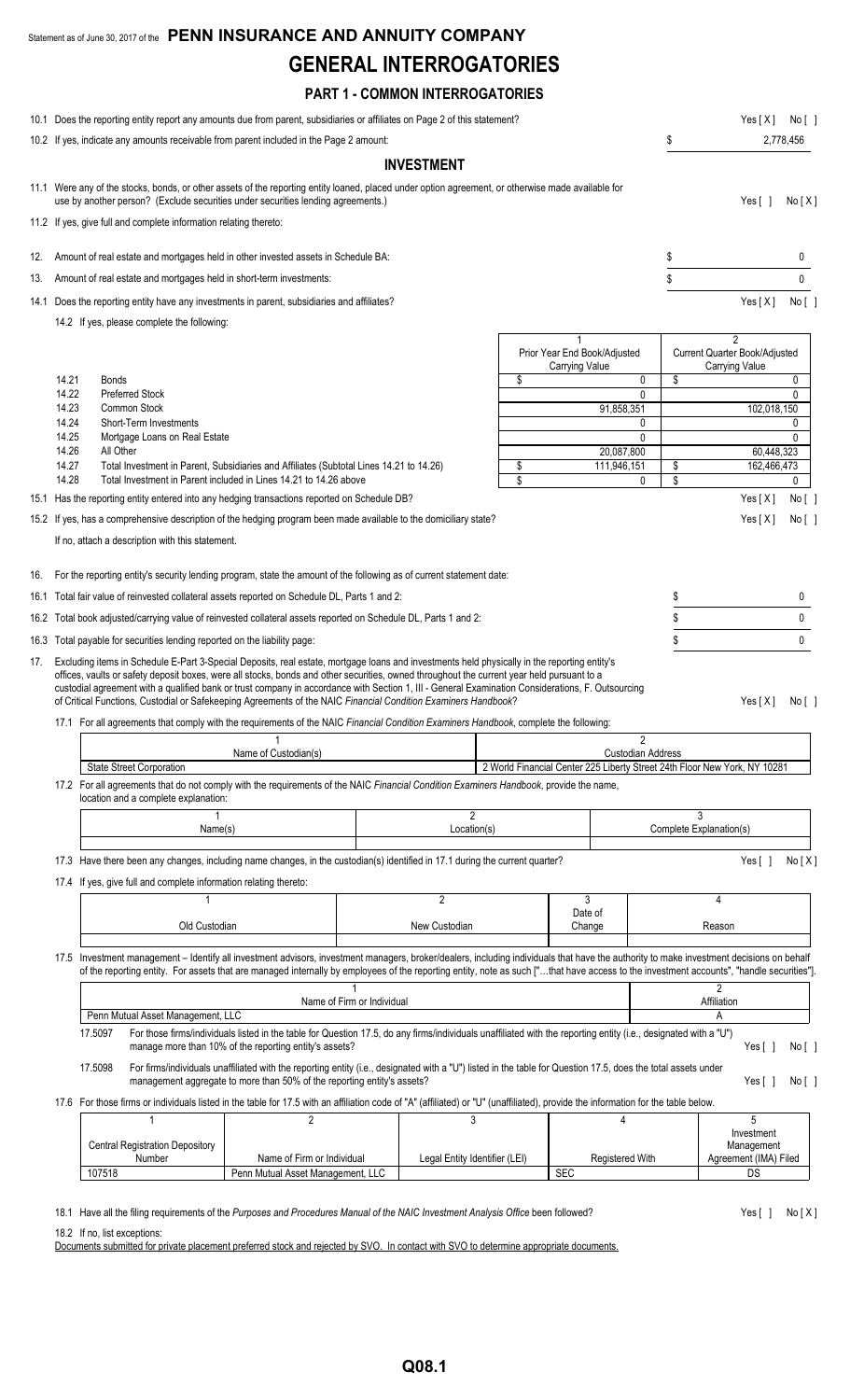Statement as of June 30, 2017 of the **PENN INSURANCE AND ANNUITY COMPANY**

# GENERAL INTERROGATORIES

## PART 1 - COMMON INTERROGATORIES

10.1 Does the reporting entity report any amounts due from parent, subsidiaries or affiliates on Page 2 of this statement? Yes [ X ] No [ ]

10.2 If yes, indicate any amounts receivable from parent included in the Page 2 amount: $ 2,778,456

## INVESTMENT

11.1 Were any of the stocks, bonds, or other assets of the reporting entity loaned, placed under option agreement, or otherwise made available for use by another person? (Exclude securities under securities lending agreements.) Yes [ ] No [ X ]

11.2 If yes, give full and complete information relating thereto:

12. Amount of real estate and mortgages held in other invested assets in Schedule BA: $ 0

13. Amount of real estate and mortgages held in short-term investments: $ 0

14.1 Does the reporting entity have any investments in parent, subsidiaries and affiliates? Yes [ X ] No [ ]

14.2 If yes, please complete the following:

| | | 1<br>Prior Year End Book/Adjusted Carrying Value | 2<br>Current Quarter Book/Adjusted Carrying Value |
|---|---|---|---|
| 14.21 | Bonds | $ 0 | $ 0 |
| 14.22 | Preferred Stock | 0 | 0 |
| 14.23 | Common Stock | 91,858,351 | 102,018,150 |
| 14.24 | Short-Term Investments | 0 | 0 |
| 14.25 | Mortgage Loans on Real Estate | 0 | 0 |
| 14.26 | All Other | 20,087,800 | 60,448,323 |
| 14.27 | Total Investment in Parent, Subsidiaries and Affiliates (Subtotal Lines 14.21 to 14.26) | $ 111,946,151 | $ 162,466,473 |
| 14.28 | Total Investment in Parent included in Lines 14.21 to 14.26 above | $ 0 | $ 0 |

15.1 Has the reporting entity entered into any hedging transactions reported on Schedule DB? Yes [ X ] No [ ]

15.2 If yes, has a comprehensive description of the hedging program been made available to the domiciliary state? Yes [ X ] No [ ]

If no, attach a description with this statement.

16. For the reporting entity's security lending program, state the amount of the following as of current statement date:

16.1 Total fair value of reinvested collateral assets reported on Schedule DL, Parts 1 and 2: $ 0

16.2 Total book adjusted/carrying value of reinvested collateral assets reported on Schedule DL, Parts 1 and 2: $ 0

16.3 Total payable for securities lending reported on the liability page: $ 0

17. Excluding items in Schedule E-Part 3-Special Deposits, real estate, mortgage loans and investments held physically in the reporting entity's offices, vaults or safety deposit boxes, were all stocks, bonds and other securities, owned throughout the current year held pursuant to a custodial agreement with a qualified bank or trust company in accordance with Section 1, III - General Examination Considerations, F. Outsourcing of Critical Functions, Custodial or Safekeeping Agreements of the NAIC *Financial Condition Examiners Handbook*? Yes [ X ] No [ ]

17.1 For all agreements that comply with the requirements of the NAIC *Financial Condition Examiners Handbook*, complete the following:

| 1<br>Name of Custodian(s) | 2<br>Custodian Address |
|---|---|
| State Street Corporation | 2 World Financial Center 225 Liberty Street 24th Floor New York, NY 10281 |

17.2 For all agreements that do not comply with the requirements of the NAIC *Financial Condition Examiners Handbook*, provide the name, location and a complete explanation:

| 1<br>Name(s) | 2<br>Location(s) | 3<br>Complete Explanation(s) |
|---|---|---|
| | | |

17.3 Have there been any changes, including name changes, in the custodian(s) identified in 17.1 during the current quarter? Yes [ ] No [ X ]

17.4 If yes, give full and complete information relating thereto:

| 1<br>Old Custodian | 2<br>New Custodian | 3<br>Date of Change | 4<br>Reason |
|---|---|---|---|
| | | | |

17.5 Investment management – Identify all investment advisors, investment managers, broker/dealers, including individuals that have the authority to make investment decisions on behalf of the reporting entity. For assets that are managed internally by employees of the reporting entity, note as such ["…that have access to the investment accounts", "handle securities"].

| 1<br>Name of Firm or Individual | 2<br>Affiliation |
|---|---|
| Penn Mutual Asset Management, LLC | A |

17.5097 For those firms/individuals listed in the table for Question 17.5, do any firms/individuals unaffiliated with the reporting entity (i.e., designated with a "U") manage more than 10% of the reporting entity's assets? Yes [ ] No [ ]

17.5098 For firms/individuals unaffiliated with the reporting entity (i.e., designated with a "U") listed in the table for Question 17.5, does the total assets under management aggregate to more than 50% of the reporting entity's assets? Yes [ ] No [ ]

17.6 For those firms or individuals listed in the table for 17.5 with an affiliation code of "A" (affiliated) or "U" (unaffiliated), provide the information for the table below.

| 1<br>Central Registration Depository Number | 2<br>Name of Firm or Individual | 3<br>Legal Entity Identifier (LEI) | 4<br>Registered With | 5<br>Investment Management Agreement (IMA) Filed |
|---|---|---|---|---|
| 107518 | Penn Mutual Asset Management, LLC | | SEC | DS |

18.1 Have all the filing requirements of the *Purposes and Procedures Manual of the NAIC Investment Analysis Office* been followed? Yes [ ] No [ X ]

18.2 If no, list exceptions:

Documents submitted for private placement preferred stock and rejected by SVO. In contact with SVO to determine appropriate documents.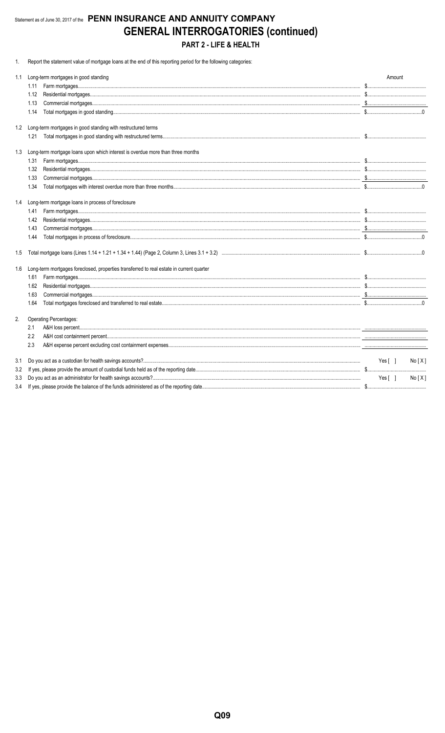Statement as of June 30, 2017 of the **PENN INSURANCE AND ANNUITY COMPANY**

# GENERAL INTERROGATORIES (continued)

## PART 2 - LIFE & HEALTH

1. Report the statement value of mortgage loans at the end of this reporting period for the following categories:

| | | Amount |
|---|---|---|
| 1.1 | Long-term mortgages in good standing | |
| 1.11 | Farm mortgages | $ |
| 1.12 | Residential mortgages | $ |
| 1.13 | Commercial mortgages | $ |
| 1.14 | Total mortgages in good standing | $ 0 |
| 1.2 | Long-term mortgages in good standing with restructured terms | |
| 1.21 | Total mortgages in good standing with restructured terms | $ |
| 1.3 | Long-term mortgage loans upon which interest is overdue more than three months | |
| 1.31 | Farm mortgages | $ |
| 1.32 | Residential mortgages | $ |
| 1.33 | Commercial mortgages | $ |
| 1.34 | Total mortgages with interest overdue more than three months | $ 0 |
| 1.4 | Long-term mortgage loans in process of foreclosure | |
| 1.41 | Farm mortgages | $ |
| 1.42 | Residential mortgages | $ |
| 1.43 | Commercial mortgages | $ |
| 1.44 | Total mortgages in process of foreclosure | $ 0 |
| 1.5 | Total mortgage loans (Lines 1.14 + 1.21 + 1.34 + 1.44) (Page 2, Column 3, Lines 3.1 + 3.2) | $ 0 |
| 1.6 | Long-term mortgages foreclosed, properties transferred to real estate in current quarter | |
| 1.61 | Farm mortgages | $ |
| 1.62 | Residential mortgages | $ |
| 1.63 | Commercial mortgages | $ |
| 1.64 | Total mortgages foreclosed and transferred to real estate | $ 0 |

2. Operating Percentages:

| | | |
|---|---|---|
| 2.1 | A&H loss percent | |
| 2.2 | A&H cost containment percent | |
| 2.3 | A&H expense percent excluding cost containment expenses | |

| | | |
|---|---|---|
| 3.1 | Do you act as a custodian for health savings accounts? | Yes [ ] No [ X ] |
| 3.2 | If yes, please provide the amount of custodial funds held as of the reporting date | $ |
| 3.3 | Do you act as an administrator for health savings accounts? | Yes [ ] No [ X ] |
| 3.4 | If yes, please provide the balance of the funds administered as of the reporting date | $ |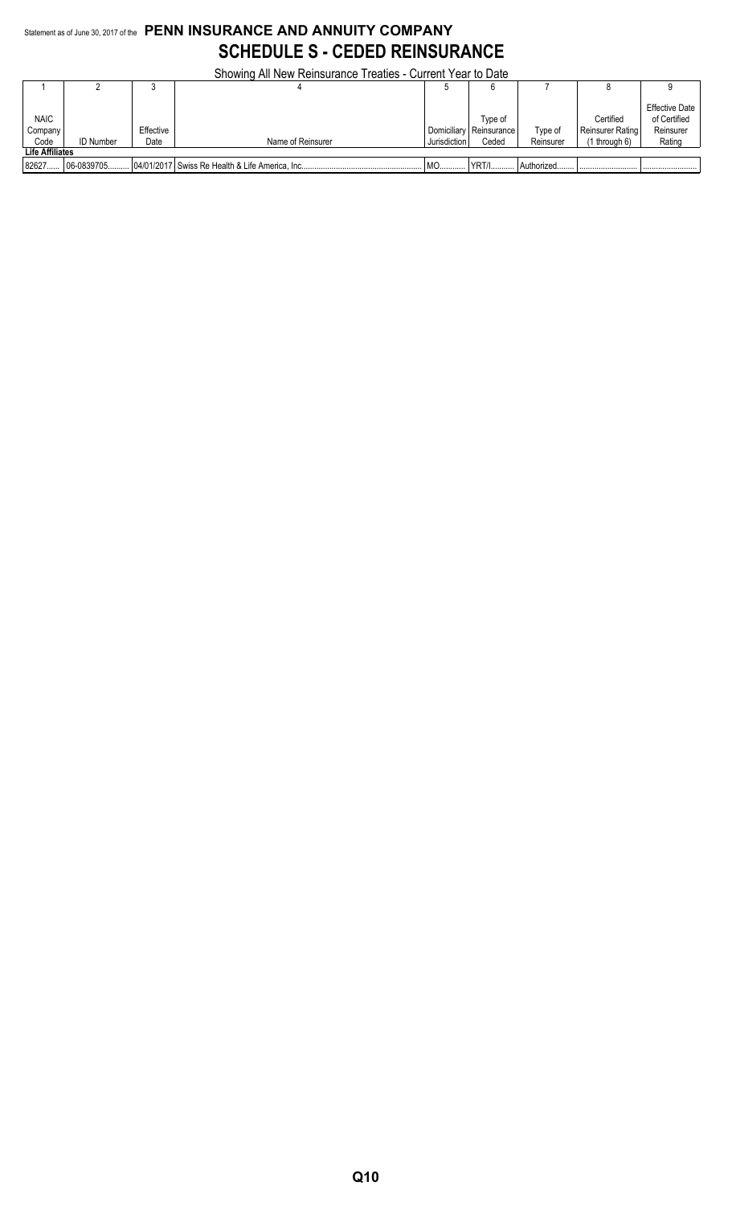Statement as of June 30, 2017 of the **PENN INSURANCE AND ANNUITY COMPANY**

# SCHEDULE S - CEDED REINSURANCE

Showing All New Reinsurance Treaties - Current Year to Date

| 1 | 2 | 3 | 4 | 5 | 6 | 7 | 8 | 9 |
|---|---|---|---|---|---|---|---|---|
| NAIC Company Code | ID Number | Effective Date | Name of Reinsurer | Domiciliary Jurisdiction | Type of Reinsurance Ceded | Type of Reinsurer | Certified Reinsurer Rating (1 through 6) | Effective Date of Certified Reinsurer Rating |
| **Life Affiliates** | | | | | | | | |
| 82627 | 06-0839705 | 04/01/2017 | Swiss Re Health & Life America, Inc. | MO | YRT/I | Authorized | | |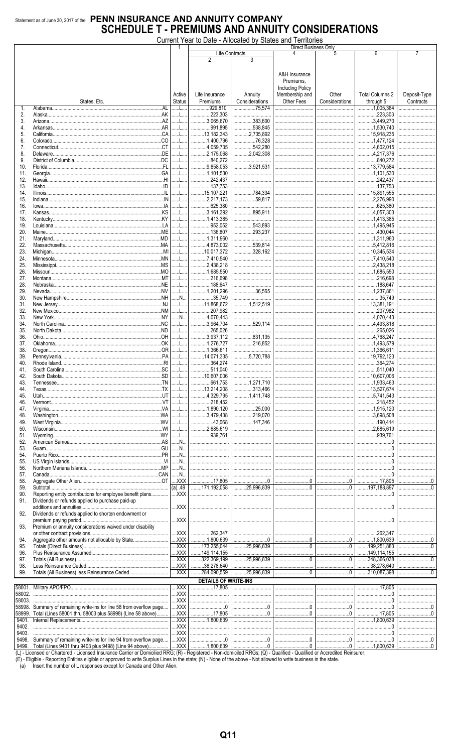Statement as of June 30, 2017 of the **PENN INSURANCE AND ANNUITY COMPANY**

# SCHEDULE T - PREMIUMS AND ANNUITY CONSIDERATIONS

Current Year to Date - Allocated by States and Territories

| | | 1 | Direct Business Only | | | | | |
|---|---|---|---|---|---|---|---|---|
| | | | Life Contracts | | 4 | 5 | 6 | 7 |
| | | | 2 | 3 | | | | |
| | States, Etc. | Active Status | Life Insurance Premiums | Annuity Considerations | A&H Insurance Premiums, Including Policy Membership and Other Fees | Other Considerations | Total Columns 2 through 5 | Deposit-Type Contracts |
| 1. | Alabama AL | L | 929,810 | 75,574 | | | 1,005,384 | |
| 2. | Alaska AK | L | 223,303 | | | | 223,303 | |
| 3. | Arizona AZ | L | 3,065,670 | 383,600 | | | 3,449,270 | |
| 4. | Arkansas AR | L | 991,895 | 538,845 | | | 1,530,740 | |
| 5. | California CA | L | 13,182,343 | 2,735,892 | | | 15,918,235 | |
| 6. | Colorado CO | L | 1,400,796 | 76,328 | | | 1,477,124 | |
| 7. | Connecticut CT | L | 4,059,735 | 542,280 | | | 4,602,015 | |
| 8. | Delaware DE | L | 2,175,068 | 2,042,308 | | | 4,217,376 | |
| 9. | District of Columbia DC | L | 840,272 | | | | 840,272 | |
| 10. | Florida FL | L | 9,858,053 | 3,921,531 | | | 13,779,584 | |
| 11. | Georgia GA | L | 1,101,530 | | | | 1,101,530 | |
| 12. | Hawaii HI | L | 242,437 | | | | 242,437 | |
| 13. | Idaho ID | L | 137,753 | | | | 137,753 | |
| 14. | Illinois IL | L | 15,107,221 | 784,334 | | | 15,891,555 | |
| 15. | Indiana IN | L | 2,217,173 | 59,817 | | | 2,276,990 | |
| 16. | Iowa IA | L | 625,380 | | | | 625,380 | |
| 17. | Kansas KS | L | 3,161,392 | 895,911 | | | 4,057,303 | |
| 18. | Kentucky KY | L | 1,413,385 | | | | 1,413,385 | |
| 19. | Louisiana LA | L | 952,052 | 543,893 | | | 1,495,945 | |
| 20. | Maine ME | L | 136,807 | 293,237 | | | 430,044 | |
| 21. | Maryland MD | L | 1,311,960 | | | | 1,311,960 | |
| 22. | Massachusetts MA | L | 4,873,002 | 539,814 | | | 5,412,816 | |
| 23. | Michigan MI | L | 10,017,372 | 328,162 | | | 10,345,534 | |
| 24. | Minnesota MN | L | 7,410,540 | | | | 7,410,540 | |
| 25. | Mississippi MS | L | 2,438,218 | | | | 2,438,218 | |
| 26. | Missouri MO | L | 1,685,550 | | | | 1,685,550 | |
| 27. | Montana MT | L | 216,698 | | | | 216,698 | |
| 28. | Nebraska NE | L | 188,647 | | | | 188,647 | |
| 29. | Nevada NV | L | 1,201,296 | 36,565 | | | 1,237,861 | |
| 30. | New Hampshire NH | N | 35,749 | | | | 35,749 | |
| 31. | New Jersey NJ | L | 11,868,672 | 1,512,519 | | | 13,381,191 | |
| 32. | New Mexico NM | L | 207,982 | | | | 207,982 | |
| 33. | New York NY | N | 4,070,443 | | | | 4,070,443 | |
| 34. | North Carolina NC | L | 3,964,704 | 529,114 | | | 4,493,818 | |
| 35. | North Dakota ND | L | 265,026 | | | | 265,026 | |
| 36. | Ohio OH | L | 3,937,112 | 831,135 | | | 4,768,247 | |
| 37. | Oklahoma OK | L | 1,276,727 | 216,852 | | | 1,493,579 | |
| 38. | Oregon OR | L | 1,366,611 | | | | 1,366,611 | |
| 39. | Pennsylvania PA | L | 14,071,335 | 5,720,788 | | | 19,792,123 | |
| 40. | Rhode Island RI | L | 364,274 | | | | 364,274 | |
| 41. | South Carolina SC | L | 511,040 | | | | 511,040 | |
| 42. | South Dakota SD | L | 10,607,006 | | | | 10,607,006 | |
| 43. | Tennessee TN | L | 661,753 | 1,271,710 | | | 1,933,463 | |
| 44. | Texas TX | L | 13,214,208 | 313,466 | | | 13,527,674 | |
| 45. | Utah UT | L | 4,329,795 | 1,411,748 | | | 5,741,543 | |
| 46. | Vermont VT | L | 218,452 | | | | 218,452 | |
| 47. | Virginia VA | L | 1,890,120 | 25,000 | | | 1,915,120 | |
| 48. | Washington WA | L | 3,479,438 | 219,070 | | | 3,698,508 | |
| 49. | West Virginia WV | L | 43,068 | 147,346 | | | 190,414 | |
| 50. | Wisconsin WI | L | 2,685,619 | | | | 2,685,619 | |
| 51. | Wyoming WY | L | 939,761 | | | | 939,761 | |
| 52. | American Samoa AS | N | | | | | 0 | |
| 53. | Guam GU | N | | | | | 0 | |
| 54. | Puerto Rico PR | N | | | | | 0 | |
| 55. | US Virgin Islands VI | N | | | | | 0 | |
| 56. | Northern Mariana Islands MP | N | | | | | 0 | |
| 57. | Canada CAN | N | | | | | 0 | |
| 58. | Aggregate Other Alien OT | XXX | 17,805 | 0 | 0 | 0 | 17,805 | 0 |
| 59. | Subtotal | (a) 49 | 171,192,058 | 25,996,839 | 0 | 0 | 197,188,897 | 0 |
| 90. | Reporting entity contributions for employee benefit plans | XXX | | | | | 0 | |
| 91. | Dividends or refunds applied to purchase paid-up additions and annuities | XXX | | | | | 0 | |
| 92. | Dividends or refunds applied to shorten endowment or premium paying period | XXX | | | | | 0 | |
| 93. | Premium or annuity considerations waived under disability or other contract provisions | XXX | 262,347 | | | | 262,347 | |
| 94. | Aggregate other amounts not allocable by State | XXX | 1,800,639 | 0 | 0 | 0 | 1,800,639 | 0 |
| 95. | Totals (Direct Business) | XXX | 173,255,044 | 25,996,839 | 0 | 0 | 199,251,883 | 0 |
| 96. | Plus Reinsurance Assumed | XXX | 149,114,155 | | | | 149,114,155 | |
| 97. | Totals (All Business) | XXX | 322,369,199 | 25,996,839 | 0 | 0 | 348,366,038 | 0 |
| 98. | Less Reinsurance Ceded | XXX | 38,278,640 | | | | 38,278,640 | |
| 99. | Totals (All Business) less Reinsurance Ceded | XXX | 284,090,559 | 25,996,839 | 0 | 0 | 310,087,398 | 0 |
| | **DETAILS OF WRITE-INS** | | | | | | | |
| 58001. | Military APO/FPO | XXX | 17,805 | | | | 17,805 | |
| 58002. | | XXX | | | | | 0 | |
| 58003. | | XXX | | | | | 0 | |
| 58998. | Summary of remaining write-ins for line 58 from overflow page | XXX | 0 | 0 | 0 | 0 | 0 | 0 |
| 58999. | Total (Lines 58001 thru 58003 plus 58998) (Line 58 above) | XXX | 17,805 | 0 | 0 | 0 | 17,805 | 0 |
| 9401. | Internal Replacements | XXX | 1,800,639 | | | | 1,800,639 | |
| 9402. | | XXX | | | | | 0 | |
| 9403. | | XXX | | | | | 0 | |
| 9498. | Summary of remaining write-ins for line 94 from overflow page | XXX | 0 | 0 | 0 | 0 | 0 | 0 |
| 9499. | Total (Lines 9401 thru 9403 plus 9498) (Line 94 above) | XXX | 1,800,639 | 0 | 0 | 0 | 1,800,639 | 0 |

(L) - Licensed or Chartered - Licensed Insurance Carrier or Domiciled RRG; (R) - Registered - Non-domiciled RRGs; (Q) - Qualified - Qualified or Accredited Reinsurer;
(E) - Eligible - Reporting Entities eligible or approved to write Surplus Lines in the state; (N) - None of the above - Not allowed to write business in the state.

(a) Insert the number of L responses except for Canada and Other Alien.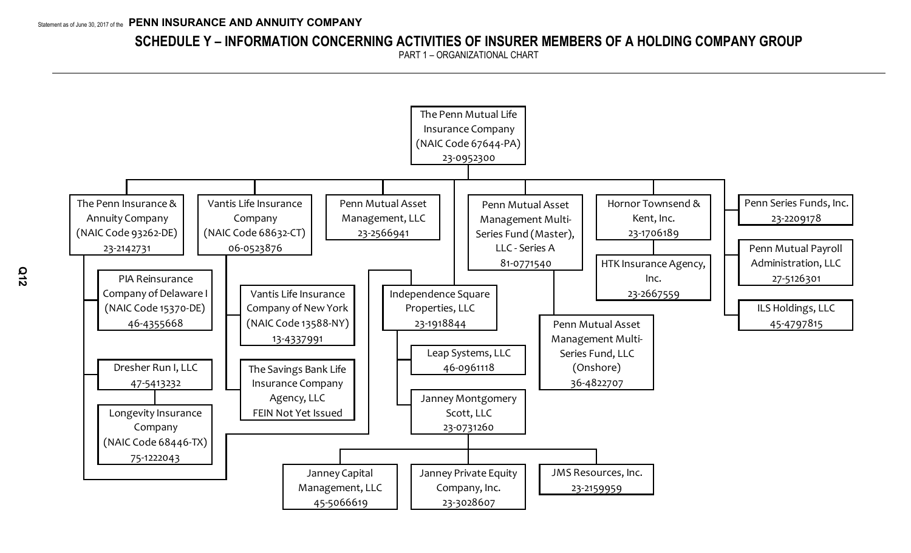# SCHEDULE Y – INFORMATION CONCERNING ACTIVITIES OF INSURER MEMBERS OF A HOLDING COMPANY GROUP

PART 1 – ORGANIZATIONAL CHART

- The Penn Mutual Life Insurance Company (NAIC Code 67644-PA) 23-0952300
  - The Penn Insurance & Annuity Company (NAIC Code 93262-DE) 23-2142731
    - PIA Reinsurance Company of Delaware I (NAIC Code 15370-DE) 46-4355668
    - Dresher Run I, LLC 47-5413232
      - Longevity Insurance Company (NAIC Code 68446-TX) 75-1222043
  - Vantis Life Insurance Company (NAIC Code 68632-CT) 06-0523876
    - Vantis Life Insurance Company of New York (NAIC Code 13588-NY) 13-4337991
    - The Savings Bank Life Insurance Company Agency, LLC FEIN Not Yet Issued
  - Penn Mutual Asset Management, LLC 23-2566941
  - Independence Square Properties, LLC 23-1918844
    - Leap Systems, LLC 46-0961118
    - Janney Montgomery Scott, LLC 23-0731260
      - Janney Capital Management, LLC 45-5066619
      - Janney Private Equity Company, Inc. 23-3028607
      - JMS Resources, Inc. 23-2159959
  - Penn Mutual Asset Management Multi-Series Fund (Master), LLC - Series A 81-0771540
    - Penn Mutual Asset Management Multi-Series Fund, LLC (Onshore) 36-4822707
  - Hornor Townsend & Kent, Inc. 23-1706189
    - HTK Insurance Agency, Inc. 23-2667559
  - Penn Series Funds, Inc. 23-2209178
  - Penn Mutual Payroll Administration, LLC 27-5126301
  - ILS Holdings, LLC 45-4797815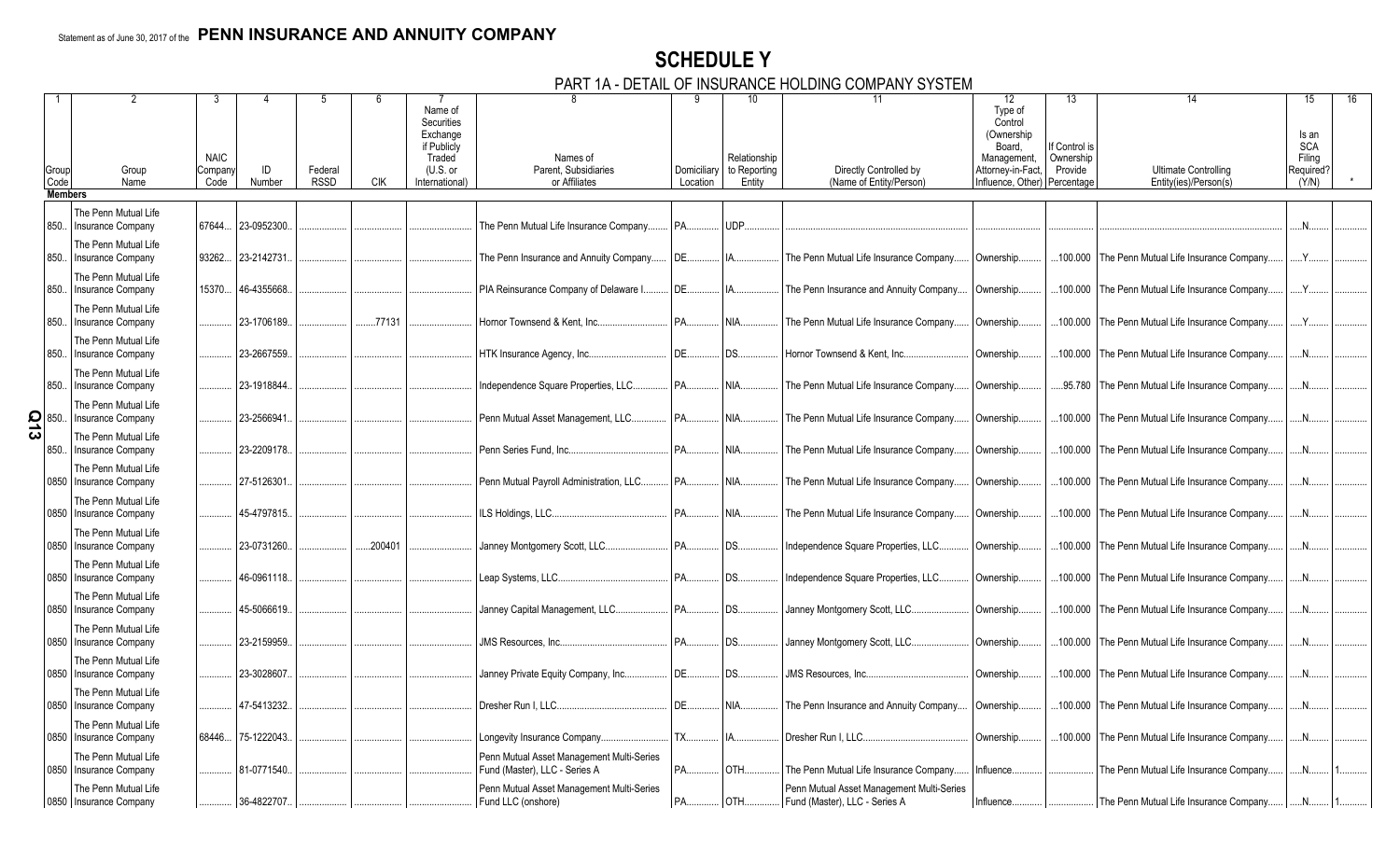Statement as of June 30, 2017 of the **PENN INSURANCE AND ANNUITY COMPANY**

# SCHEDULE Y

## PART 1A - DETAIL OF INSURANCE HOLDING COMPANY SYSTEM

| 1 | 2 | 3 | 4 | 5 | 6 | 7 | 8 | 9 | 10 | 11 | 12 | 13 | 14 | 15 | 16 |
|---|---|---|---|---|---|---|---|---|---|---|---|---|---|---|---|
| Group Code | Group Name | NAIC Company Code | ID Number | Federal RSSD | CIK | Name of Securities Exchange if Publicly Traded (U.S. or International) | Names of Parent, Subsidiaries or Affiliates | Domiciliary Location | Relationship to Reporting Entity | Directly Controlled by (Name of Entity/Person) | Type of Control (Ownership Board, Management, Attorney-in-Fact, Influence, Other) | If Control is Ownership Provide Percentage | Ultimate Controlling Entity(ies)/Person(s) | Is an SCA Filing Required? (Y/N) | * |
| **Members** | | | | | | | | | | | | | | | |
| 850 | The Penn Mutual Life Insurance Company | 67644 | 23-0952300 | | | | The Penn Mutual Life Insurance Company | PA | UDP | | | | | N | |
| 850 | The Penn Mutual Life Insurance Company | 93262 | 23-2142731 | | | | The Penn Insurance and Annuity Company | DE | IA | The Penn Mutual Life Insurance Company | Ownership | 100.000 | The Penn Mutual Life Insurance Company | Y | |
| 850 | The Penn Mutual Life Insurance Company | 15370 | 46-4355668 | | | | PIA Reinsurance Company of Delaware I | DE | IA | The Penn Insurance and Annuity Company | Ownership | 100.000 | The Penn Mutual Life Insurance Company | Y | |
| 850 | The Penn Mutual Life Insurance Company | | 23-1706189 | | 77131 | | Hornor Townsend & Kent, Inc. | PA | NIA | The Penn Mutual Life Insurance Company | Ownership | 100.000 | The Penn Mutual Life Insurance Company | Y | |
| 850 | The Penn Mutual Life Insurance Company | | 23-2667559 | | | | HTK Insurance Agency, Inc. | DE | DS | Hornor Townsend & Kent, Inc. | Ownership | 100.000 | The Penn Mutual Life Insurance Company | N | |
| 850 | The Penn Mutual Life Insurance Company | | 23-1918844 | | | | Independence Square Properties, LLC | PA | NIA | The Penn Mutual Life Insurance Company | Ownership | 95.780 | The Penn Mutual Life Insurance Company | N | |
| 850 | The Penn Mutual Life Insurance Company | | 23-2566941 | | | | Penn Mutual Asset Management, LLC | PA | NIA | The Penn Mutual Life Insurance Company | Ownership | 100.000 | The Penn Mutual Life Insurance Company | N | |
| 850 | The Penn Mutual Life Insurance Company | | 23-2209178 | | | | Penn Series Fund, Inc. | PA | NIA | The Penn Mutual Life Insurance Company | Ownership | 100.000 | The Penn Mutual Life Insurance Company | N | |
| 0850 | The Penn Mutual Life Insurance Company | | 27-5126301 | | | | Penn Mutual Payroll Administration, LLC | PA | NIA | The Penn Mutual Life Insurance Company | Ownership | 100.000 | The Penn Mutual Life Insurance Company | N | |
| 0850 | The Penn Mutual Life Insurance Company | | 45-4797815 | | | | ILS Holdings, LLC | PA | NIA | The Penn Mutual Life Insurance Company | Ownership | 100.000 | The Penn Mutual Life Insurance Company | N | |
| 0850 | The Penn Mutual Life Insurance Company | | 23-0731260 | | 200401 | | Janney Montgomery Scott, LLC | PA | DS | Independence Square Properties, LLC | Ownership | 100.000 | The Penn Mutual Life Insurance Company | N | |
| 0850 | The Penn Mutual Life Insurance Company | | 46-0961118 | | | | Leap Systems, LLC | PA | DS | Independence Square Properties, LLC | Ownership | 100.000 | The Penn Mutual Life Insurance Company | N | |
| 0850 | The Penn Mutual Life Insurance Company | | 45-5066619 | | | | Janney Capital Management, LLC | PA | DS | Janney Montgomery Scott, LLC | Ownership | 100.000 | The Penn Mutual Life Insurance Company | N | |
| 0850 | The Penn Mutual Life Insurance Company | | 23-2159959 | | | | JMS Resources, Inc. | PA | DS | Janney Montgomery Scott, LLC | Ownership | 100.000 | The Penn Mutual Life Insurance Company | N | |
| 0850 | The Penn Mutual Life Insurance Company | | 23-3028607 | | | | Janney Private Equity Company, Inc. | DE | DS | JMS Resources, Inc. | Ownership | 100.000 | The Penn Mutual Life Insurance Company | N | |
| 0850 | The Penn Mutual Life Insurance Company | | 47-5413232 | | | | Dresher Run I, LLC | DE | NIA | The Penn Insurance and Annuity Company | Ownership | 100.000 | The Penn Mutual Life Insurance Company | N | |
| 0850 | The Penn Mutual Life Insurance Company | 68446 | 75-1222043 | | | | Longevity Insurance Company | TX | IA | Dresher Run I, LLC | Ownership | 100.000 | The Penn Mutual Life Insurance Company | N | |
| 0850 | The Penn Mutual Life Insurance Company | | 81-0771540 | | | | Penn Mutual Asset Management Multi-Series Fund (Master), LLC - Series A | PA | OTH | The Penn Mutual Life Insurance Company | Influence | | The Penn Mutual Life Insurance Company | N | 1 |
| 0850 | The Penn Mutual Life Insurance Company | | 36-4822707 | | | | Penn Mutual Asset Management Multi-Series Fund LLC (onshore) | PA | OTH | Penn Mutual Asset Management Multi-Series Fund (Master), LLC - Series A | Influence | | The Penn Mutual Life Insurance Company | N | 1 |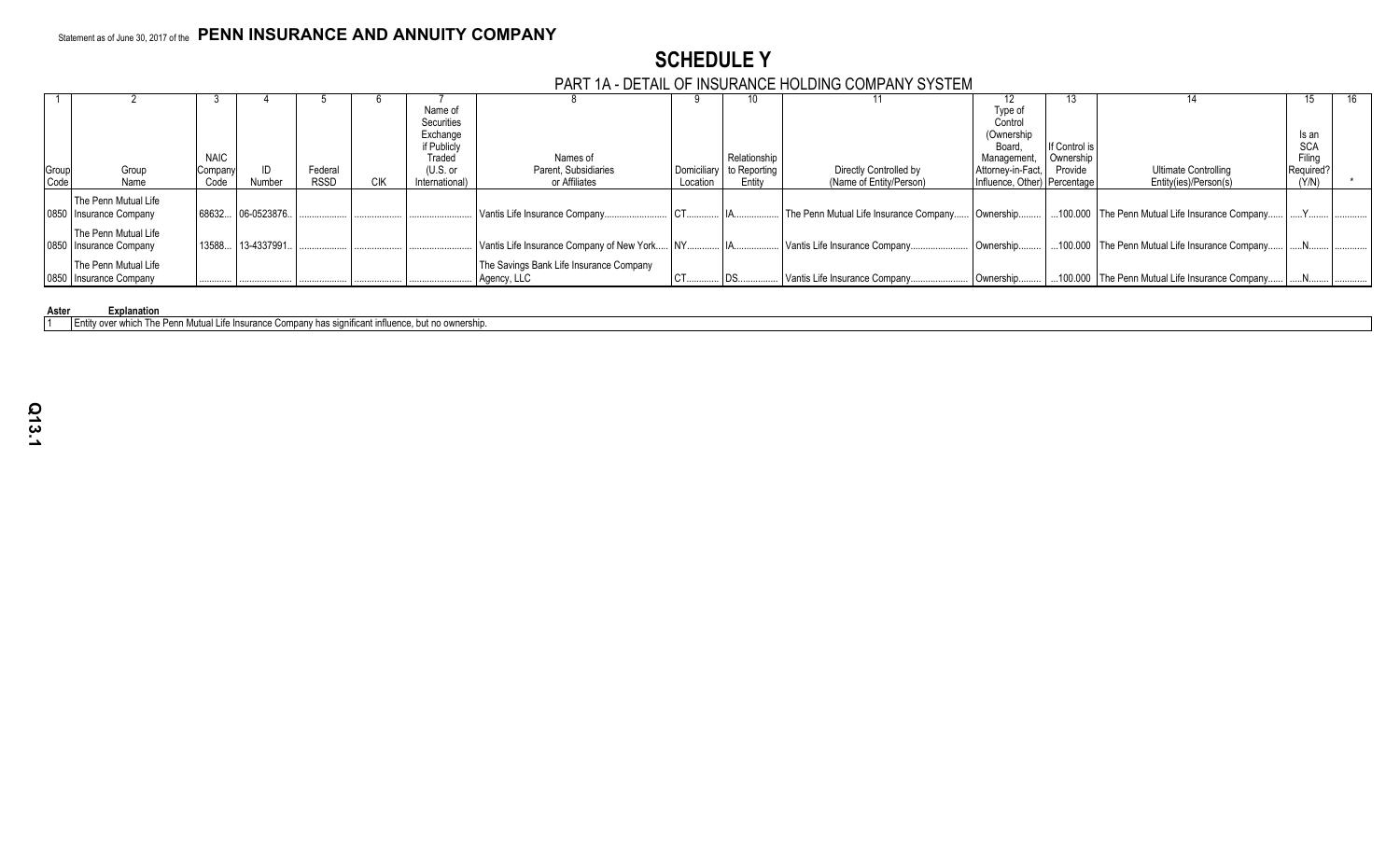Statement as of June 30, 2017 of the **PENN INSURANCE AND ANNUITY COMPANY**

# SCHEDULE Y

## PART 1A - DETAIL OF INSURANCE HOLDING COMPANY SYSTEM

| 1 | 2 | 3 | 4 | 5 | 6 | 7 | 8 | 9 | 10 | 11 | 12 | 13 | 14 | 15 | 16 |
|---|---|---|---|---|---|---|---|---|---|---|---|---|---|---|---|
| Group Code | Group Name | NAIC Company Code | ID Number | Federal RSSD | CIK | Name of Securities Exchange if Publicly Traded (U.S. or International) | Names of Parent, Subsidiaries or Affiliates | Domiciliary Location | Relationship to Reporting Entity | Directly Controlled by (Name of Entity/Person) | Type of Control (Ownership Board, Management, Attorney-in-Fact, Influence, Other) | If Control is Ownership Provide Percentage | Ultimate Controlling Entity(ies)/Person(s) | Is an SCA Filing Required? (Y/N) | * |
| 0850 | The Penn Mutual Life Insurance Company | 68632 | 06-0523876 | | | | Vantis Life Insurance Company | CT | IA | The Penn Mutual Life Insurance Company | Ownership | 100.000 | The Penn Mutual Life Insurance Company | Y | |
| 0850 | The Penn Mutual Life Insurance Company | 13588 | 13-4337991 | | | | Vantis Life Insurance Company of New York | NY | IA | Vantis Life Insurance Company | Ownership | 100.000 | The Penn Mutual Life Insurance Company | N | |
| 0850 | The Penn Mutual Life Insurance Company | | | | | | The Savings Bank Life Insurance Company Agency, LLC | CT | DS | Vantis Life Insurance Company | Ownership | 100.000 | The Penn Mutual Life Insurance Company | N | |

| Aster | Explanation |
|---|---|
| 1 | Entity over which The Penn Mutual Life Insurance Company has significant influence, but no ownership. |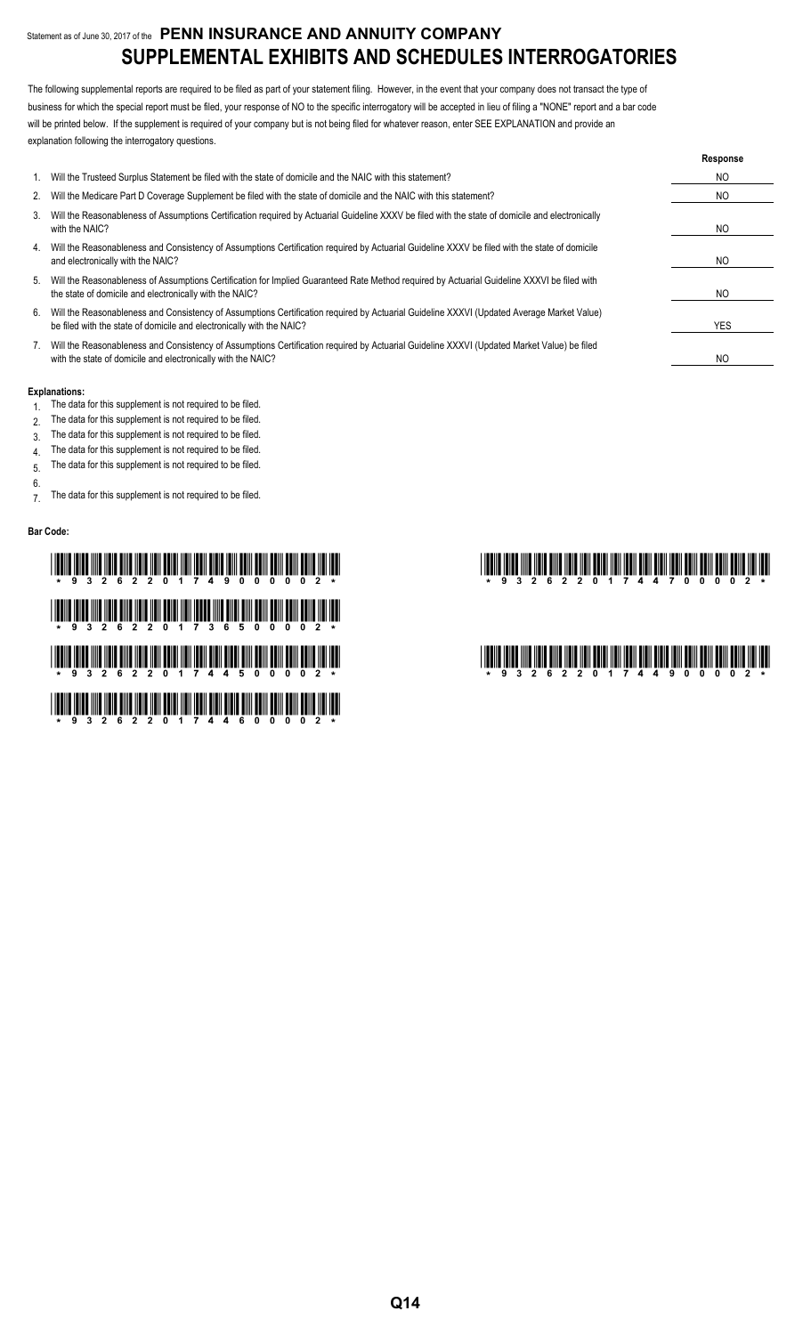Statement as of June 30, 2017 of the **PENN INSURANCE AND ANNUITY COMPANY**

# SUPPLEMENTAL EXHIBITS AND SCHEDULES INTERROGATORIES

The following supplemental reports are required to be filed as part of your statement filing. However, in the event that your company does not transact the type of business for which the special report must be filed, your response of NO to the specific interrogatory will be accepted in lieu of filing a "NONE" report and a bar code will be printed below. If the supplement is required of your company but is not being filed for whatever reason, enter SEE EXPLANATION and provide an explanation following the interrogatory questions.

| | | Response |
|---|---|---|
| 1. | Will the Trusteed Surplus Statement be filed with the state of domicile and the NAIC with this statement? | NO |
| 2. | Will the Medicare Part D Coverage Supplement be filed with the state of domicile and the NAIC with this statement? | NO |
| 3. | Will the Reasonableness of Assumptions Certification required by Actuarial Guideline XXXV be filed with the state of domicile and electronically with the NAIC? | NO |
| 4. | Will the Reasonableness and Consistency of Assumptions Certification required by Actuarial Guideline XXXV be filed with the state of domicile and electronically with the NAIC? | NO |
| 5. | Will the Reasonableness of Assumptions Certification for Implied Guaranteed Rate Method required by Actuarial Guideline XXXVI be filed with the state of domicile and electronically with the NAIC? | NO |
| 6. | Will the Reasonableness and Consistency of Assumptions Certification required by Actuarial Guideline XXXVI (Updated Average Market Value) be filed with the state of domicile and electronically with the NAIC? | YES |
| 7. | Will the Reasonableness and Consistency of Assumptions Certification required by Actuarial Guideline XXXVI (Updated Market Value) be filed with the state of domicile and electronically with the NAIC? | NO |

**Explanations:**

1. The data for this supplement is not required to be filed.
2. The data for this supplement is not required to be filed.
3. The data for this supplement is not required to be filed.
4. The data for this supplement is not required to be filed.
5. The data for this supplement is not required to be filed.
6. 
7. The data for this supplement is not required to be filed.

**Bar Code:**

\* 9 3 2 6 2 2 0 1 7 4 9 0 0 0 0 2 \*

\* 9 3 2 6 2 2 0 1 7 3 6 5 0 0 0 0 2 \*

\* 9 3 2 6 2 2 0 1 7 4 4 5 0 0 0 0 2 \*

\* 9 3 2 6 2 2 0 1 7 4 4 6 0 0 0 0 2 \*

\* 9 3 2 6 2 2 0 1 7 4 4 7 0 0 0 0 2 \*

\* 9 3 2 6 2 2 0 1 7 4 4 9 0 0 0 0 2 \*

Q14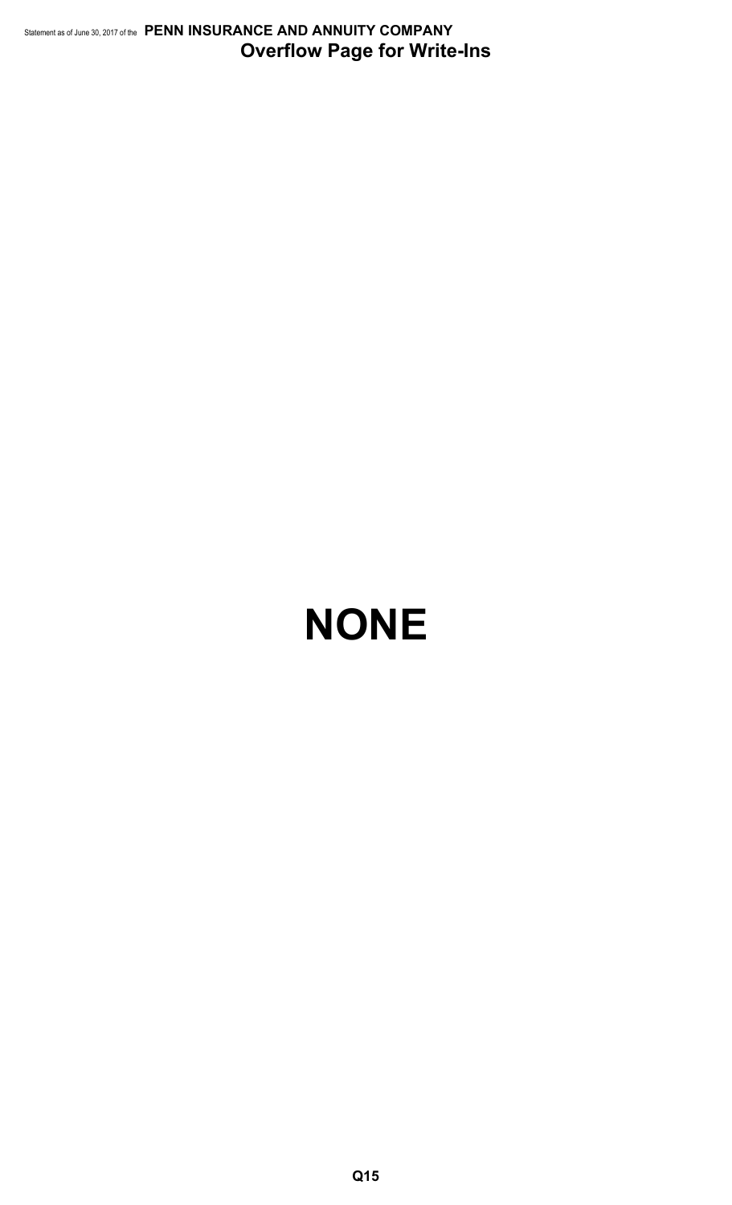## Overflow Page for Write-Ins

# NONE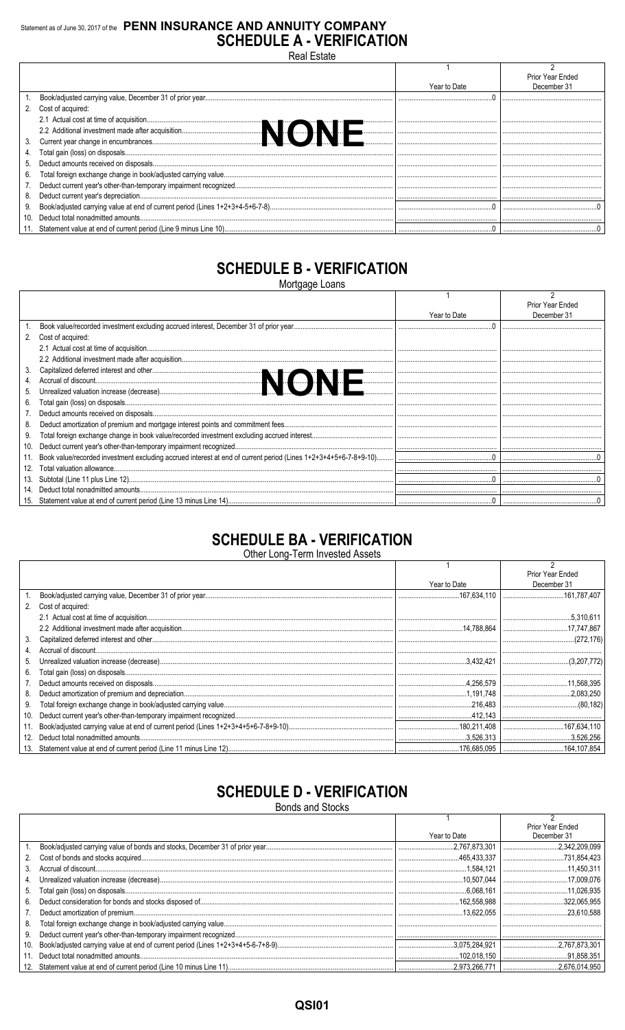Statement as of June 30, 2017 of the **PENN INSURANCE AND ANNUITY COMPANY**

# SCHEDULE A - VERIFICATION

Real Estate

| | | 1<br>Year to Date | 2<br>Prior Year Ended<br>December 31 |
|---|---|---|---|
| 1. | Book/adjusted carrying value, December 31 of prior year | 0 | |
| 2. | Cost of acquired: | | |
| | 2.1 Actual cost at time of acquisition | | |
| | 2.2 Additional investment made after acquisition | | |
| 3. | Current year change in encumbrances | | |
| 4. | Total gain (loss) on disposals | | |
| 5. | Deduct amounts received on disposals | | |
| 6. | Total foreign exchange change in book/adjusted carrying value | | |
| 7. | Deduct current year's other-than-temporary impairment recognized | | |
| 8. | Deduct current year's depreciation | | |
| 9. | Book/adjusted carrying value at end of current period (Lines 1+2+3+4-5+6-7-8) | 0 | 0 |
| 10. | Deduct total nonadmitted amounts | | |
| 11. | Statement value at end of current period (Line 9 minus Line 10) | 0 | 0 |

**NONE**

# SCHEDULE B - VERIFICATION

Mortgage Loans

| | | 1<br>Year to Date | 2<br>Prior Year Ended<br>December 31 |
|---|---|---|---|
| 1. | Book value/recorded investment excluding accrued interest, December 31 of prior year | 0 | |
| 2. | Cost of acquired: | | |
| | 2.1 Actual cost at time of acquisition | | |
| | 2.2 Additional investment made after acquisition | | |
| 3. | Capitalized deferred interest and other | | |
| 4. | Accrual of discount | | |
| 5. | Unrealized valuation increase (decrease) | | |
| 6. | Total gain (loss) on disposals | | |
| 7. | Deduct amounts received on disposals | | |
| 8. | Deduct amortization of premium and mortgage interest points and commitment fees | | |
| 9. | Total foreign exchange change in book value/recorded investment excluding accrued interest | | |
| 10. | Deduct current year's other-than-temporary impairment recognized | | |
| 11. | Book value/recorded investment excluding accrued interest at end of current period (Lines 1+2+3+4+5+6-7-8+9-10) | 0 | 0 |
| 12. | Total valuation allowance | | |
| 13. | Subtotal (Line 11 plus Line 12) | 0 | 0 |
| 14. | Deduct total nonadmitted amounts | | |
| 15. | Statement value at end of current period (Line 13 minus Line 14) | 0 | 0 |

**NONE**

# SCHEDULE BA - VERIFICATION

Other Long-Term Invested Assets

| | | 1<br>Year to Date | 2<br>Prior Year Ended<br>December 31 |
|---|---|---|---|
| 1. | Book/adjusted carrying value, December 31 of prior year | 167,634,110 | 161,787,407 |
| 2. | Cost of acquired: | | |
| | 2.1 Actual cost at time of acquisition | | 5,310,611 |
| | 2.2 Additional investment made after acquisition | 14,788,864 | 17,747,867 |
| 3. | Capitalized deferred interest and other | | (272,176) |
| 4. | Accrual of discount | | |
| 5. | Unrealized valuation increase (decrease) | 3,432,421 | (3,207,772) |
| 6. | Total gain (loss) on disposals | | |
| 7. | Deduct amounts received on disposals | 4,256,579 | 11,568,395 |
| 8. | Deduct amortization of premium and depreciation | 1,191,748 | 2,083,250 |
| 9. | Total foreign exchange change in book/adjusted carrying value | 216,483 | (80,182) |
| 10. | Deduct current year's other-than-temporary impairment recognized | 412,143 | |
| 11. | Book/adjusted carrying value at end of current period (Lines 1+2+3+4+5+6-7-8+9-10) | 180,211,408 | 167,634,110 |
| 12. | Deduct total nonadmitted amounts | 3,526,313 | 3,526,256 |
| 13. | Statement value at end of current period (Line 11 minus Line 12) | 176,685,095 | 164,107,854 |

# SCHEDULE D - VERIFICATION

Bonds and Stocks

| | | 1<br>Year to Date | 2<br>Prior Year Ended<br>December 31 |
|---|---|---|---|
| 1. | Book/adjusted carrying value of bonds and stocks, December 31 of prior year | 2,767,873,301 | 2,342,209,099 |
| 2. | Cost of bonds and stocks acquired | 465,433,337 | 731,854,423 |
| 3. | Accrual of discount | 1,584,121 | 11,450,311 |
| 4. | Unrealized valuation increase (decrease) | 10,507,044 | 17,009,076 |
| 5. | Total gain (loss) on disposals | 6,068,161 | 11,026,935 |
| 6. | Deduct consideration for bonds and stocks disposed of | 162,558,988 | 322,065,955 |
| 7. | Deduct amortization of premium | 13,622,055 | 23,610,588 |
| 8. | Total foreign exchange change in book/adjusted carrying value | | |
| 9. | Deduct current year's other-than-temporary impairment recognized | | |
| 10. | Book/adjusted carrying value at end of current period (Lines 1+2+3+4+5-6-7+8-9) | 3,075,284,921 | 2,767,873,301 |
| 11. | Deduct total nonadmitted amounts | 102,018,150 | 91,858,351 |
| 12. | Statement value at end of current period (Line 10 minus Line 11) | 2,973,266,771 | 2,676,014,950 |

QSI01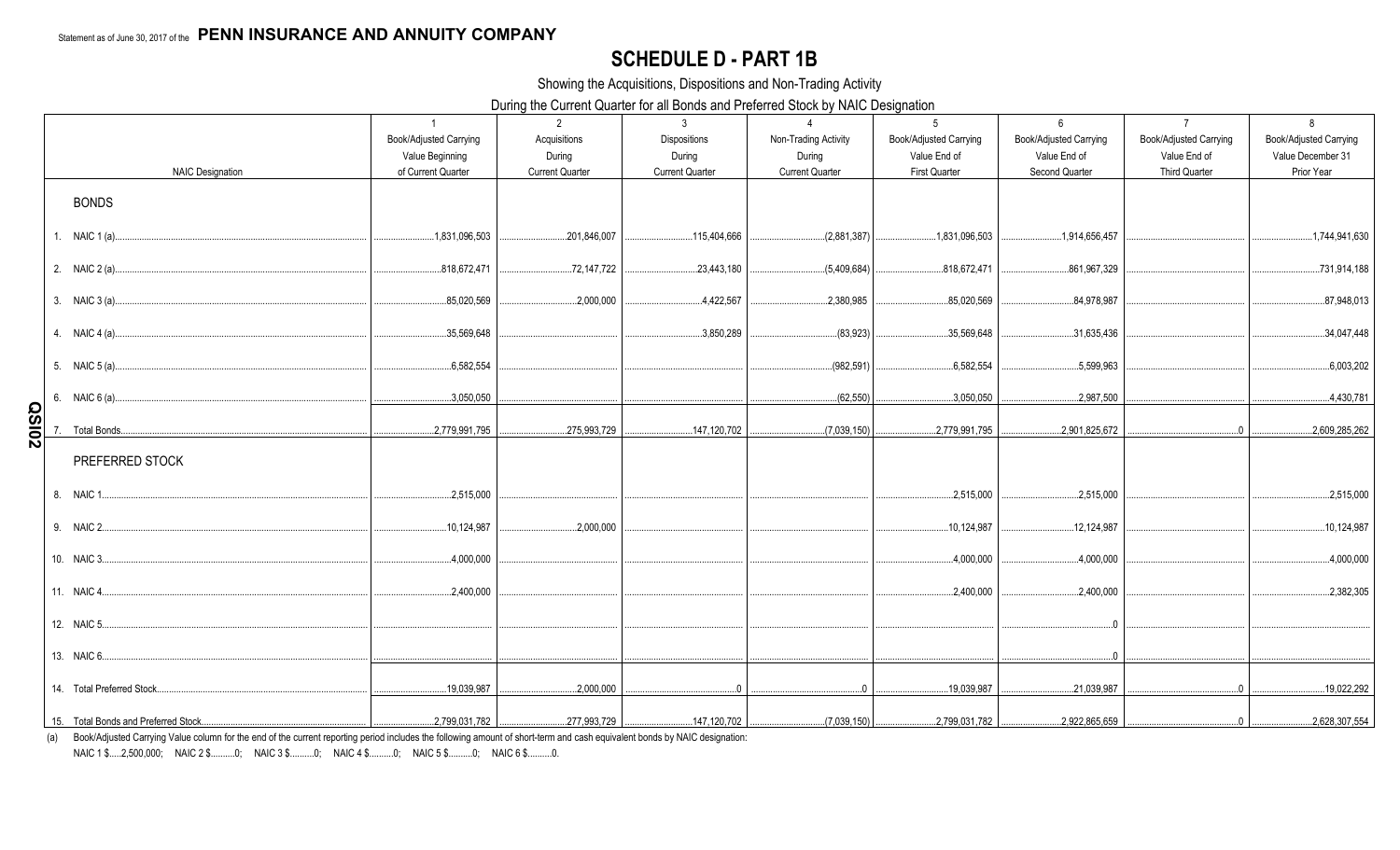Statement as of June 30, 2017 of the **PENN INSURANCE AND ANNUITY COMPANY**

# SCHEDULE D - PART 1B

Showing the Acquisitions, Dispositions and Non-Trading Activity

During the Current Quarter for all Bonds and Preferred Stock by NAIC Designation

| NAIC Designation | 1<br>Book/Adjusted Carrying Value Beginning of Current Quarter | 2<br>Acquisitions During Current Quarter | 3<br>Dispositions During Current Quarter | 4<br>Non-Trading Activity During Current Quarter | 5<br>Book/Adjusted Carrying Value End of First Quarter | 6<br>Book/Adjusted Carrying Value End of Second Quarter | 7<br>Book/Adjusted Carrying Value End of Third Quarter | 8<br>Book/Adjusted Carrying Value December 31 Prior Year |
|---|---|---|---|---|---|---|---|---|
| **BONDS** | | | | | | | | |
| 1. NAIC 1 (a) | 1,831,096,503 | 201,846,007 | 115,404,666 | (2,881,387) | 1,831,096,503 | 1,914,656,457 | | 1,744,941,630 |
| 2. NAIC 2 (a) | 818,672,471 | 72,147,722 | 23,443,180 | (5,409,684) | 818,672,471 | 861,967,329 | | 731,914,188 |
| 3. NAIC 3 (a) | 85,020,569 | 2,000,000 | 4,422,567 | 2,380,985 | 85,020,569 | 84,978,987 | | 87,948,013 |
| 4. NAIC 4 (a) | 35,569,648 | | 3,850,289 | (83,923) | 35,569,648 | 31,635,436 | | 34,047,448 |
| 5. NAIC 5 (a) | 6,582,554 | | | (982,591) | 6,582,554 | 5,599,963 | | 6,003,202 |
| 6. NAIC 6 (a) | 3,050,050 | | | (62,550) | 3,050,050 | 2,987,500 | | 4,430,781 |
| 7. Total Bonds | 2,779,991,795 | 275,993,729 | 147,120,702 | (7,039,150) | 2,779,991,795 | 2,901,825,672 | 0 | 2,609,285,262 |
| **PREFERRED STOCK** | | | | | | | | |
| 8. NAIC 1 | 2,515,000 | | | | 2,515,000 | 2,515,000 | | 2,515,000 |
| 9. NAIC 2 | 10,124,987 | 2,000,000 | | | 10,124,987 | 12,124,987 | | 10,124,987 |
| 10. NAIC 3 | 4,000,000 | | | | 4,000,000 | 4,000,000 | | 4,000,000 |
| 11. NAIC 4 | 2,400,000 | | | | 2,400,000 | 2,400,000 | | 2,382,305 |
| 12. NAIC 5 | | | | | | 0 | | |
| 13. NAIC 6 | | | | | | 0 | | |
| 14. Total Preferred Stock | 19,039,987 | 2,000,000 | 0 | 0 | 19,039,987 | 21,039,987 | 0 | 19,022,292 |
| 15. Total Bonds and Preferred Stock | 2,799,031,782 | 277,993,729 | 147,120,702 | (7,039,150) | 2,799,031,782 | 2,922,865,659 | 0 | 2,628,307,554 |

(a) Book/Adjusted Carrying Value column for the end of the current reporting period includes the following amount of short-term and cash equivalent bonds by NAIC designation:
NAIC 1 $.....2,500,000; NAIC 2 $..........0; NAIC 3 $..........0; NAIC 4 $..........0; NAIC 5 $..........0; NAIC 6 $..........0.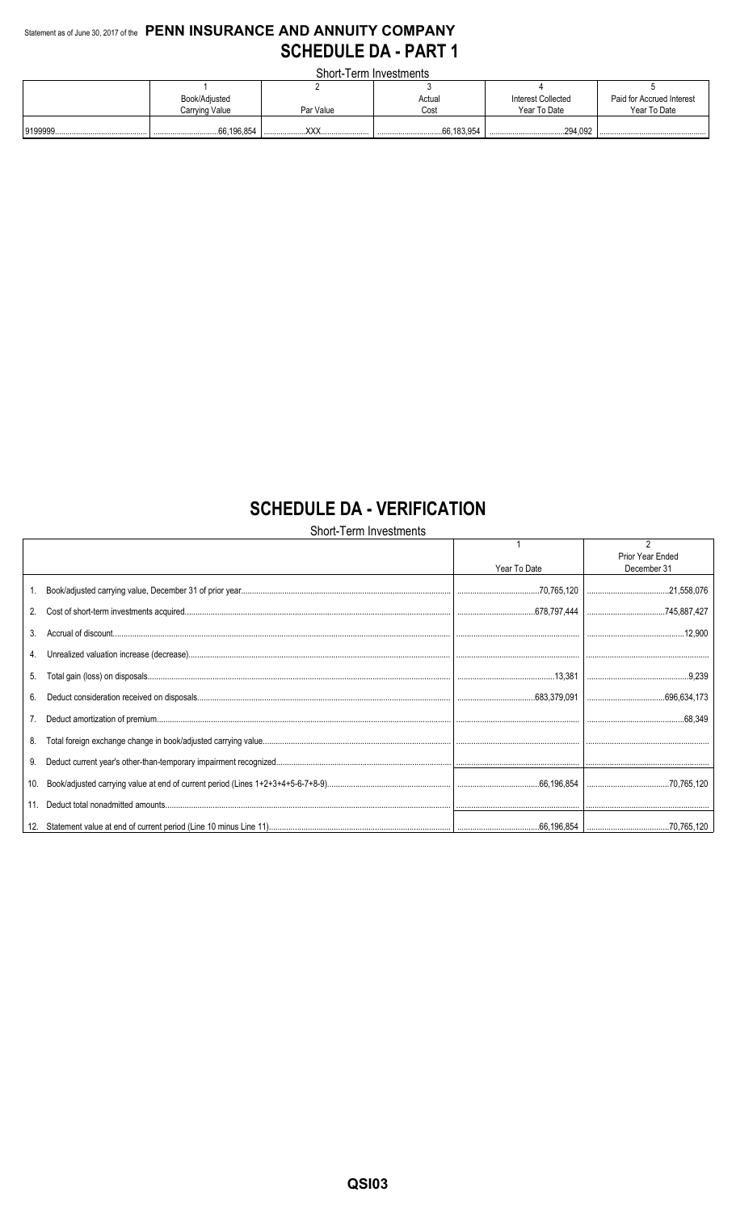Statement as of June 30, 2017 of the **PENN INSURANCE AND ANNUITY COMPANY**

# SCHEDULE DA - PART 1

Short-Term Investments

| | 1 | 2 | 3 | 4 | 5 |
|---|---|---|---|---|---|
| | Book/Adjusted Carrying Value | Par Value | Actual Cost | Interest Collected Year To Date | Paid for Accrued Interest Year To Date |
| 9199999 | 66,196,854 | XXX | 66,183,954 | 294,092 | |

# SCHEDULE DA - VERIFICATION

Short-Term Investments

| | 1 | 2 |
|---|---|---|
| | Year To Date | Prior Year Ended December 31 |
| 1. Book/adjusted carrying value, December 31 of prior year | 70,765,120 | 21,558,076 |
| 2. Cost of short-term investments acquired | 678,797,444 | 745,887,427 |
| 3. Accrual of discount | | 12,900 |
| 4. Unrealized valuation increase (decrease) | | |
| 5. Total gain (loss) on disposals | 13,381 | 9,239 |
| 6. Deduct consideration received on disposals | 683,379,091 | 696,634,173 |
| 7. Deduct amortization of premium | | 68,349 |
| 8. Total foreign exchange change in book/adjusted carrying value | | |
| 9. Deduct current year's other-than-temporary impairment recognized | | |
| 10. Book/adjusted carrying value at end of current period (Lines 1+2+3+4+5-6-7+8-9) | 66,196,854 | 70,765,120 |
| 11. Deduct total nonadmitted amounts | | |
| 12. Statement value at end of current period (Line 10 minus Line 11) | 66,196,854 | 70,765,120 |

QSI03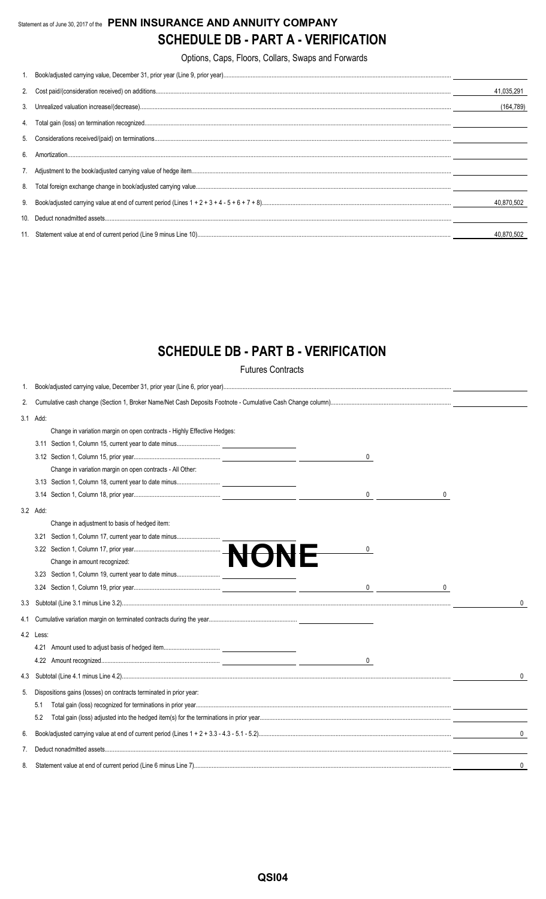Statement as of June 30, 2017 of the **PENN INSURANCE AND ANNUITY COMPANY**

# SCHEDULE DB - PART A - VERIFICATION

Options, Caps, Floors, Collars, Swaps and Forwards

| | | |
|---|---|---|
| 1. | Book/adjusted carrying value, December 31, prior year (Line 9, prior year) | |
| 2. | Cost paid/(consideration received) on additions | 41,035,291 |
| 3. | Unrealized valuation increase/(decrease) | (164,789) |
| 4. | Total gain (loss) on termination recognized | |
| 5. | Considerations received/(paid) on terminations | |
| 6. | Amortization | |
| 7. | Adjustment to the book/adjusted carrying value of hedge item | |
| 8. | Total foreign exchange change in book/adjusted carrying value | |
| 9. | Book/adjusted carrying value at end of current period (Lines 1 + 2 + 3 + 4 - 5 + 6 + 7 + 8) | 40,870,502 |
| 10. | Deduct nonadmitted assets | |
| 11. | Statement value at end of current period (Line 9 minus Line 10) | 40,870,502 |

# SCHEDULE DB - PART B - VERIFICATION

Futures Contracts

**NONE**

| | | | | | |
|---|---|---|---|---|---|
| 1. | Book/adjusted carrying value, December 31, prior year (Line 6, prior year) | | | | |
| 2. | Cumulative cash change (Section 1, Broker Name/Net Cash Deposits Footnote - Cumulative Cash Change column) | | | | |
| 3.1 | Add: | | | | |
| | Change in variation margin on open contracts - Highly Effective Hedges: | | | | |
| | 3.11 Section 1, Column 15, current year to date minus | | | | |
| | 3.12 Section 1, Column 15, prior year | | 0 | | |
| | Change in variation margin on open contracts - All Other: | | | | |
| | 3.13 Section 1, Column 18, current year to date minus | | | | |
| | 3.14 Section 1, Column 18, prior year | | 0 | 0 | |
| 3.2 | Add: | | | | |
| | Change in adjustment to basis of hedged item: | | | | |
| | 3.21 Section 1, Column 17, current year to date minus | | | | |
| | 3.22 Section 1, Column 17, prior year | | 0 | | |
| | Change in amount recognized: | | | | |
| | 3.23 Section 1, Column 19, current year to date minus | | | | |
| | 3.24 Section 1, Column 19, prior year | | 0 | 0 | |
| 3.3 | Subtotal (Line 3.1 minus Line 3.2) | | | | 0 |
| 4.1 | Cumulative variation margin on terminated contracts during the year | | | | |
| 4.2 | Less: | | | | |
| | 4.21 Amount used to adjust basis of hedged item | | | | |
| | 4.22 Amount recognized | | 0 | | |
| 4.3 | Subtotal (Line 4.1 minus Line 4.2) | | | | 0 |
| 5. | Dispositions gains (losses) on contracts terminated in prior year: | | | | |
| | 5.1 Total gain (loss) recognized for terminations in prior year | | | | |
| | 5.2 Total gain (loss) adjusted into the hedged item(s) for the terminations in prior year | | | | |
| 6. | Book/adjusted carrying value at end of current period (Lines 1 + 2 + 3.3 - 4.3 - 5.1 - 5.2) | | | | 0 |
| 7. | Deduct nonadmitted assets | | | | |
| 8. | Statement value at end of current period (Line 6 minus Line 7) | | | | 0 |

QSI04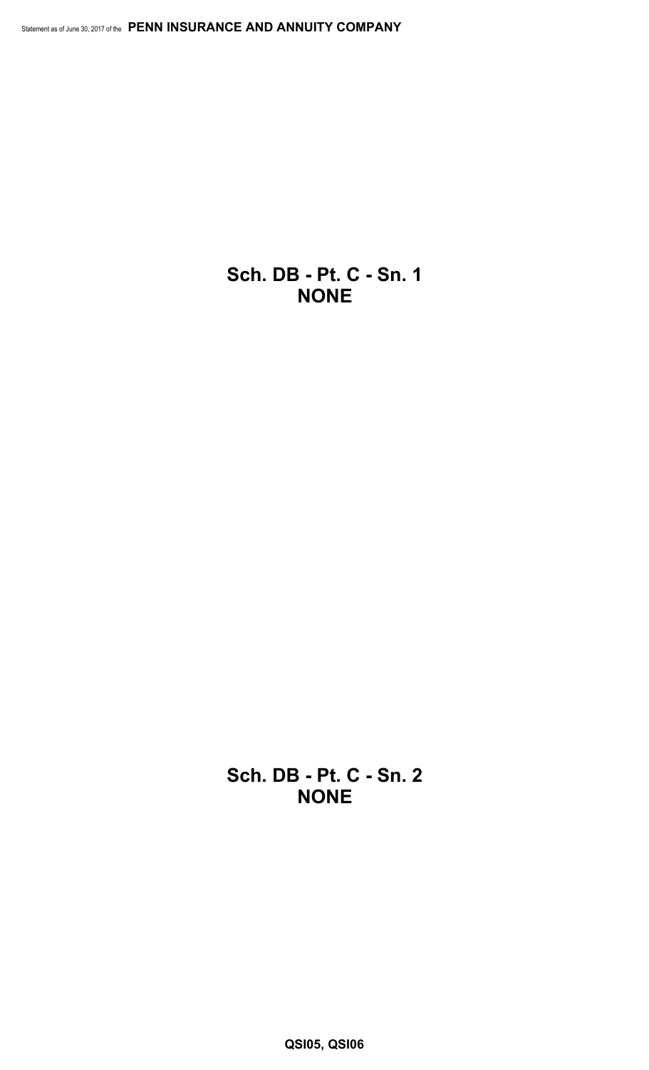## Sch. DB - Pt. C - Sn. 1
## NONE

## Sch. DB - Pt. C - Sn. 2
## NONE

QSI05, QSI06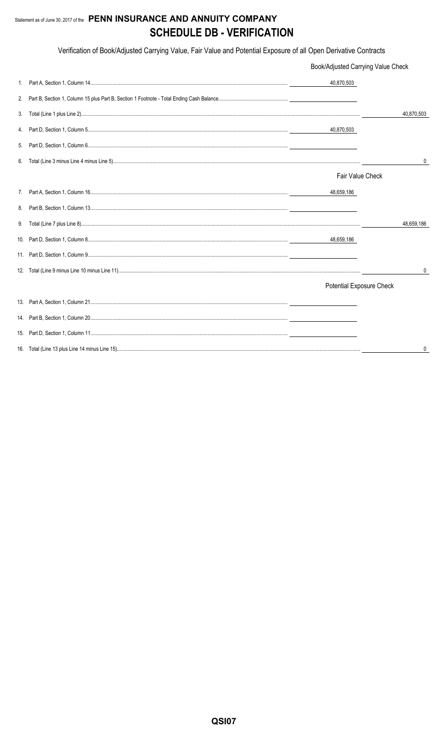Statement as of June 30, 2017 of the **PENN INSURANCE AND ANNUITY COMPANY**

# SCHEDULE DB - VERIFICATION

Verification of Book/Adjusted Carrying Value, Fair Value and Potential Exposure of all Open Derivative Contracts

| | | | |
|---|---|---|---|
| | | Book/Adjusted Carrying Value Check | |
| 1. | Part A, Section 1, Column 14 | 40,870,503 | |
| 2. | Part B, Section 1, Column 15 plus Part B, Section 1 Footnote - Total Ending Cash Balance | | |
| 3. | Total (Line 1 plus Line 2) | | 40,870,503 |
| 4. | Part D, Section 1, Column 5 | 40,870,503 | |
| 5. | Part D, Section 1, Column 6 | | |
| 6. | Total (Line 3 minus Line 4 minus Line 5) | | 0 |
| | | Fair Value Check | |
| 7. | Part A, Section 1, Column 16 | 48,659,186 | |
| 8. | Part B, Section 1, Column 13 | | |
| 9. | Total (Line 7 plus Line 8) | | 48,659,186 |
| 10. | Part D, Section 1, Column 8 | 48,659,186 | |
| 11. | Part D, Section 1, Column 9 | | |
| 12. | Total (Line 9 minus Line 10 minus Line 11) | | 0 |
| | | Potential Exposure Check | |
| 13. | Part A, Section 1, Column 21 | | |
| 14. | Part B, Section 1, Column 20 | | |
| 15. | Part D, Section 1, Column 11 | | |
| 16. | Total (Line 13 plus Line 14 minus Line 15) | | 0 |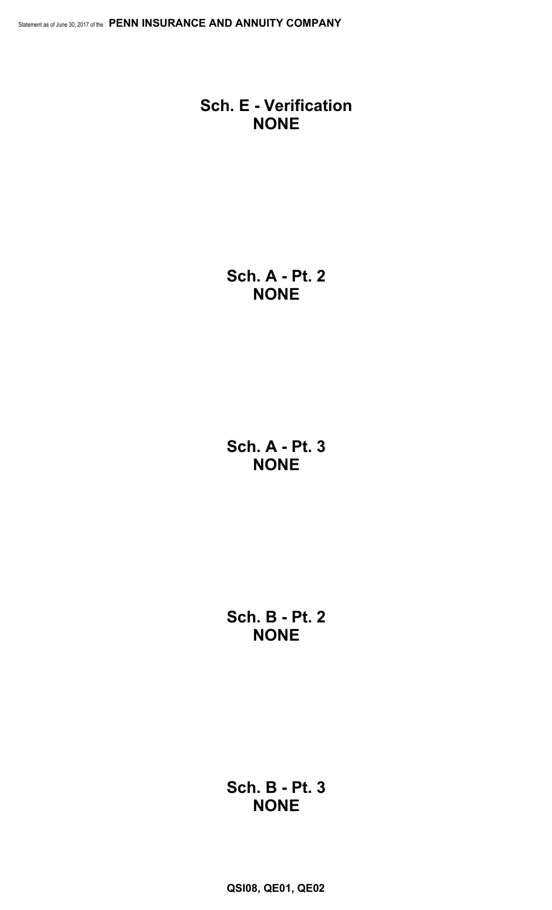## Sch. E - Verification
## NONE

## Sch. A - Pt. 2
## NONE

## Sch. A - Pt. 3
## NONE

## Sch. B - Pt. 2
## NONE

## Sch. B - Pt. 3
## NONE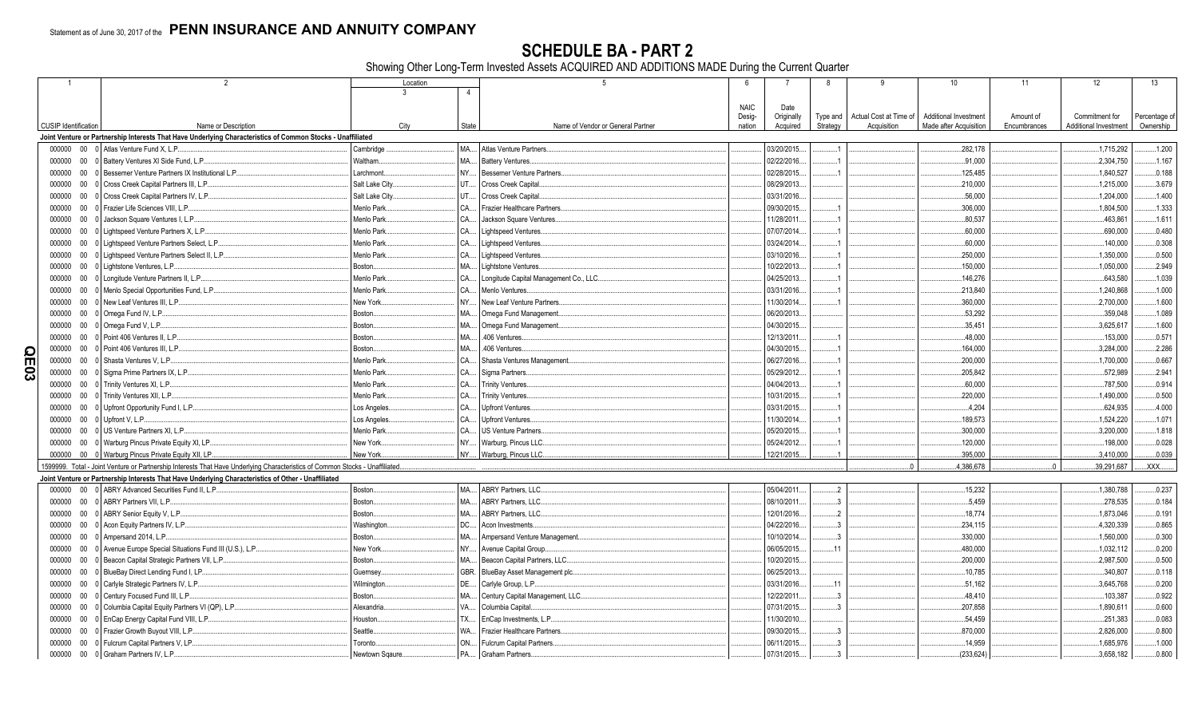Statement as of June 30, 2017 of the **PENN INSURANCE AND ANNUITY COMPANY**

# SCHEDULE BA - PART 2

Showing Other Long-Term Invested Assets ACQUIRED AND ADDITIONS MADE During the Current Quarter

| 1 | 2 | Location 3 | 4 | 5 | 6 | 7 | 8 | 9 | 10 | 11 | 12 | 13 |
|---|---|---|---|---|---|---|---|---|---|---|---|---|
| CUSIP Identification | Name or Description | City | State | Name of Vendor or General Partner | NAIC Designation | Date Originally Acquired | Type and Strategy | Actual Cost at Time of Acquisition | Additional Investment Made after Acquisition | Amount of Encumbrances | Commitment for Additional Investment | Percentage of Ownership |
| **Joint Venture or Partnership Interests That Have Underlying Characteristics of Common Stocks - Unaffiliated** | | | | | | | | | | | | |
| 000000 00 0 | Atlas Venture Fund X, L.P. | Cambridge | MA | Atlas Venture Partners | | 03/20/2015 | 1 | | 282,178 | | 1,715,292 | 1.200 |
| 000000 00 0 | Battery Ventures XI Side Fund, L.P. | Waltham | MA | Battery Ventures | | 02/22/2016 | 1 | | 91,000 | | 2,304,750 | 1.167 |
| 000000 00 0 | Bessemer Venture Partners IX Institutional L.P. | Larchmont | NY | Bessemer Venture Partners | | 02/28/2015 | 1 | | 125,485 | | 1,840,527 | 0.188 |
| 000000 00 0 | Cross Creek Capital Partners III, L.P. | Salt Lake City | UT | Cross Creek Capital | | 08/29/2013 | | | 210,000 | | 1,215,000 | 3.679 |
| 000000 00 0 | Cross Creek Capital Partners IV, L.P. | Salt Lake City | UT | Cross Creek Capital | | 03/31/2016 | | | 56,000 | | 1,204,000 | 1.400 |
| 000000 00 0 | Frazier Life Sciences VIII, L.P. | Menlo Park | CA | Frazier Healthcare Partners | | 09/30/2015 | 1 | | 306,000 | | 1,804,500 | 1.333 |
| 000000 00 0 | Jackson Square Ventures I, L.P. | Menlo Park | CA | Jackson Square Ventures | | 11/28/2011 | 1 | | 80,537 | | 463,861 | 1.611 |
| 000000 00 0 | Lightspeed Venture Partners X, L.P. | Menlo Park | CA | Lightspeed Ventures | | 07/07/2014 | 1 | | 60,000 | | 690,000 | 0.480 |
| 000000 00 0 | Lightspeed Venture Partners Select, L.P. | Menlo Park | CA | Lightspeed Ventures | | 03/24/2014 | 1 | | 60,000 | | 140,000 | 0.308 |
| 000000 00 0 | Lightspeed Venture Partners Select II, L.P. | Menlo Park | CA | Lightspeed Ventures | | 03/10/2016 | 1 | | 250,000 | | 1,350,000 | 0.500 |
| 000000 00 0 | Lightstone Ventures, L.P. | Boston | MA | Lightstone Ventures | | 10/22/2013 | 1 | | 150,000 | | 1,050,000 | 2.949 |
| 000000 00 0 | Longitude Venture Partners II, L.P. | Menlo Park | CA | Longitude Capital Management Co., LLC | | 04/25/2013 | 1 | | 146,276 | | 643,580 | 1.039 |
| 000000 00 0 | Menlo Special Opportunities Fund, L.P. | Menlo Park | CA | Menlo Ventures | | 03/31/2016 | 1 | | 213,840 | | 1,240,868 | 1.000 |
| 000000 00 0 | New Leaf Ventures III, L.P. | New York | NY | New Leaf Venture Partners | | 11/30/2014 | 1 | | 360,000 | | 2,700,000 | 1.600 |
| 000000 00 0 | Omega Fund IV, L.P. | Boston | MA | Omega Fund Management | | 06/20/2013 | | | 53,292 | | 359,048 | 1.089 |
| 000000 00 0 | Omega Fund V, L.P. | Boston | MA | Omega Fund Management | | 04/30/2015 | | | 35,451 | | 3,625,617 | 1.600 |
| 000000 00 0 | Point 406 Ventures II, L.P. | Boston | MA | .406 Ventures | | 12/13/2011 | 1 | | 48,000 | | 153,000 | 0.571 |
| 000000 00 0 | Point 406 Ventures III, L.P. | Boston | MA | .406 Ventures | | 04/30/2015 | 1 | | 164,000 | | 3,284,000 | 2.286 |
| 000000 00 0 | Shasta Ventures V, L.P. | Menlo Park | CA | Shasta Ventures Management | | 06/27/2016 | 1 | | 200,000 | | 1,700,000 | 0.667 |
| 000000 00 0 | Sigma Prime Partners IX, L.P. | Menlo Park | CA | Sigma Partners | | 05/29/2012 | 1 | | 205,842 | | 572,989 | 2.941 |
| 000000 00 0 | Trinity Ventures XI, L.P. | Menlo Park | CA | Trinity Ventures | | 04/04/2013 | 1 | | 60,000 | | 787,500 | 0.914 |
| 000000 00 0 | Trinity Ventures XII, L.P. | Menlo Park | CA | Trinity Ventures | | 10/31/2015 | 1 | | 220,000 | | 1,490,000 | 0.500 |
| 000000 00 0 | Upfront Opportunity Fund I, L.P. | Los Angeles | CA | Upfront Ventures | | 03/31/2015 | 1 | | 4,204 | | 624,935 | 4.000 |
| 000000 00 0 | Upfront V, L.P. | Los Angeles | CA | Upfront Ventures | | 11/30/2014 | 1 | | 189,573 | | 1,524,220 | 1.071 |
| 000000 00 0 | US Venture Partners XI, L.P. | Menlo Park | CA | US Venture Partners | | 05/20/2015 | 1 | | 300,000 | | 3,200,000 | 1.818 |
| 000000 00 0 | Warburg Pincus Private Equity XI, LP | New York | NY | Warburg, Pincus LLC | | 05/24/2012 | 1 | | 120,000 | | 198,000 | 0.028 |
| 000000 00 0 | Warburg Pincus Private Equity XII, LP | New York | NY | Warburg, Pincus LLC | | 12/21/2015 | 1 | | 395,000 | | 3,410,000 | 0.039 |
| 1599999. Total - Joint Venture or Partnership Interests That Have Underlying Characteristics of Common Stocks - Unaffiliated | | | | | | | | 0 | 4,386,678 | 0 | 39,291,687 | XXX |
| **Joint Venture or Partnership Interests That Have Underlying Characteristics of Other - Unaffiliated** | | | | | | | | | | | | |
| 000000 00 0 | ABRY Advanced Securities Fund II, L.P. | Boston | MA | ABRY Partners, LLC | | 05/04/2011 | 2 | | 15,232 | | 1,380,788 | 0.237 |
| 000000 00 0 | ABRY Partners VII, L.P. | Boston | MA | ABRY Partners, LLC | | 08/10/2011 | 3 | | 5,459 | | 278,535 | 0.184 |
| 000000 00 0 | ABRY Senior Equity V, L.P. | Boston | MA | ABRY Partners, LLC | | 12/01/2016 | 2 | | 18,774 | | 1,873,046 | 0.191 |
| 000000 00 0 | Acon Equity Partners IV, L.P. | Washington | DC | Acon Investments | | 04/22/2016 | 3 | | 234,115 | | 4,320,339 | 0.865 |
| 000000 00 0 | Ampersand 2014, L.P. | Boston | MA | Ampersand Venture Management | | 10/10/2014 | 3 | | 330,000 | | 1,560,000 | 0.300 |
| 000000 00 0 | Avenue Europe Special Situations Fund III (U.S.), L.P. | New York | NY | Avenue Capital Group | | 06/05/2015 | 11 | | 480,000 | | 1,032,112 | 0.200 |
| 000000 00 0 | Beacon Capital Strategic Partners VII, L.P. | Boston | MA | Beacon Capital Partners, LLC | | 10/20/2015 | | | 200,000 | | 2,987,500 | 0.500 |
| 000000 00 0 | BlueBay Direct Lending Fund I, LP | Guernsey | GBR | BlueBay Asset Management plc | | 06/25/2013 | | | 10,785 | | 340,807 | 0.118 |
| 000000 00 0 | Carlyle Strategic Partners IV, L.P. | Wilmington | DE | Carlyle Group, L.P. | | 03/31/2016 | 11 | | 51,162 | | 3,645,768 | 0.200 |
| 000000 00 0 | Century Focused Fund III, L.P. | Boston | MA | Century Capital Management, LLC | | 12/22/2011 | 3 | | 48,410 | | 103,387 | 0.922 |
| 000000 00 0 | Columbia Capital Equity Partners VI (QP), L.P. | Alexandria | VA | Columbia Capital | | 07/31/2015 | 3 | | 207,858 | | 1,890,611 | 0.600 |
| 000000 00 0 | EnCap Energy Capital Fund VIII, L.P. | Houston | TX | EnCap Investments, L.P. | | 11/30/2010 | | | 54,459 | | 251,383 | 0.083 |
| 000000 00 0 | Frazier Growth Buyout VIII, L.P. | Seattle | WA | Frazier Healthcare Partners | | 09/30/2015 | 3 | | 870,000 | | 2,826,000 | 0.800 |
| 000000 00 0 | Fulcrum Capital Partners V, LP | Toronto | ON | Fulcrum Capital Partners | | 06/11/2015 | 3 | | 14,959 | | 1,685,976 | 1.000 |
| 000000 00 0 | Graham Partners IV, L.P. | Newtown Sqaure | PA | Graham Partners | | 07/31/2015 | 3 | | (233,624) | | 3,658,182 | 0.800 |

QE03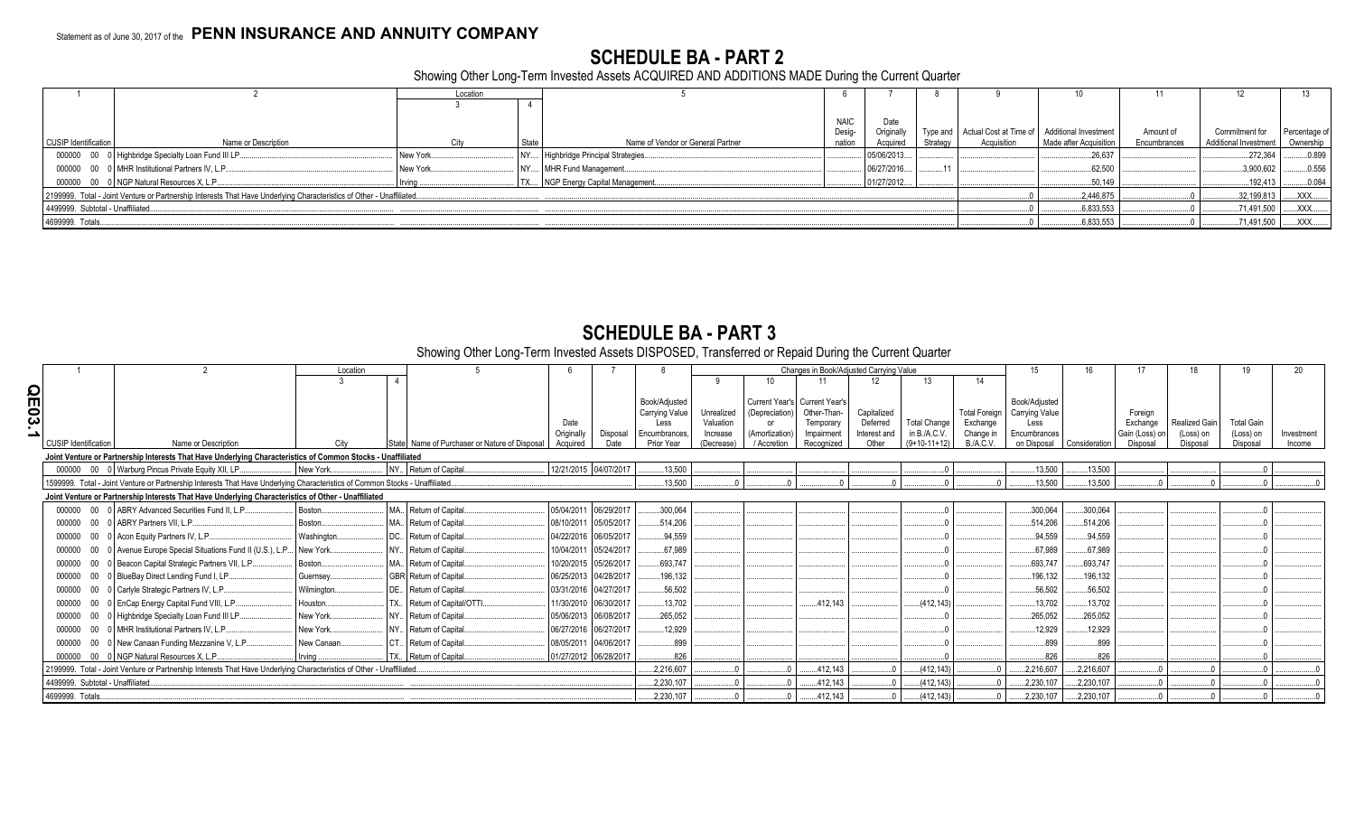Statement as of June 30, 2017 of the **PENN INSURANCE AND ANNUITY COMPANY**

# SCHEDULE BA - PART 2

Showing Other Long-Term Invested Assets ACQUIRED AND ADDITIONS MADE During the Current Quarter

| 1 | 2 | Location | | 5 | 6 | 7 | 8 | 9 | 10 | 11 | 12 | 13 |
|---|---|---|---|---|---|---|---|---|---|---|---|---|
| | | 3 | 4 | | | | | | | | | |
| CUSIP Identification | Name or Description | City | State | Name of Vendor or General Partner | NAIC Designation | Date Originally Acquired | Type and Strategy | Actual Cost at Time of Acquisition | Additional Investment Made after Acquisition | Amount of Encumbrances | Commitment for Additional Investment | Percentage of Ownership |
| 000000 00 0 | Highbridge Specialty Loan Fund III LP | New York | NY | Highbridge Principal Strategies | | 05/06/2013 | | | 26,637 | | 272,364 | 0.899 |
| 000000 00 0 | MHR Institutional Partners IV, L.P. | New York | NY | MHR Fund Management | | 06/27/2016 | 11 | | 62,500 | | 3,900,602 | 0.556 |
| 000000 00 0 | NGP Natural Resources X, L.P. | Irving | TX | NGP Energy Capital Management | | 01/27/2012 | | | 50,149 | | 192,413 | 0.084 |
| 2199999. Total - Joint Venture or Partnership Interests That Have Underlying Characteristics of Other - Unaffiliated | | | | | | | | 0 | 2,446,875 | 0 | 32,199,813 | XXX |
| 4499999. Subtotal - Unaffiliated | | | | | | | | 0 | 6,833,553 | 0 | 71,491,500 | XXX |
| 4699999. Totals | | | | | | | | 0 | 6,833,553 | 0 | 71,491,500 | XXX |

# SCHEDULE BA - PART 3

Showing Other Long-Term Invested Assets DISPOSED, Transferred or Repaid During the Current Quarter

| 1 | 2 | Location | | 5 | 6 | 7 | 8 | Changes in Book/Adjusted Carrying Value | | | | | | 15 | 16 | 17 | 18 | 19 | 20 |
|---|---|---|---|---|---|---|---|---|---|---|---|---|---|---|---|---|---|---|---|
| | | 3 | 4 | | | | | 9 | 10 | 11 | 12 | 13 | 14 | | | | | | |
| CUSIP Identification | Name or Description | City | State | Name of Purchaser or Nature of Disposal | Date Originally Acquired | Disposal Date | Book/Adjusted Carrying Value Less Encumbrances, Prior Year | Unrealized Valuation Increase (Decrease) | Current Year's (Depreciation) or (Amortization) / Accretion | Current Year's Other-Than-Temporary Impairment Recognized | Capitalized Deferred Interest and Other | Total Change in B./A.C.V. (9+10-11+12) | Total Foreign Exchange Change in B./A.C.V. | Book/Adjusted Carrying Value Less Encumbrances on Disposal | Consideration | Foreign Exchange Gain (Loss) on Disposal | Realized Gain (Loss) on Disposal | Total Gain (Loss) on Disposal | Investment Income |
| **Joint Venture or Partnership Interests That Have Underlying Characteristics of Common Stocks - Unaffiliated** | | | | | | | | | | | | | | | | | | | |
| 000000 00 0 | Warburg Pincus Private Equity XII, LP | New York | NY | Return of Capital | 12/21/2015 | 04/07/2017 | 13,500 | | | | | 0 | | 13,500 | 13,500 | | | 0 | |
| 1599999. Total - Joint Venture or Partnership Interests That Have Underlying Characteristics of Common Stocks - Unaffiliated | | | | | | | 13,500 | 0 | 0 | 0 | 0 | 0 | 0 | 13,500 | 13,500 | 0 | 0 | 0 | 0 |
| **Joint Venture or Partnership Interests That Have Underlying Characteristics of Other - Unaffiliated** | | | | | | | | | | | | | | | | | | | |
| 000000 00 0 | ABRY Advanced Securities Fund II, L.P. | Boston | MA | Return of Capital | 05/04/2011 | 06/29/2017 | 300,064 | | | | | 0 | | 300,064 | 300,064 | | | 0 | |
| 000000 00 0 | ABRY Partners VII, L.P. | Boston | MA | Return of Capital | 08/10/2011 | 05/05/2017 | 514,206 | | | | | 0 | | 514,206 | 514,206 | | | 0 | |
| 000000 00 0 | Acon Equity Partners IV, L.P. | Washington | DC | Return of Capital | 04/22/2016 | 06/05/2017 | 94,559 | | | | | 0 | | 94,559 | 94,559 | | | 0 | |
| 000000 00 0 | Avenue Europe Special Situations Fund II (U.S.), L.P. | New York | NY | Return of Capital | 10/04/2011 | 05/24/2017 | 67,989 | | | | | 0 | | 67,989 | 67,989 | | | 0 | |
| 000000 00 0 | Beacon Capital Strategic Partners VII, L.P. | Boston | MA | Return of Capital | 10/20/2015 | 05/26/2017 | 693,747 | | | | | 0 | | 693,747 | 693,747 | | | 0 | |
| 000000 00 0 | BlueBay Direct Lending Fund I, LP | Guernsey | GBR | Return of Capital | 06/25/2013 | 04/28/2017 | 196,132 | | | | | 0 | | 196,132 | 196,132 | | | 0 | |
| 000000 00 0 | Carlyle Strategic Partners IV, L.P. | Wilmington | DE | Return of Capital | 03/31/2016 | 04/27/2017 | 56,502 | | | | | 0 | | 56,502 | 56,502 | | | 0 | |
| 000000 00 0 | EnCap Energy Capital Fund VIII, L.P. | Houston | TX | Return of Capital/OTTI | 11/30/2010 | 06/30/2017 | 13,702 | | | 412,143 | | (412,143) | | 13,702 | 13,702 | | | 0 | |
| 000000 00 0 | Highbridge Specialty Loan Fund III LP | New York | NY | Return of Capital | 05/06/2013 | 06/08/2017 | 265,052 | | | | | 0 | | 265,052 | 265,052 | | | 0 | |
| 000000 00 0 | MHR Institutional Partners IV, L.P. | New York | NY | Return of Capital | 06/27/2016 | 06/27/2017 | 12,929 | | | | | 0 | | 12,929 | 12,929 | | | 0 | |
| 000000 00 0 | New Canaan Funding Mezzanine V, L.P. | New Canaan | CT | Return of Capital | 08/05/2011 | 04/06/2017 | 899 | | | | | 0 | | 899 | 899 | | | 0 | |
| 000000 00 0 | NGP Natural Resources X, L.P. | Irving | TX | Return of Capital | 01/27/2012 | 06/28/2017 | 826 | | | | | 0 | | 826 | 826 | | | 0 | |
| 2199999. Total - Joint Venture or Partnership Interests That Have Underlying Characteristics of Other - Unaffiliated | | | | | | | 2,216,607 | 0 | 0 | 412,143 | 0 | (412,143) | 0 | 2,216,607 | 2,216,607 | 0 | 0 | 0 | 0 |
| 4499999. Subtotal - Unaffiliated | | | | | | | 2,230,107 | 0 | 0 | 412,143 | 0 | (412,143) | 0 | 2,230,107 | 2,230,107 | 0 | 0 | 0 | 0 |
| 4699999. Totals | | | | | | | 2,230,107 | 0 | 0 | 412,143 | 0 | (412,143) | 0 | 2,230,107 | 2,230,107 | 0 | 0 | 0 | 0 |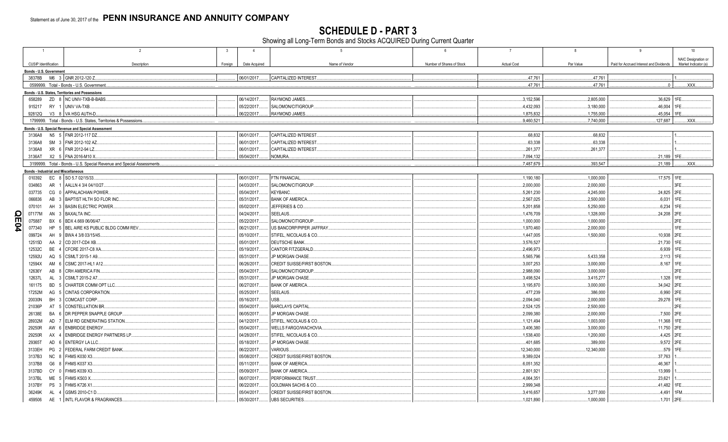Statement as of June 30, 2017 of the **PENN INSURANCE AND ANNUITY COMPANY**

# SCHEDULE D - PART 3

Showing all Long-Term Bonds and Stocks ACQUIRED During Current Quarter

| 1 | 2 | 3 | 4 | 5 | 6 | 7 | 8 | 9 | 10 |
|---|---|---|---|---|---|---|---|---|---|
| CUSIP Identification | Description | Foreign | Date Acquired | Name of Vendor | Number of Shares of Stock | Actual Cost | Par Value | Paid for Accrued Interest and Dividends | NAIC Designation or Market Indicator (a) |
| **Bonds - U.S. Government** | | | | | | | | | |
| 38378B M6 3 | GNR 2012-120 Z | | 06/01/2017 | CAPITALIZED INTEREST | | 47,761 | 47,761 | | 1 |
| 0599999. Total - Bonds - U.S. Government | | | | | | 47,761 | 47,761 | 0 | XXX |
| **Bonds - U.S. States, Territories and Possessions** | | | | | | | | | |
| 658289 ZD 8 | NC UNIV-TXB-B-BABS | | 06/14/2017 | RAYMOND JAMES | | 3,152,596 | 2,805,000 | 36,629 | 1FE |
| 915217 RY 1 | UNIV VA-TXB | | 05/22/2017 | SALOMON/CITIGROUP | | 4,432,093 | 3,180,000 | 46,004 | 1FE |
| 92812Q V3 8 | VA HSG AUTH-D | | 06/22/2017 | RAYMOND JAMES | | 1,875,832 | 1,755,000 | 45,054 | 1FE |
| 1799999. Total - Bonds - U.S. States, Territories & Possessions | | | | | | 9,460,521 | 7,740,000 | 127,687 | XXX |
| **Bonds - U.S. Special Revenue and Special Assessment** | | | | | | | | | |
| 3136A8 N5 5 | FNR 2012-117 DZ | | 06/01/2017 | CAPITALIZED INTEREST | | 68,832 | 68,832 | | 1 |
| 3136A8 SM 3 | FNR 2012-102 AZ | | 06/01/2017 | CAPITALIZED INTEREST | | 63,338 | 63,338 | | 1 |
| 3136A8 XR 6 | FNR 2012-94 LZ | | 06/01/2017 | CAPITALIZED INTEREST | | 261,377 | 261,377 | | 1 |
| 3136AT X2 5 | FNA 2016-M10 X | | 05/04/2017 | NOMURA | | 7,094,132 | | 21,189 | 1FE |
| 3199999. Total - Bonds - U.S. Special Revenue and Special Assessments | | | | | | 7,487,679 | 393,547 | 21,189 | XXX |
| **Bonds - Industrial and Miscellaneous** | | | | | | | | | |
| 010392 EC 8 | SO 5.7 02/15/33 | | 06/01/2017 | FTN FINANCIAL | | 1,190,180 | 1,000,000 | 17,575 | 1FE |
| 034863 AR 1 | AALLN 4 3/4 04/10/27 | | 04/03/2017 | SALOMON/CITIGROUP | | 2,000,000 | 2,000,000 | | 3FE |
| 037735 CG 0 | APPALACHIAN POWER | | 05/04/2017 | KEYBANC | | 5,261,230 | 4,245,000 | 24,825 | 2FE |
| 066836 AB 3 | BAPTIST HLTH SO FLOR INC | | 05/31/2017 | BANK OF AMERICA | | 2,567,025 | 2,500,000 | 6,031 | 1FE |
| 070101 AH 3 | BASIN ELECTRIC POWER | | 05/02/2017 | JEFFERIES & CO | | 5,201,858 | 5,250,000 | 6,234 | 1FE |
| 07177M AN 3 | BAXALTA INC | | 04/24/2017 | SEELAUS | | 1,476,709 | 1,328,000 | 24,208 | 2FE |
| 075887 BX 6 | BDX 4.669 06/06/47 | | 05/22/2017 | SALOMON/CITIGROUP | | 1,000,000 | 1,000,000 | | 2FE |
| 077340 HP 5 | BEL AIRE KS PUBLIC BLDG COMM REV | | 06/21/2017 | US BANCORP/PIPER JAFFRAY | | 1,970,460 | 2,000,000 | | 1FE |
| 099724 AH 9 | BWA 4 3/8 03/15/45 | | 05/10/2017 | STIFEL, NICOLAUS & CO | | 1,447,005 | 1,500,000 | 10,938 | 2FE |
| 12515D AA 2 | CD 2017-CD4 XB | | 05/01/2017 | DEUTSCHE BANK | | 3,576,527 | | 21,730 | 1FE |
| 12532C BE 4 | CFCRE 2017-C8 XA | | 05/19/2017 | CANTOR FITZGERALD | | 2,496,973 | | 6,939 | 1FE |
| 12592U AQ 5 | CSMLT 2015-1 A9 | | 05/31/2017 | JP MORGAN CHASE | | 5,565,796 | 5,433,358 | 2,113 | 1FE |
| 12594X AM 6 | CSMC 2017-HL1 A12 | | 06/26/2017 | CREDIT SUISSE/FIRST BOSTON | | 3,007,253 | 3,000,000 | 8,167 | 1FE |
| 12636Y AB 8 | CRH AMERICA FIN | | 05/04/2017 | SALOMON/CITIGROUP | | 2,988,090 | 3,000,000 | | 2FE |
| 12637L AL 3 | CSMLT 2015-2 A7 | | 05/31/2017 | JP MORGAN CHASE | | 3,498,524 | 3,415,277 | 1,328 | 1FE |
| 161175 BD 5 | CHARTER COMM OPT LLC | | 06/27/2017 | BANK OF AMERICA | | 3,195,870 | 3,000,000 | 34,042 | 2FE |
| 17252M AG 5 | CINTAS CORPORATION | | 05/25/2017 | SEELAUS | | 477,239 | 386,000 | 6,990 | 2FE |
| 20030N BH 3 | COMCAST CORP | | 05/16/2017 | USB | | 2,094,040 | 2,000,000 | 29,278 | 1FE |
| 21036P AT 5 | CONSTELLATION BR | | 05/04/2017 | BARCLAYS CAPITAL | | 2,524,125 | 2,500,000 | | 2FE |
| 26138E BA 6 | DR PEPPER SNAPPLE GROUP | | 06/05/2017 | JP MORGAN CHASE | | 2,099,380 | 2,000,000 | 7,500 | 2FE |
| 28932M AD 7 | ELM RD GENERATING STATION | | 04/12/2017 | STIFEL, NICOLAUS & CO | | 1,121,494 | 1,003,000 | 11,368 | 1FE |
| 29250R AW 6 | ENBRIDGE ENERGY | | 05/04/2017 | WELLS FARGO/WACHOVIA | | 3,406,380 | 3,000,000 | 11,750 | 2FE |
| 29250R AX 4 | ENBRIDGE ENERGY PARTNERS LP | | 04/28/2017 | STIFEL, NICOLAUS & CO | | 1,538,400 | 1,200,000 | 4,425 | 2FE |
| 29365T AD 6 | ENTERGY LA LLC | | 05/18/2017 | JP MORGAN CHASE | | 401,685 | 389,000 | 9,572 | 2FE |
| 3133EH PG 2 | FEDERAL FARM CREDIT BANK | | 06/22/2017 | VARIOUS | | 12,340,000 | 12,340,000 | 579 | 1FE |
| 3137B3 NC 8 | FHMS K030 X3 | | 05/08/2017 | CREDIT SUISSE/FIRST BOSTON | | 9,389,024 | | 37,763 | 1 |
| 3137B8 G6 8 | FHMS K037 X3 | | 05/11/2017 | BANK OF AMERICA | | 6,051,352 | | 46,367 | 1 |
| 3137BD CY 0 | FHMS K039 X3 | | 05/09/2017 | BANK OF AMERICA | | 2,801,921 | | 13,999 | 1 |
| 3137BL ME 5 | FHMS KS03 X | | 06/07/2017 | PERFORMANCE TRUST | | 4,064,351 | | 23,621 | 1 |
| 3137BY PS 3 | FHMS K726 X1 | | 06/22/2017 | GOLDMAN SACHS & CO | | 2,999,348 | | 41,482 | 1FE |
| 36249K AL 4 | GSMS 2010-C1 D | | 05/04/2017 | CREDIT SUISSE/FIRST BOSTON | | 3,416,657 | 3,277,000 | 4,491 | 1FM |
| 459506 AE 1 | INTL FLAVOR & FRAGRANCES | | 05/30/2017 | UBS SECURITIES | | 1,021,890 | 1,000,000 | 1,701 | 2FE |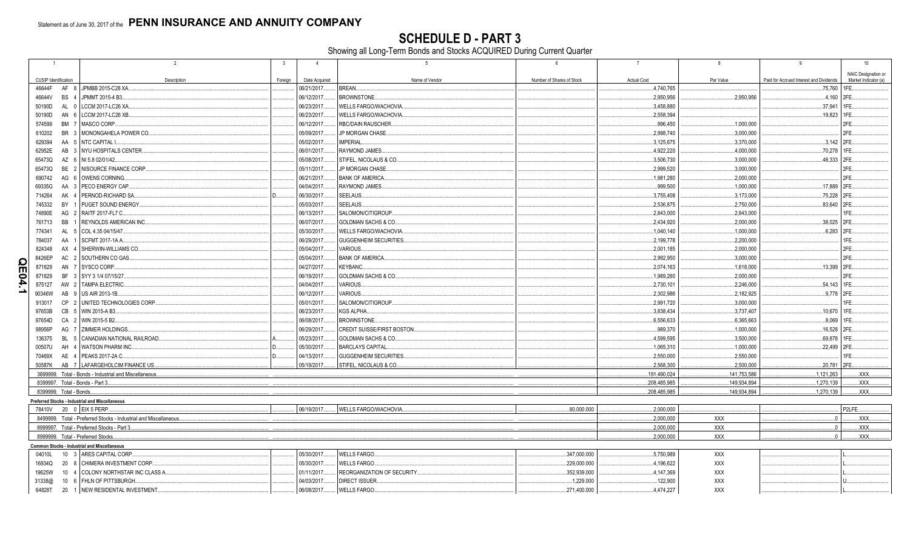Statement as of June 30, 2017 of the **PENN INSURANCE AND ANNUITY COMPANY**

# SCHEDULE D - PART 3

Showing all Long-Term Bonds and Stocks ACQUIRED During Current Quarter

| 1 | 2 | 3 | 4 | 5 | 6 | 7 | 8 | 9 | 10 |
|---|---|---|---|---|---|---|---|---|---|
| CUSIP Identification | Description | Foreign | Date Acquired | Name of Vendor | Number of Shares of Stock | Actual Cost | Par Value | Paid for Accrued Interest and Dividends | NAIC Designation or Market Indicator (a) |
| 46644F AF 8 | JPMBB 2015-C28 XA | | 06/21/2017 | BREAN | | 4,740,765 | | 75,760 | 1FE |
| 46644V BS 4 | JPMMT 2015-4 B3 | | 06/12/2017 | BROWNSTONE | | 2,950,956 | 2,950,956 | 4,160 | 2FE |
| 50190D AL 0 | LCCM 2017-LC26 XA | | 06/23/2017 | WELLS FARGO/WACHOVIA | | 3,458,880 | | 37,941 | 1FE |
| 50190D AN 6 | LCCM 2017-LC26 XB | | 06/23/2017 | WELLS FARGO/WACHOVIA | | 2,558,394 | | 19,823 | 1FE |
| 574599 BM 7 | MASCO CORP | | 06/12/2017 | RBC/DAIN RAUSCHER | | 996,450 | 1,000,000 | | 2FE |
| 610202 BR 3 | MONONGAHELA POWER CO | | 05/09/2017 | JP MORGAN CHASE | | 2,998,740 | 3,000,000 | | 2FE |
| 629394 AA 5 | NTC CAPITAL I | | 05/02/2017 | IMPERIAL | | 3,125,675 | 3,370,000 | 3,142 | 2FE |
| 62952E AB 3 | NYU HOSPITALS CENTER | | 06/01/2017 | RAYMOND JAMES | | 4,922,220 | 4,000,000 | 70,278 | 1FE |
| 65473Q AZ 6 | NI 5.8 02/01/42 | | 05/08/2017 | STIFEL, NICOLAUS & CO | | 3,506,730 | 3,000,000 | 48,333 | 2FE |
| 65473Q BE 2 | NISOURCE FINANCE CORP | | 05/11/2017 | JP MORGAN CHASE | | 2,999,520 | 3,000,000 | | 2FE |
| 690742 AG 6 | OWENS CORNING | | 06/21/2017 | BANK OF AMERICA | | 1,981,280 | 2,000,000 | | 2FE |
| 69335G AA 3 | PECO ENERGY CAP | | 04/04/2017 | RAYMOND JAMES | | 999,500 | 1,000,000 | 17,889 | 2FE |
| 714264 AK 4 | PERNOD-RICHARD SA | D | 06/30/2017 | SEELAUS | | 3,755,408 | 3,173,000 | 75,228 | 2FE |
| 745332 BY 1 | PUGET SOUND ENERGY | | 05/03/2017 | SEELAUS | | 2,536,875 | 2,750,000 | 83,640 | 2FE |
| 74890E AG 2 | RAITF 2017-FL7 C | | 06/13/2017 | SALOMON/CITIGROUP | | 2,843,000 | 2,843,000 | | 1FE |
| 761713 BB 1 | REYNOLDS AMERICAN INC | | 06/07/2017 | GOLDMAN SACHS & CO | | 2,434,920 | 2,000,000 | 38,025 | 2FE |
| 774341 AL 5 | COL 4.35 04/15/47 | | 05/30/2017 | WELLS FARGO/WACHOVIA | | 1,040,140 | 1,000,000 | 6,283 | 2FE |
| 784037 AA 1 | SCFMT 2017-1A A | | 06/29/2017 | GUGGENHEIM SECURITIES | | 2,199,778 | 2,200,000 | | 1FE |
| 824348 AX 4 | SHERWIN-WILLIAMS CO | | 05/04/2017 | VARIOUS | | 2,001,185 | 2,000,000 | | 2FE |
| 8426EP AC 2 | SOUTHERN CO GAS | | 05/04/2017 | BANK OF AMERICA | | 2,992,950 | 3,000,000 | | 2FE |
| 871829 AN 7 | SYSCO CORP | | 04/27/2017 | KEYBANC | | 2,074,163 | 1,618,000 | 13,399 | 2FE |
| 871829 BF 3 | SYY 3 1/4 07/15/27 | | 06/19/2017 | GOLDMAN SACHS & CO | | 1,989,260 | 2,000,000 | | 2FE |
| 875127 AW 2 | TAMPA ELECTRIC | | 04/04/2017 | VARIOUS | | 2,730,101 | 2,246,000 | 54,143 | 1FE |
| 90346W AB 9 | US AIR 2013-1B | | 06/12/2017 | VARIOUS | | 2,302,986 | 2,182,925 | 9,778 | 2FE |
| 913017 CP 2 | UNITED TECHNOLOGIES CORP | | 05/01/2017 | SALOMON/CITIGROUP | | 2,991,720 | 3,000,000 | | 1FE |
| 97653B CB 5 | WIN 2015-A B3 | | 06/23/2017 | KGS ALPHA | | 3,838,434 | 3,737,407 | 10,670 | 1FE |
| 97654D CA 2 | WIN 2015-5 B2 | | 06/08/2017 | BROWNSTONE | | 6,556,633 | 6,365,663 | 8,069 | 1FE |
| 98956P AG 7 | ZIMMER HOLDINGS | | 06/29/2017 | CREDIT SUISSE/FIRST BOSTON | | 989,370 | 1,000,000 | 16,528 | 2FE |
| 136375 BL 5 | CANADIAN NATIONAL RAILROAD | A | 05/23/2017 | GOLDMAN SACHS & CO | | 4,599,595 | 3,500,000 | 69,878 | 1FE |
| 00507U AH 4 | WATSON PHARM INC | D | 05/30/2017 | BARCLAYS CAPITAL | | 1,065,310 | 1,000,000 | 22,499 | 2FE |
| 70469X AE 4 | PEAKS 2017-2A C | D | 04/13/2017 | GUGGENHEIM SECURITIES | | 2,550,000 | 2,550,000 | | 1FE |
| 50587K AB 7 | LAFARGEHOLCIM FINANCE US | | 05/19/2017 | STIFEL, NICOLAUS & CO | | 2,568,300 | 2,500,000 | 20,781 | 2FE |
| 3899999. Total - Bonds - Industrial and Miscellaneous | | | | | | 191,490,024 | 141,753,586 | 1,121,263 | XXX |
| 8399997. Total - Bonds - Part 3 | | | | | | 208,485,985 | 149,934,894 | 1,270,139 | XXX |
| 8399999. Total - Bonds | | | | | | 208,485,985 | 149,934,894 | 1,270,139 | XXX |
| **Preferred Stocks - Industrial and Miscellaneous** | | | | | | | | | |
| 78410V 20 0 | EIX 5 PERP | | 06/19/2017 | WELLS FARGO/WACHOVIA | 80,000.000 | 2,000,000 | | | P2LFE |
| 8499999. Total - Preferred Stocks - Industrial and Miscellaneous | | | | | | 2,000,000 | XXX | 0 | XXX |
| 8999997. Total - Preferred Stocks - Part 3 | | | | | | 2,000,000 | XXX | 0 | XXX |
| 8999999. Total - Preferred Stocks | | | | | | 2,000,000 | XXX | 0 | XXX |
| **Common Stocks - Industrial and Miscellaneous** | | | | | | | | | |
| 04010L 10 3 | ARES CAPITAL CORP | | 05/30/2017 | WELLS FARGO | 347,000.000 | 5,750,989 | XXX | | L |
| 16934Q 20 8 | CHIMERA INVESTMENT CORP | | 05/30/2017 | WELLS FARGO | 229,000.000 | 4,196,622 | XXX | | L |
| 19625W 10 4 | COLONY NORTHSTAR INC CLASS A | | 01/11/2017 | REORGANIZATION OF SECURITY | 352,939.000 | 4,147,369 | XXX | | L |
| 31338@ 10 6 | FHLN OF PITTSBURGH | | 04/03/2017 | DIRECT ISSUER | 1,229.000 | 122,900 | XXX | | U |
| 64828T 20 1 | NEW RESIDENTAL INVESTMENT | | 06/08/2017 | WELLS FARGO | 271,400.000 | 4,474,227 | XXX | | L |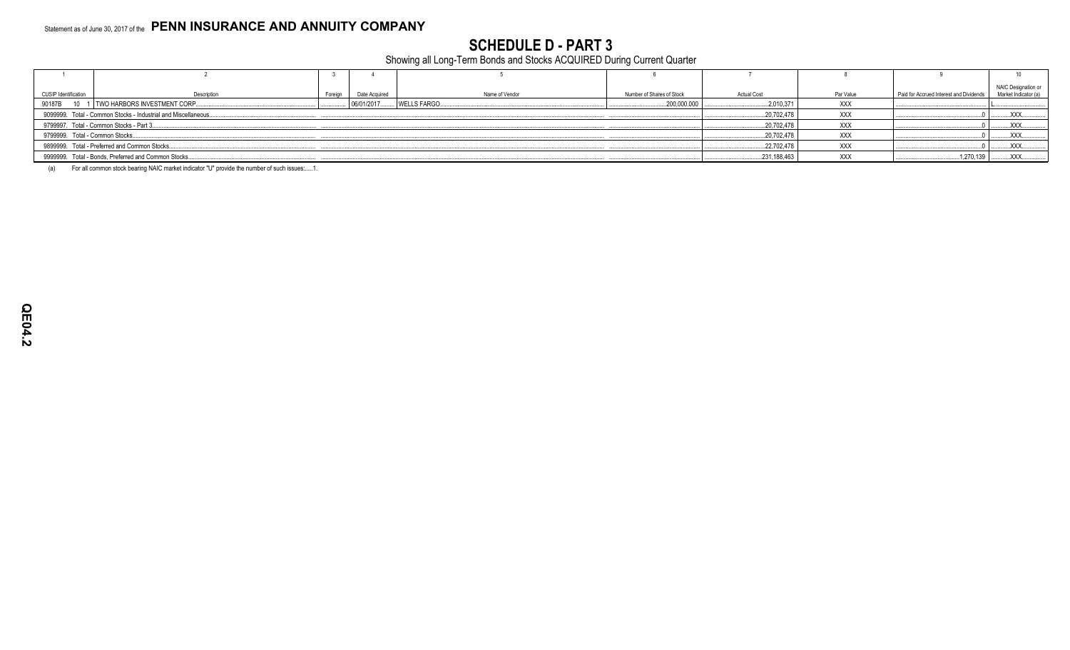Statement as of June 30, 2017 of the **PENN INSURANCE AND ANNUITY COMPANY**

# SCHEDULE D - PART 3

Showing all Long-Term Bonds and Stocks ACQUIRED During Current Quarter

| 1 | 2 | 3 | 4 | 5 | 6 | 7 | 8 | 9 | 10 |
|---|---|---|---|---|---|---|---|---|---|
| CUSIP Identification | Description | Foreign | Date Acquired | Name of Vendor | Number of Shares of Stock | Actual Cost | Par Value | Paid for Accrued Interest and Dividends | NAIC Designation or Market Indicator (a) |
| 90187B 10 1 | TWO HARBORS INVESTMENT CORP. | | 06/01/2017 | WELLS FARGO | 200,000.000 | 2,010,371 | XXX | | L |
| 9099999. Total - Common Stocks - Industrial and Miscellaneous | | | | | | 20,702,478 | XXX | 0 | XXX |
| 9799997. Total - Common Stocks - Part 3 | | | | | | 20,702,478 | XXX | 0 | XXX |
| 9799999. Total - Common Stocks | | | | | | 20,702,478 | XXX | 0 | XXX |
| 9899999. Total - Preferred and Common Stocks | | | | | | 22,702,478 | XXX | 0 | XXX |
| 9999999. Total - Bonds, Preferred and Common Stocks | | | | | | 231,188,463 | XXX | 1,270,139 | XXX |

(a) For all common stock bearing NAIC market indicator "U" provide the number of such issues: 1.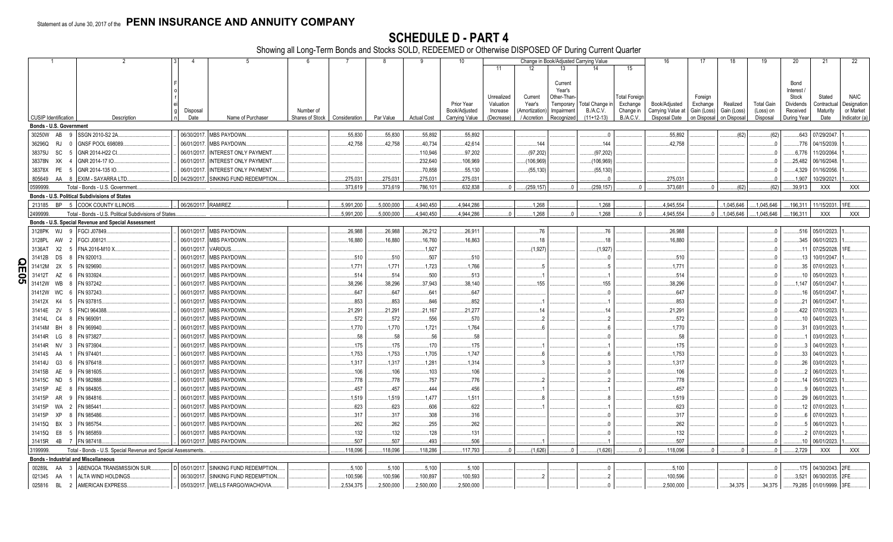Statement as of June 30, 2017 of the **PENN INSURANCE AND ANNUITY COMPANY**

# SCHEDULE D - PART 4

Showing all Long-Term Bonds and Stocks SOLD, REDEEMED or Otherwise DISPOSED OF During Current Quarter

| 1 CUSIP Identification | 2 Description | 3 Foreign | 4 Disposal Date | 5 Name of Purchaser | 6 Number of Shares of Stock | 7 Consideration | 8 Par Value | 9 Actual Cost | 10 Prior Year Book/Adjusted Carrying Value | 11 Unrealized Valuation Increase (Decrease) | 12 Current Year's (Amortization) / Accretion | 13 Current Year's Other-Than-Temporary Impairment Recognized | 14 Total Change in B./A.C.V. (11+12-13) | 15 Total Foreign Exchange Change in B./A.C.V. | 16 Book/Adjusted Carrying Value at Disposal Date | 17 Foreign Exchange Gain (Loss) on Disposal | 18 Realized Gain (Loss) on Disposal | 19 Total Gain (Loss) on Disposal | 20 Bond Interest / Stock Dividends Received During Year | 21 Stated Contractual Maturity Date | 22 NAIC Designation or Market Indicator (a) |
|---|---|---|---|---|---|---|---|---|---|---|---|---|---|---|---|---|---|---|---|---|---|
| **Bonds - U.S. Government** | | | | | | | | | | | | | | | | | | | | | |
| 30250W AB 9 | SSGN 2010-S2 2A | | 06/30/2017 | MBS PAYDOWN | | 55,830 | 55,830 | 55,892 | 55,892 | | | | 0 | | 55,892 | | (62) | (62) | 643 | 07/29/2047 | 1 |
| 36296Q RJ 0 | GNSF POOL 698089 | | 06/01/2017 | MBS PAYDOWN | | 42,758 | 42,758 | 40,734 | 42,614 | | 144 | | 144 | | 42,758 | | | 0 | 776 | 04/15/2039 | 1 |
| 38375U SC 5 | GNR 2014-H22 CI | | 06/01/2017 | INTEREST ONLY PAYMENT | | | | 110,946 | 97,202 | | (97,202) | | (97,202) | | | | | 0 | 6,776 | 11/20/2064 | 1 |
| 38378N XK 4 | GNR 2014-17 IO | | 06/01/2017 | INTEREST ONLY PAYMENT | | | | 232,640 | 106,969 | | (106,969) | | (106,969) | | | | | 0 | 25,482 | 06/16/2048 | 1 |
| 38378X PE 5 | GNR 2014-135 IO | | 06/01/2017 | INTEREST ONLY PAYMENT | | | | 70,858 | 55,130 | | (55,130) | | (55,130) | | | | | 0 | 4,329 | 01/16/2056 | 1 |
| 805649 AA 8 | EXIM - SAYARRA LTD | D | 04/29/2017 | SINKING FUND REDEMPTION | | 275,031 | 275,031 | 275,031 | 275,031 | | | | 0 | | 275,031 | | | 0 | 1,907 | 10/29/2021 | 1 |
| 0599999. | Total - Bonds - U.S. Government | | | | | 373,619 | 373,619 | 786,101 | 632,838 | 0 | (259,157) | 0 | (259,157) | 0 | 373,681 | 0 | (62) | (62) | 39,913 | XXX | XXX |
| **Bonds - U.S. Political Subdivisions of States** | | | | | | | | | | | | | | | | | | | | | |
| 213185 BP 5 | COOK COUNTY ILLINOIS | | 06/26/2017 | RAMIREZ | | 5,991,200 | 5,000,000 | 4,940,450 | 4,944,286 | | 1,268 | | 1,268 | | 4,945,554 | | 1,045,646 | 1,045,646 | 196,311 | 11/15/2031 | 1FE |
| 2499999. | Total - Bonds - U.S. Political Subdivisions of States | | | | | 5,991,200 | 5,000,000 | 4,940,450 | 4,944,286 | 0 | 1,268 | 0 | 1,268 | 0 | 4,945,554 | 0 | 1,045,646 | 1,045,646 | 196,311 | XXX | XXX |
| **Bonds - U.S. Special Revenue and Special Assessment** | | | | | | | | | | | | | | | | | | | | | |
| 3128PK WJ 9 | FGCI J07849 | | 06/01/2017 | MBS PAYDOWN | | 26,988 | 26,988 | 26,212 | 26,911 | | 76 | | 76 | | 26,988 | | | 0 | 516 | 05/01/2023 | 1 |
| 3128PL AW 2 | FGCI J08121 | | 06/01/2017 | MBS PAYDOWN | | 16,880 | 16,880 | 16,760 | 16,863 | | 18 | | 18 | | 16,880 | | | 0 | 345 | 06/01/2023 | 1 |
| 3136AT X2 5 | FNA 2016-M10 X | | 06/01/2017 | VARIOUS | | | | | 1,927 | | (1,927) | | (1,927) | | | | | 0 | 11 | 07/25/2028 | 1FE |
| 31412B DS 8 | FN 920013 | | 06/01/2017 | MBS PAYDOWN | | 510 | 510 | 507 | 510 | | | | 0 | | 510 | | | 0 | 13 | 10/01/2047 | 1 |
| 31412M 2X 5 | FN 929690 | | 06/01/2017 | MBS PAYDOWN | | 1,771 | 1,771 | 1,723 | 1,766 | | 5 | | 5 | | 1,771 | | | 0 | 35 | 07/01/2023 | 1 |
| 31412T AZ 6 | FN 933924 | | 06/01/2017 | MBS PAYDOWN | | 514 | 514 | 500 | 513 | | 1 | | 1 | | 514 | | | 0 | 10 | 05/01/2023 | 1 |
| 31412W WB 8 | FN 937242 | | 06/01/2017 | MBS PAYDOWN | | 38,296 | 38,296 | 37,943 | 38,140 | | 155 | | 155 | | 38,296 | | | 0 | 1,147 | 05/01/2047 | 1 |
| 31412W WC 6 | FN 937243 | | 06/01/2017 | MBS PAYDOWN | | 647 | 647 | 641 | 647 | | | | 0 | | 647 | | | 0 | 16 | 05/01/2047 | 1 |
| 31412X K4 5 | FN 937815 | | 06/01/2017 | MBS PAYDOWN | | 853 | 853 | 846 | 852 | | 1 | | 1 | | 853 | | | 0 | 21 | 06/01/2047 | 1 |
| 31414E 2V 5 | FNCI 964388 | | 06/01/2017 | MBS PAYDOWN | | 21,291 | 21,291 | 21,167 | 21,277 | | 14 | | 14 | | 21,291 | | | 0 | 422 | 07/01/2023 | 1 |
| 31414L C4 8 | FN 969091 | | 06/01/2017 | MBS PAYDOWN | | 572 | 572 | 556 | 570 | | 2 | | 2 | | 572 | | | 0 | 10 | 04/01/2023 | 1 |
| 31414M BH 8 | FN 969940 | | 06/01/2017 | MBS PAYDOWN | | 1,770 | 1,770 | 1,721 | 1,764 | | 6 | | 6 | | 1,770 | | | 0 | 31 | 03/01/2023 | 1 |
| 31414R LG 8 | FN 973827 | | 06/01/2017 | MBS PAYDOWN | | 58 | 58 | 56 | 58 | | | | 0 | | 58 | | | 0 | 1 | 03/01/2023 | 1 |
| 31414R NV 3 | FN 973904 | | 06/01/2017 | MBS PAYDOWN | | 175 | 175 | 170 | 175 | | 1 | | 1 | | 175 | | | 0 | 3 | 04/01/2023 | 1 |
| 31414S AA 1 | FN 974401 | | 06/01/2017 | MBS PAYDOWN | | 1,753 | 1,753 | 1,705 | 1,747 | | 6 | | 6 | | 1,753 | | | 0 | 33 | 04/01/2023 | 1 |
| 31414U G3 6 | FN 976418 | | 06/01/2017 | MBS PAYDOWN | | 1,317 | 1,317 | 1,281 | 1,314 | | 3 | | 3 | | 1,317 | | | 0 | 26 | 03/01/2023 | 1 |
| 31415B AE 9 | FN 981605 | | 06/01/2017 | MBS PAYDOWN | | 106 | 106 | 103 | 106 | | | | 0 | | 106 | | | 0 | 2 | 06/01/2023 | 1 |
| 31415C ND 5 | FN 982888 | | 06/01/2017 | MBS PAYDOWN | | 778 | 778 | 757 | 776 | | 2 | | 2 | | 778 | | | 0 | 14 | 05/01/2023 | 1 |
| 31415P AE 8 | FN 984805 | | 06/01/2017 | MBS PAYDOWN | | 457 | 457 | 444 | 456 | | 1 | | 1 | | 457 | | | 0 | 9 | 06/01/2023 | 1 |
| 31415P AR 9 | FN 984816 | | 06/01/2017 | MBS PAYDOWN | | 1,519 | 1,519 | 1,477 | 1,511 | | 8 | | 8 | | 1,519 | | | 0 | 29 | 06/01/2023 | 1 |
| 31415P WA 2 | FN 985441 | | 06/01/2017 | MBS PAYDOWN | | 623 | 623 | 606 | 622 | | 1 | | 1 | | 623 | | | 0 | 12 | 07/01/2023 | 1 |
| 31415P XP 8 | FN 985486 | | 06/01/2017 | MBS PAYDOWN | | 317 | 317 | 308 | 316 | | | | 0 | | 317 | | | 0 | 6 | 07/01/2023 | 1 |
| 31415Q BX 3 | FN 985754 | | 06/01/2017 | MBS PAYDOWN | | 262 | 262 | 255 | 262 | | | | 0 | | 262 | | | 0 | 5 | 06/01/2023 | 1 |
| 31415Q E8 5 | FN 985859 | | 06/01/2017 | MBS PAYDOWN | | 132 | 132 | 128 | 131 | | | | 0 | | 132 | | | 0 | 2 | 07/01/2023 | 1 |
| 31415R 4B 7 | FN 987418 | | 06/01/2017 | MBS PAYDOWN | | 507 | 507 | 493 | 506 | | 1 | | 1 | | 507 | | | 0 | 10 | 06/01/2023 | 1 |
| 3199999. | Total - Bonds - U.S. Special Revenue and Special Assessments | | | | | 118,096 | 118,096 | 118,286 | 117,793 | 0 | (1,626) | 0 | (1,626) | 0 | 118,096 | 0 | 0 | 0 | 2,729 | XXX | XXX |
| **Bonds - Industrial and Miscellaneous** | | | | | | | | | | | | | | | | | | | | | |
| 00289L AA 3 | ABENGOA TRANSMISSION SUR | D | 05/01/2017 | SINKING FUND REDEMPTION | | 5,100 | 5,100 | 5,100 | 5,100 | | | | 0 | | 5,100 | | | 0 | 175 | 04/30/2043 | 2FE |
| 021345 AA 1 | ALTA WIND HOLDINGS | | 06/30/2017 | SINKING FUND REDEMPTION | | 100,596 | 100,596 | 100,897 | 100,593 | | 2 | | 2 | | 100,596 | | | 0 | 3,521 | 06/30/2035 | 2FE |
| 025816 BL 2 | AMERICAN EXPRESS | | 05/03/2017 | WELLS FARGO/WACHOVIA | | 2,534,375 | 2,500,000 | 2,500,000 | 2,500,000 | | | | 0 | | 2,500,000 | | 34,375 | 34,375 | 79,285 | 01/01/9999 | 3FE |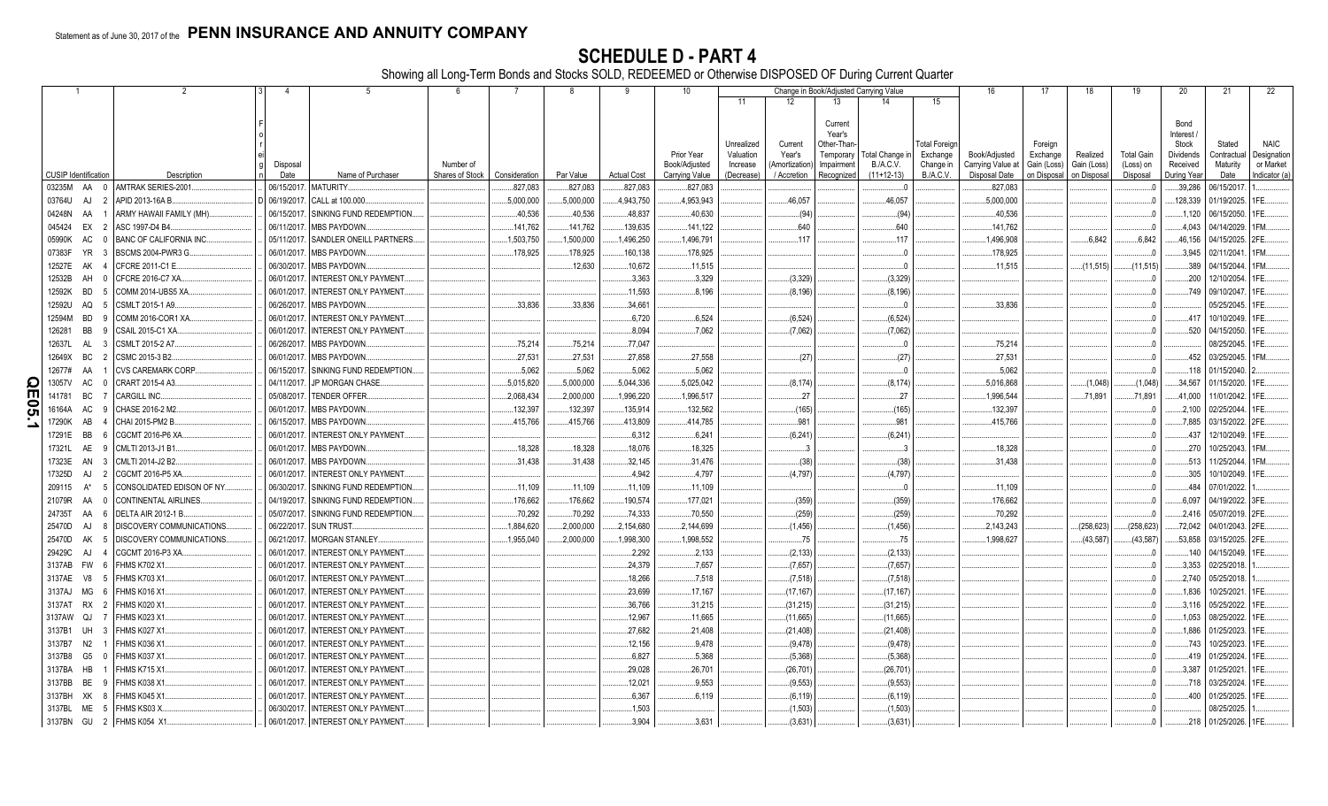Statement as of June 30, 2017 of the **PENN INSURANCE AND ANNUITY COMPANY**

# SCHEDULE D - PART 4

Showing all Long-Term Bonds and Stocks SOLD, REDEEMED or Otherwise DISPOSED OF During Current Quarter

| 1 | 2 | 3 | 4 | 5 | 6 | 7 | 8 | 9 | 10 | 11 | 12 | 13 | 14 | 15 | 16 | 17 | 18 | 19 | 20 | 21 | 22 |
|---|---|---|---|---|---|---|---|---|---|---|---|---|---|---|---|---|---|---|---|---|---|
| | | | | | | | | | | Change in Book/Adjusted Carrying Value | | | | | | | | | | | |
| CUSIP Identification | Description | Foreign | Disposal Date | Name of Purchaser | Number of Shares of Stock | Consideration | Par Value | Actual Cost | Prior Year Book/Adjusted Carrying Value | Unrealized Valuation Increase (Decrease) | Current Year's (Amortization) / Accretion | Current Year's Other-Than-Temporary Impairment Recognized | Total Change in B./A.C.V. (11+12-13) | Total Foreign Exchange Change in B./A.C.V. | Book/Adjusted Carrying Value at Disposal Date | Foreign Exchange Gain (Loss) on Disposal | Realized Gain (Loss) on Disposal | Total Gain (Loss) on Disposal | Bond Interest / Stock Dividends Received During Year | Stated Contractual Maturity Date | NAIC Designation or Market Indicator (a) |
| 03235M AA 0 | AMTRAK SERIES-2001 | | 06/15/2017 | MATURITY | | 827,083 | 827,083 | 827,083 | 827,083 | | | | 0 | | 827,083 | | | 0 | 39,286 | 06/15/2017 | 1 |
| 03764U AJ 2 | APID 2013-16A B | D | 06/19/2017 | CALL at 100.000 | | 5,000,000 | 5,000,000 | 4,943,750 | 4,953,943 | | 46,057 | | 46,057 | | 5,000,000 | | | 0 | 128,339 | 01/19/2025 | 1FE |
| 04248N AA 1 | ARMY HAWAII FAMILY (MH) | | 06/15/2017 | SINKING FUND REDEMPTION | | 40,536 | 40,536 | 48,837 | 40,630 | | (94) | | (94) | | 40,536 | | | 0 | 1,120 | 06/15/2050 | 1FE |
| 045424 EX 2 | ASC 1997-D4 B4 | | 06/11/2017 | MBS PAYDOWN | | 141,762 | 141,762 | 139,635 | 141,122 | | 640 | | 640 | | 141,762 | | | 0 | 4,043 | 04/14/2029 | 1FM |
| 05990K AC 0 | BANC OF CALIFORNIA INC | | 05/11/2017 | SANDLER ONEILL PARTNERS | | 1,503,750 | 1,500,000 | 1,496,250 | 1,496,791 | | 117 | | 117 | | 1,496,908 | | 6,842 | 6,842 | 46,156 | 04/15/2025 | 2FE |
| 07383F YR 3 | BSCMS 2004-PWR3 G | | 06/01/2017 | MBS PAYDOWN | | 178,925 | 178,925 | 160,138 | 178,925 | | | | 0 | | 178,925 | | | 0 | 3,945 | 02/11/2041 | 1FM |
| 12527E AK 4 | CFCRE 2011-C1 E | | 06/30/2017 | MBS PAYDOWN | | | 12,630 | 10,672 | 11,515 | | | | 0 | | 11,515 | | (11,515) | (11,515) | 389 | 04/15/2044 | 1FM |
| 12532B AH 0 | CFCRE 2016-C7 XA | | 06/01/2017 | INTEREST ONLY PAYMENT | | | | 3,363 | 3,329 | | (3,329) | | (3,329) | | | | | 0 | 200 | 12/10/2054 | 1FE |
| 12592K BD 5 | COMM 2014-UBS5 XA | | 06/01/2017 | INTEREST ONLY PAYMENT | | | | 11,593 | 8,196 | | (8,196) | | (8,196) | | | | | 0 | 749 | 09/10/2047 | 1FE |
| 12592U AQ 5 | CSMLT 2015-1 A9 | | 06/26/2017 | MBS PAYDOWN | | 33,836 | 33,836 | 34,661 | | | | | 0 | | 33,836 | | | 0 | | 05/25/2045 | 1FE |
| 12594M BD 9 | COMM 2016-COR1 XA | | 06/01/2017 | INTEREST ONLY PAYMENT | | | | 6,720 | 6,524 | | (6,524) | | (6,524) | | | | | 0 | 417 | 10/10/2049 | 1FE |
| 126281 BB 9 | CSAIL 2015-C1 XA | | 06/01/2017 | INTEREST ONLY PAYMENT | | | | 8,094 | 7,062 | | (7,062) | | (7,062) | | | | | 0 | 520 | 04/15/2050 | 1FE |
| 12637L AL 3 | CSMLT 2015-2 A7 | | 06/26/2017 | MBS PAYDOWN | | 75,214 | 75,214 | 77,047 | | | | | 0 | | 75,214 | | | 0 | | 08/25/2045 | 1FE |
| 12649X BC 2 | CSMC 2015-3 B2 | | 06/01/2017 | MBS PAYDOWN | | 27,531 | 27,531 | 27,858 | 27,558 | | (27) | | (27) | | 27,531 | | | 0 | 452 | 03/25/2045 | 1FM |
| 12677# AA 1 | CVS CAREMARK CORP | | 06/15/2017 | SINKING FUND REDEMPTION | | 5,062 | 5,062 | 5,062 | 5,062 | | | | 0 | | 5,062 | | | 0 | 118 | 01/15/2040 | 2 |
| 13057V AC 0 | CRART 2015-4 A3 | | 04/11/2017 | JP MORGAN CHASE | | 5,015,820 | 5,000,000 | 5,044,336 | 5,025,042 | | (8,174) | | (8,174) | | 5,016,868 | | (1,048) | (1,048) | 34,567 | 01/15/2020 | 1FE |
| 141781 BC 7 | CARGILL INC | | 05/08/2017 | TENDER OFFER | | 2,068,434 | 2,000,000 | 1,996,220 | 1,996,517 | | 27 | | 27 | | 1,996,544 | | 71,891 | 71,891 | 41,000 | 11/01/2042 | 1FE |
| 16164A AC 9 | CHASE 2016-2 M2 | | 06/01/2017 | MBS PAYDOWN | | 132,397 | 132,397 | 135,914 | 132,562 | | (165) | | (165) | | 132,397 | | | 0 | 2,100 | 02/25/2044 | 1FE |
| 17290K AB 4 | CHAI 2015-PM2 B | | 06/15/2017 | MBS PAYDOWN | | 415,766 | 415,766 | 413,809 | 414,785 | | 981 | | 981 | | 415,766 | | | 0 | 7,885 | 03/15/2022 | 2FE |
| 17291E BB 6 | CGCMT 2016-P6 XA | | 06/01/2017 | INTEREST ONLY PAYMENT | | | | 6,312 | 6,241 | | (6,241) | | (6,241) | | | | | 0 | 437 | 12/10/2049 | 1FE |
| 17321L AE 9 | CMLTI 2013-J1 B1 | | 06/01/2017 | MBS PAYDOWN | | 18,328 | 18,328 | 18,076 | 18,325 | | 3 | | 3 | | 18,328 | | | 0 | 270 | 10/25/2043 | 1FM |
| 17323E AN 3 | CMLTI 2014-J2 B2 | | 06/01/2017 | MBS PAYDOWN | | 31,438 | 31,438 | 32,145 | 31,476 | | (38) | | (38) | | 31,438 | | | 0 | 513 | 11/25/2044 | 1FM |
| 17325D AJ 2 | CGCMT 2016-P5 XA | | 06/01/2017 | INTEREST ONLY PAYMENT | | | | 4,942 | 4,797 | | (4,797) | | (4,797) | | | | | 0 | 305 | 10/10/2049 | 1FE |
| 209115 A* 5 | CONSOLIDATED EDISON OF NY | | 06/30/2017 | SINKING FUND REDEMPTION | | 11,109 | 11,109 | 11,109 | 11,109 | | | | 0 | | 11,109 | | | 0 | 484 | 07/01/2022 | 1 |
| 21079R AA 0 | CONTINENTAL AIRLINES | | 04/19/2017 | SINKING FUND REDEMPTION | | 176,662 | 176,662 | 190,574 | 177,021 | | (359) | | (359) | | 176,662 | | | 0 | 6,097 | 04/19/2022 | 3FE |
| 24735T AA 6 | DELTA AIR 2012-1 B | | 05/07/2017 | SINKING FUND REDEMPTION | | 70,292 | 70,292 | 74,333 | 70,550 | | (259) | | (259) | | 70,292 | | | 0 | 2,416 | 05/07/2019 | 2FE |
| 25470D AJ 8 | DISCOVERY COMMUNICATIONS | | 06/22/2017 | SUN TRUST | | 1,884,620 | 2,000,000 | 2,154,680 | 2,144,699 | | (1,456) | | (1,456) | | 2,143,243 | | (258,623) | (258,623) | 72,042 | 04/01/2043 | 2FE |
| 25470D AK 5 | DISCOVERY COMMUNICATIONS | | 06/21/2017 | MORGAN STANLEY | | 1,955,040 | 2,000,000 | 1,998,300 | 1,998,552 | | 75 | | 75 | | 1,998,627 | | (43,587) | (43,587) | 53,858 | 03/15/2025 | 2FE |
| 29429C AJ 4 | CGCMT 2016-P3 XA | | 06/01/2017 | INTEREST ONLY PAYMENT | | | | 2,292 | 2,133 | | (2,133) | | (2,133) | | | | | 0 | 140 | 04/15/2049 | 1FE |
| 3137AB FW 6 | FHMS K702 X1 | | 06/01/2017 | INTEREST ONLY PAYMENT | | | | 24,379 | 7,657 | | (7,657) | | (7,657) | | | | | 0 | 3,353 | 02/25/2018 | 1 |
| 3137AE V8 5 | FHMS K703 X1 | | 06/01/2017 | INTEREST ONLY PAYMENT | | | | 18,266 | 7,518 | | (7,518) | | (7,518) | | | | | 0 | 2,740 | 05/25/2018 | 1 |
| 3137AJ MG 6 | FHMS K016 X1 | | 06/01/2017 | INTEREST ONLY PAYMENT | | | | 23,699 | 17,167 | | (17,167) | | (17,167) | | | | | 0 | 1,836 | 10/25/2021 | 1FE |
| 3137AT RX 2 | FHMS K020 X1 | | 06/01/2017 | INTEREST ONLY PAYMENT | | | | 36,766 | 31,215 | | (31,215) | | (31,215) | | | | | 0 | 3,116 | 05/25/2022 | 1FE |
| 3137AW QJ 7 | FHMS K023 X1 | | 06/01/2017 | INTEREST ONLY PAYMENT | | | | 12,967 | 11,665 | | (11,665) | | (11,665) | | | | | 0 | 1,053 | 08/25/2022 | 1FE |
| 3137B1 UH 3 | FHMS K027 X1 | | 06/01/2017 | INTEREST ONLY PAYMENT | | | | 27,682 | 21,408 | | (21,408) | | (21,408) | | | | | 0 | 1,886 | 01/25/2023 | 1FE |
| 3137B7 N2 1 | FHMS K036 X1 | | 06/01/2017 | INTEREST ONLY PAYMENT | | | | 12,156 | 9,478 | | (9,478) | | (9,478) | | | | | 0 | 743 | 10/25/2023 | 1FE |
| 3137B8 G5 0 | FHMS K037 X1 | | 06/01/2017 | INTEREST ONLY PAYMENT | | | | 6,827 | 5,368 | | (5,368) | | (5,368) | | | | | 0 | 419 | 01/25/2024 | 1FE |
| 3137BA HB 1 | FHMS K715 X1 | | 06/01/2017 | INTEREST ONLY PAYMENT | | | | 29,028 | 26,701 | | (26,701) | | (26,701) | | | | | 0 | 3,387 | 01/25/2021 | 1FE |
| 3137BB BE 9 | FHMS K038 X1 | | 06/01/2017 | INTEREST ONLY PAYMENT | | | | 12,021 | 9,553 | | (9,553) | | (9,553) | | | | | 0 | 718 | 03/25/2024 | 1FE |
| 3137BH XK 8 | FHMS K045 X1 | | 06/01/2017 | INTEREST ONLY PAYMENT | | | | 6,367 | 6,119 | | (6,119) | | (6,119) | | | | | 0 | 400 | 01/25/2025 | 1FE |
| 3137BL ME 5 | FHMS KS03 X | | 06/30/2017 | INTEREST ONLY PAYMENT | | | | 1,503 | | | (1,503) | | (1,503) | | | | | 0 | | 08/25/2025 | 1 |
| 3137BN GU 2 | FHMS K054 X1 | | 06/01/2017 | INTEREST ONLY PAYMENT | | | | 3,904 | 3,631 | | (3,631) | | (3,631) | | | | | 0 | 218 | 01/25/2026 | 1FE |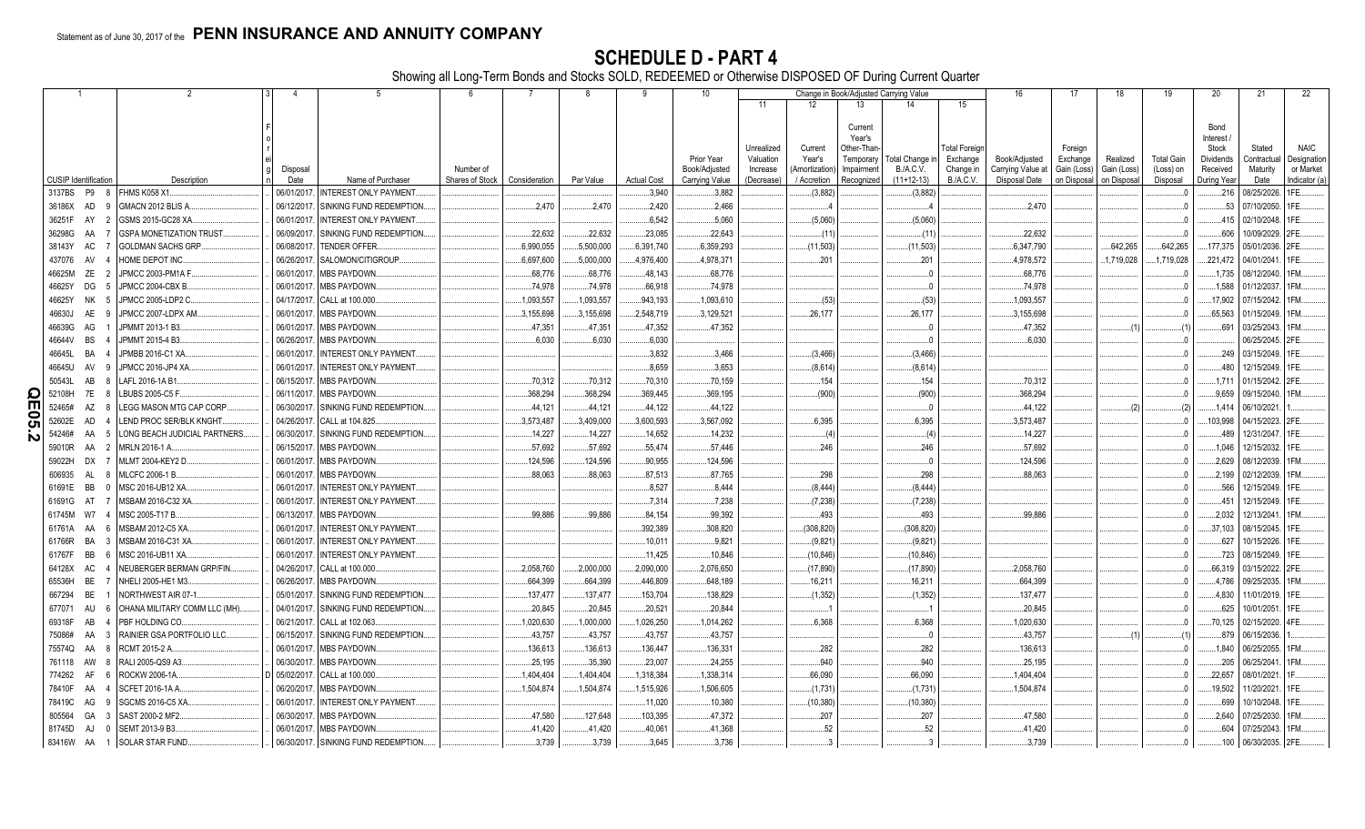Statement as of June 30, 2017 of the **PENN INSURANCE AND ANNUITY COMPANY**

# SCHEDULE D - PART 4

Showing all Long-Term Bonds and Stocks SOLD, REDEEMED or Otherwise DISPOSED OF During Current Quarter

| 1 | 2 | 3 | 4 | 5 | 6 | 7 | 8 | 9 | 10 | 11 | 12 | 13 | 14 | 15 | 16 | 17 | 18 | 19 | 20 | 21 | 22 |
|---|---|---|---|---|---|---|---|---|---|---|---|---|---|---|---|---|---|---|---|---|---|
| | | | | | | | | | | Change in Book/Adjusted Carrying Value | | | | | | | | | | | |
| CUSIP Identification | Description | Foreign | Disposal Date | Name of Purchaser | Number of Shares of Stock | Consideration | Par Value | Actual Cost | Prior Year Book/Adjusted Carrying Value | Unrealized Valuation Increase (Decrease) | Current Year's (Amortization) / Accretion | Current Year's Other-Than-Temporary Impairment Recognized | Total Change in B./A.C.V. (11+12-13) | Total Foreign Exchange Change in B./A.C.V. | Book/Adjusted Carrying Value at Disposal Date | Foreign Exchange Gain (Loss) on Disposal | Realized Gain (Loss) on Disposal | Total Gain (Loss) on Disposal | Bond Interest / Stock Dividends Received During Year | Stated Contractual Maturity Date | NAIC Designation or Market Indicator (a) |
| 3137BS P9 8 | FHMS K058 X1 | | 06/01/2017 | INTEREST ONLY PAYMENT | | | | 3,940 | 3,882 | | (3,882) | | (3,882) | | | | | 0 | 216 | 08/25/2026 | 1FE |
| 36186X AD 9 | GMACN 2012 BLIS A | | 06/12/2017 | SINKING FUND REDEMPTION | | 2,470 | 2,470 | 2,420 | 2,466 | | 4 | | 4 | | 2,470 | | | 0 | 53 | 07/10/2050 | 1FE |
| 36251F AY 2 | GSMS 2015-GC28 XA | | 06/01/2017 | INTEREST ONLY PAYMENT | | | | 6,542 | 5,060 | | (5,060) | | (5,060) | | | | | 0 | 415 | 02/10/2048 | 1FE |
| 36298G AA 7 | GSPA MONETIZATION TRUST | | 06/09/2017 | SINKING FUND REDEMPTION | | 22,632 | 22,632 | 23,085 | 22,643 | | (11) | | (11) | | 22,632 | | | 0 | 606 | 10/09/2029 | 2FE |
| 38143Y AC 7 | GOLDMAN SACHS GRP | | 06/08/2017 | TENDER OFFER | | 6,990,055 | 5,500,000 | 6,391,740 | 6,359,293 | | (11,503) | | (11,503) | | 6,347,790 | | 642,265 | 642,265 | 177,375 | 05/01/2036 | 2FE |
| 437076 AV 4 | HOME DEPOT INC | | 06/26/2017 | SALOMON/CITIGROUP | | 6,697,600 | 5,000,000 | 4,976,400 | 4,978,371 | | 201 | | 201 | | 4,978,572 | | 1,719,028 | 1,719,028 | 221,472 | 04/01/2041 | 1FE |
| 46625M ZE 2 | JPMCC 2003-PM1A F | | 06/01/2017 | MBS PAYDOWN | | 68,776 | 68,776 | 48,143 | 68,776 | | | | 0 | | 68,776 | | | 0 | 1,735 | 08/12/2040 | 1FM |
| 46625Y DG 5 | JPMCC 2004-CBX B | | 06/01/2017 | MBS PAYDOWN | | 74,978 | 74,978 | 66,918 | 74,978 | | | | 0 | | 74,978 | | | 0 | 1,588 | 01/12/2037 | 1FM |
| 46625Y NK 5 | JPMCC 2005-LDP2 C | | 04/17/2017 | CALL at 100.000 | | 1,093,557 | 1,093,557 | 943,193 | 1,093,610 | | (53) | | (53) | | 1,093,557 | | | 0 | 17,902 | 07/15/2042 | 1FM |
| 46630J AE 9 | JPMCC 2007-LDPX AM | | 06/01/2017 | MBS PAYDOWN | | 3,155,698 | 3,155,698 | 2,548,719 | 3,129,521 | | 26,177 | | 26,177 | | 3,155,698 | | | 0 | 65,563 | 01/15/2049 | 1FM |
| 46639G AG 1 | JPMMT 2013-1 B3 | | 06/01/2017 | MBS PAYDOWN | | 47,351 | 47,351 | 47,352 | 47,352 | | | | 0 | | 47,352 | | (1) | (1) | 691 | 03/25/2043 | 1FM |
| 46644V BS 4 | JPMMT 2015-4 B3 | | 06/26/2017 | MBS PAYDOWN | | 6,030 | 6,030 | 6,030 | | | | | 0 | | 6,030 | | | 0 | | 06/25/2045 | 2FE |
| 46645L BA 4 | JPMBB 2016-C1 XA | | 06/01/2017 | INTEREST ONLY PAYMENT | | | | 3,832 | 3,466 | | (3,466) | | (3,466) | | | | | 0 | 249 | 03/15/2049 | 1FE |
| 46645U AV 9 | JPMCC 2016-JP4 XA | | 06/01/2017 | INTEREST ONLY PAYMENT | | | | 8,659 | 3,653 | | (8,614) | | (8,614) | | | | | 0 | 480 | 12/15/2049 | 1FE |
| 50543L AB 8 | LAFL 2016-1A B1 | | 06/15/2017 | MBS PAYDOWN | | 70,312 | 70,312 | 70,310 | 70,159 | | 154 | | 154 | | 70,312 | | | 0 | 1,711 | 01/15/2042 | 2FE |
| 52108H 7E 8 | LBUBS 2005-C5 F | | 06/11/2017 | MBS PAYDOWN | | 368,294 | 368,294 | 369,445 | 369,195 | | (900) | | (900) | | 368,294 | | | 0 | 9,659 | 09/15/2040 | 1FM |
| 52465# AZ 8 | LEGG MASON MTG CAP CORP | | 06/30/2017 | SINKING FUND REDEMPTION | | 44,121 | 44,121 | 44,122 | 44,122 | | | | 0 | | 44,122 | | (2) | (2) | 1,414 | 06/10/2021 | 1 |
| 52602E AD 4 | LEND PROC SER/BLK KNGHT | | 04/26/2017 | CALL at 104.825 | | 3,573,487 | 3,409,000 | 3,600,593 | 3,567,092 | | 6,395 | | 6,395 | | 3,573,487 | | | 0 | 103,998 | 04/15/2023 | 2FE |
| 54246# AA 5 | LONG BEACH JUDICIAL PARTNERS | | 06/30/2017 | SINKING FUND REDEMPTION | | 14,227 | 14,227 | 14,652 | 14,232 | | (4) | | (4) | | 14,227 | | | 0 | 489 | 12/31/2047 | 1FE |
| 59010R AA 2 | MRLN 2016-1 A | | 06/15/2017 | MBS PAYDOWN | | 57,692 | 57,692 | 55,474 | 57,446 | | 246 | | 246 | | 57,692 | | | 0 | 1,046 | 12/15/2032 | 1FE |
| 59022H DX 7 | MLMT 2004-KEY2 D | | 06/01/2017 | MBS PAYDOWN | | 124,596 | 124,596 | 90,955 | 124,596 | | | | 0 | | 124,596 | | | 0 | 2,629 | 08/12/2039 | 1FM |
| 606935 AL 8 | MLCFC 2006-1 B | | 06/01/2017 | MBS PAYDOWN | | 88,063 | 88,063 | 87,513 | 87,765 | | 298 | | 298 | | 88,063 | | | 0 | 2,199 | 02/12/2039 | 1FM |
| 61691E BB 0 | MSC 2016-UB12 XA | | 06/01/2017 | INTEREST ONLY PAYMENT | | | | 8,527 | 8,444 | | (8,444) | | (8,444) | | | | | 0 | 566 | 12/15/2049 | 1FE |
| 61691G AT 7 | MSBAM 2016-C32 XA | | 06/01/2017 | INTEREST ONLY PAYMENT | | | | 7,314 | 7,238 | | (7,238) | | (7,238) | | | | | 0 | 451 | 12/15/2049 | 1FE |
| 61745M W7 4 | MSC 2005-T17 B | | 06/13/2017 | MBS PAYDOWN | | 99,886 | 99,886 | 84,154 | 99,392 | | 493 | | 493 | | 99,886 | | | 0 | 2,032 | 12/13/2041 | 1FM |
| 61761A AA 6 | MSBAM 2012-C5 XA | | 06/01/2017 | INTEREST ONLY PAYMENT | | | | 392,389 | 308,820 | | (308,820) | | (308,820) | | | | | 0 | 37,103 | 08/15/2045 | 1FE |
| 61766R BA 3 | MSBAM 2016-C31 XA | | 06/01/2017 | INTEREST ONLY PAYMENT | | | | 10,011 | 9,821 | | (9,821) | | (9,821) | | | | | 0 | 627 | 10/15/2026 | 1FE |
| 61767F BB 6 | MSC 2016-UB11 XA | | 06/01/2017 | INTEREST ONLY PAYMENT | | | | 11,425 | 10,846 | | (10,846) | | (10,846) | | | | | 0 | 723 | 08/15/2049 | 1FE |
| 64128X AC 4 | NEUBERGER BERMAN GRP/FIN | | 04/26/2017 | CALL at 100.000 | | 2,058,760 | 2,000,000 | 2,090,000 | 2,076,650 | | (17,890) | | (17,890) | | 2,058,760 | | | 0 | 66,319 | 03/15/2022 | 2FE |
| 65536H BE 7 | NHELI 2005-HE1 M3 | | 06/26/2017 | MBS PAYDOWN | | 664,399 | 664,399 | 446,809 | 648,189 | | 16,211 | | 16,211 | | 664,399 | | | 0 | 4,786 | 09/25/2035 | 1FM |
| 667294 BE 1 | NORTHWEST AIR 07-1 | | 05/01/2017 | SINKING FUND REDEMPTION | | 137,477 | 137,477 | 153,704 | 138,829 | | (1,352) | | (1,352) | | 137,477 | | | 0 | 4,830 | 11/01/2019 | 1FE |
| 677071 AU 6 | OHANA MILITARY COMM LLC (MH) | | 04/01/2017 | SINKING FUND REDEMPTION | | 20,845 | 20,845 | 20,521 | 20,844 | | 1 | | 1 | | 20,845 | | | 0 | 625 | 10/01/2051 | 1FE |
| 69318F AB 4 | PBF HOLDING CO | | 06/21/2017 | CALL at 102.063 | | 1,020,630 | 1,000,000 | 1,026,250 | 1,014,262 | | 6,368 | | 6,368 | | 1,020,630 | | | 0 | 70,125 | 02/15/2020 | 4FE |
| 75086# AA 3 | RAINIER GSA PORTFOLIO LLC | | 06/15/2017 | SINKING FUND REDEMPTION | | 43,757 | 43,757 | 43,757 | 43,757 | | | | 0 | | 43,757 | | (1) | (1) | 879 | 06/15/2036 | 1 |
| 75574Q AA 8 | RCMT 2015-2 A | | 06/01/2017 | MBS PAYDOWN | | 136,613 | 136,613 | 136,447 | 136,331 | | 282 | | 282 | | 136,613 | | | 0 | 1,840 | 06/25/2055 | 1FM |
| 761118 AW 8 | RALI 2005-QS9 A3 | | 06/30/2017 | MBS PAYDOWN | | 25,195 | 35,390 | 23,007 | 24,255 | | 940 | | 940 | | 25,195 | | | 0 | 205 | 06/25/2041 | 1FM |
| 774262 AF 6 | ROCKW 2006-1A | D | 05/02/2017 | CALL at 100.000 | | 1,404,404 | 1,404,404 | 1,318,384 | 1,338,314 | | 66,090 | | 66,090 | | 1,404,404 | | | 0 | 22,657 | 08/01/2021 | 1F |
| 78410F AA 4 | SCFET 2016-1A A | | 06/20/2017 | MBS PAYDOWN | | 1,504,874 | 1,504,874 | 1,515,926 | 1,506,605 | | (1,731) | | (1,731) | | 1,504,874 | | | 0 | 19,502 | 11/20/2021 | 1FE |
| 78419C AG 9 | SGCMS 2016-C5 XA | | 06/01/2017 | INTEREST ONLY PAYMENT | | | | 11,020 | 10,380 | | (10,380) | | (10,380) | | | | | 0 | 699 | 10/10/2048 | 1FE |
| 805564 GA 3 | SAST 2000-2 MF2 | | 06/30/2017 | MBS PAYDOWN | | 47,580 | 127,648 | 103,395 | 47,372 | | 207 | | 207 | | 47,580 | | | 0 | 2,640 | 07/25/2030 | 1FM |
| 81745D AJ 0 | SEMT 2013-9 B3 | | 06/01/2017 | MBS PAYDOWN | | 41,420 | 41,420 | 40,061 | 41,368 | | 52 | | 52 | | 41,420 | | | 0 | 604 | 07/25/2043 | 1FM |
| 83416W AA 1 | SOLAR STAR FUND | | 06/30/2017 | SINKING FUND REDEMPTION | | 3,739 | 3,739 | 3,645 | 3,736 | | 3 | | 3 | | 3,739 | | | 0 | 100 | 06/30/2035 | 2FE |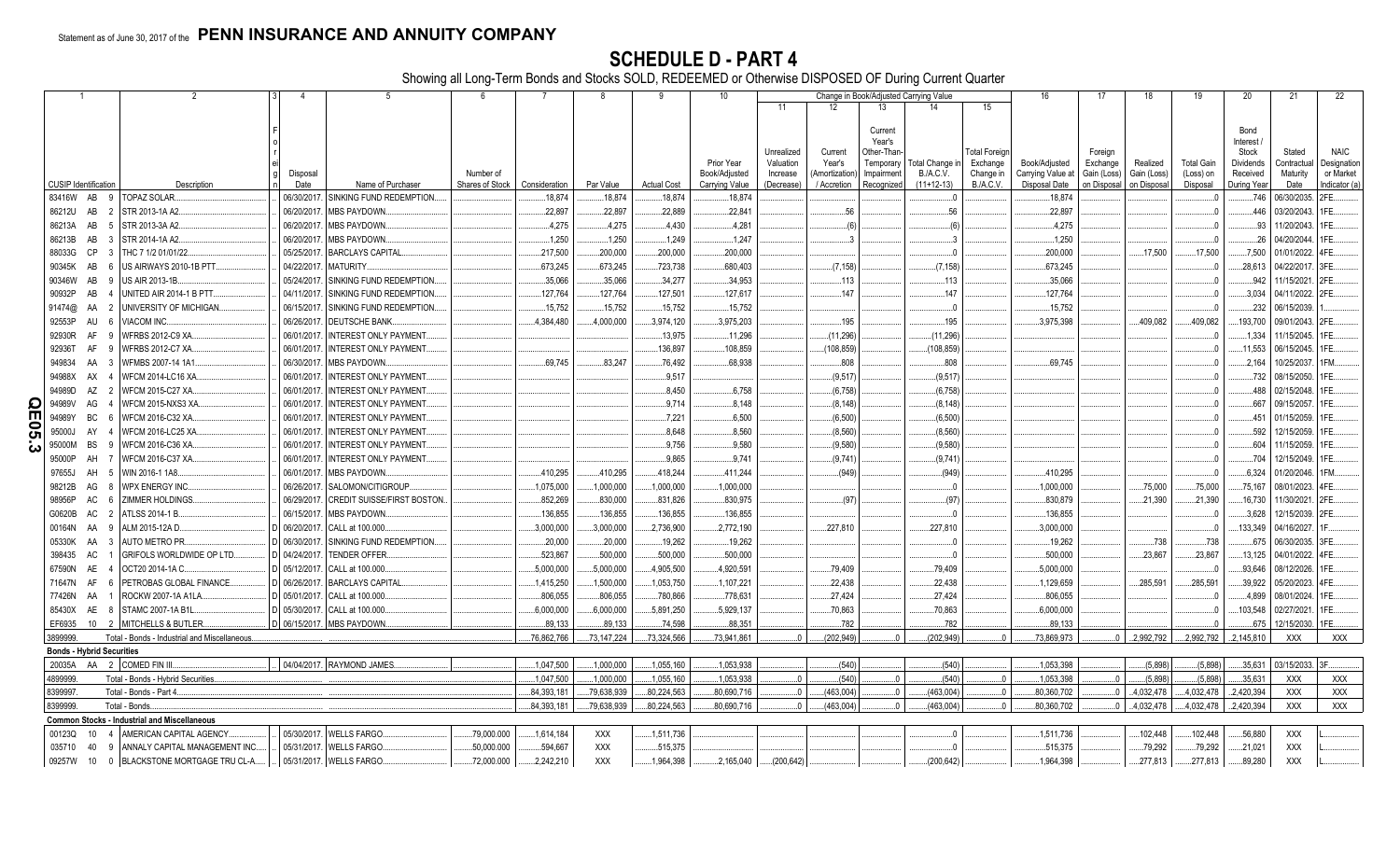Statement as of June 30, 2017 of the **PENN INSURANCE AND ANNUITY COMPANY**

# SCHEDULE D - PART 4

Showing all Long-Term Bonds and Stocks SOLD, REDEEMED or Otherwise DISPOSED OF During Current Quarter

| 1 | 2 | 3 | 4 | 5 | 6 | 7 | 8 | 9 | 10 | 11 | 12 | 13 | 14 | 15 | 16 | 17 | 18 | 19 | 20 | 21 | 22 |
|---|---|---|---|---|---|---|---|---|---|---|---|---|---|---|---|---|---|---|---|---|---|
| | | | | | | | | | | Change in Book/Adjusted Carrying Value | | | | | | | | | | | |
| CUSIP Identification | Description | Foreign | Disposal Date | Name of Purchaser | Number of Shares of Stock | Consideration | Par Value | Actual Cost | Prior Year Book/Adjusted Carrying Value | Unrealized Valuation Increase (Decrease) | Current Year's (Amortization) / Accretion | Current Year's Other-Than-Temporary Impairment Recognized | Total Change in B./A.C.V. (11+12-13) | Total Foreign Exchange Change in B./A.C.V. | Book/Adjusted Carrying Value at Disposal Date | Foreign Exchange Gain (Loss) on Disposal | Realized Gain (Loss) on Disposal | Total Gain (Loss) on Disposal | Bond Interest / Stock Dividends Received During Year | Stated Contractual Maturity Date | NAIC Designation or Market Indicator (a) |
| 83416W AB 9 | TOPAZ SOLAR | | 06/30/2017 | SINKING FUND REDEMPTION | | 18,874 | 18,874 | 18,874 | 18,874 | | | | 0 | | 18,874 | | | 0 | 746 | 06/30/2035 | 2FE |
| 86212U AB 2 | STR 2013-1A A2 | | 06/20/2017 | MBS PAYDOWN | | 22,897 | 22,897 | 22,889 | 22,841 | | 56 | | 56 | | 22,897 | | | 0 | 446 | 03/20/2043 | 1FE |
| 86213A AB 5 | STR 2013-3A A2 | | 06/20/2017 | MBS PAYDOWN | | 4,275 | 4,275 | 4,430 | 4,281 | | (6) | | (6) | | 4,275 | | | 0 | 93 | 11/20/2043 | 1FE |
| 86213B AB 3 | STR 2014-1A A2 | | 06/20/2017 | MBS PAYDOWN | | 1,250 | 1,250 | 1,249 | 1,247 | | 3 | | 3 | | 1,250 | | | 0 | 26 | 04/20/2044 | 1FE |
| 88033G CP 3 | THC 7 1/2 01/01/22 | | 05/25/2017 | BARCLAYS CAPITAL | | 217,500 | 200,000 | 200,000 | 200,000 | | | | 0 | | 200,000 | | 17,500 | 17,500 | 7,500 | 01/01/2022 | 4FE |
| 90345K AB 6 | US AIRWAYS 2010-1B PTT | | 04/22/2017 | MATURITY | | 673,245 | 673,245 | 723,738 | 680,403 | | (7,158) | | (7,158) | | 673,245 | | | 0 | 28,613 | 04/22/2017 | 3FE |
| 90346W AB 9 | US AIR 2013-1B | | 05/24/2017 | SINKING FUND REDEMPTION | | 35,066 | 35,066 | 34,272 | 34,953 | | 113 | | 113 | | 35,066 | | | 0 | 942 | 11/15/2021 | 2FE |
| 90932P AB 4 | UNITED AIR 2014-1 B PTT | | 04/11/2017 | SINKING FUND REDEMPTION | | 127,764 | 127,764 | 127,501 | 127,617 | | 147 | | 147 | | 127,764 | | | 0 | 3,034 | 04/11/2022 | 2FE |
| 91474@ AA 2 | UNIVERSITY OF MICHIGAN | | 06/15/2017 | SINKING FUND REDEMPTION | | 15,752 | 15,752 | 15,752 | 15,752 | | | | 0 | | 15,752 | | | 0 | 232 | 06/15/2039 | 1 |
| 92553P AU 6 | VIACOM INC | | 06/26/2017 | DEUTSCHE BANK | | 4,384,480 | 4,000,000 | 3,974,120 | 3,975,203 | | 195 | | 195 | | 3,975,398 | | 409,082 | 409,082 | 193,700 | 09/01/2043 | 2FE |
| 92930R AF 9 | WFRBS 2012-C9 XA | | 06/01/2017 | INTEREST ONLY PAYMENT | | | | 13,975 | 11,296 | | (11,296) | | (11,296) | | | | | 0 | 1,334 | 11/15/2045 | 1FE |
| 92936T AF 9 | WFRBS 2012-C7 XA | | 06/01/2017 | INTEREST ONLY PAYMENT | | | | 136,897 | 108,859 | | (108,859) | | (108,859) | | | | | 0 | 11,553 | 06/15/2045 | 1FE |
| 949834 AA 3 | WFMBS 2007-14 1A1 | | 06/30/2017 | MBS PAYDOWN | | 69,745 | 83,247 | 76,492 | 68,938 | | 808 | | 808 | | 69,745 | | | 0 | 2,164 | 10/25/2037 | 1FM |
| 94988X AX 4 | WFCM 2014-LC16 XA | | 06/01/2017 | INTEREST ONLY PAYMENT | | | | 9,517 | | | (9,517) | | (9,517) | | | | | 0 | 732 | 08/15/2050 | 1FE |
| 94989D AZ 2 | WFCM 2015-C27 XA | | 06/01/2017 | INTEREST ONLY PAYMENT | | | | 8,450 | 6,758 | | (6,758) | | (6,758) | | | | | 0 | 488 | 02/15/2048 | 1FE |
| 94989V AG 4 | WFCM 2015-NXS3 XA | | 06/01/2017 | INTEREST ONLY PAYMENT | | | | 9,714 | 8,148 | | (8,148) | | (8,148) | | | | | 0 | 667 | 09/15/2057 | 1FE |
| 94989Y BC 6 | WFCM 2016-C32 XA | | 06/01/2017 | INTEREST ONLY PAYMENT | | | | 7,221 | 6,500 | | (6,500) | | (6,500) | | | | | 0 | 451 | 01/15/2059 | 1FE |
| 95000J AY 4 | WFCM 2016-LC25 XA | | 06/01/2017 | INTEREST ONLY PAYMENT | | | | 8,648 | 8,560 | | (8,560) | | (8,560) | | | | | 0 | 592 | 12/15/2059 | 1FE |
| 95000M BS 9 | WFCM 2016-C36 XA | | 06/01/2017 | INTEREST ONLY PAYMENT | | | | 9,756 | 9,580 | | (9,580) | | (9,580) | | | | | 0 | 604 | 11/15/2059 | 1FE |
| 95000P AH 7 | WFCM 2016-C37 XA | | 06/01/2017 | INTEREST ONLY PAYMENT | | | | 9,865 | 9,741 | | (9,741) | | (9,741) | | | | | 0 | 704 | 12/15/2049 | 1FE |
| 97655J AH 5 | WIN 2016-1 1A8 | | 06/01/2017 | MBS PAYDOWN | | 410,295 | 410,295 | 418,244 | 411,244 | | (949) | | (949) | | 410,295 | | | 0 | 6,324 | 01/20/2046 | 1FM |
| 98212B AG 8 | WPX ENERGY INC | | 06/26/2017 | SALOMON/CITIGROUP | | 1,075,000 | 1,000,000 | 1,000,000 | 1,000,000 | | | | 0 | | 1,000,000 | | 75,000 | 75,000 | 75,167 | 08/01/2023 | 4FE |
| 98956P AC 6 | ZIMMER HOLDINGS | | 06/29/2017 | CREDIT SUISSE/FIRST BOSTON | | 852,269 | 830,000 | 831,826 | 830,975 | | (97) | | (97) | | 830,879 | | 21,390 | 21,390 | 16,730 | 11/30/2021 | 2FE |
| G0620B AC 2 | ATLSS 2014-1 B | | 06/15/2017 | MBS PAYDOWN | | 136,855 | 136,855 | 136,855 | 136,855 | | | | 0 | | 136,855 | | | 0 | 3,628 | 12/15/2039 | 2FE |
| 00164N AA 9 | ALM 2015-12A D | D | 06/20/2017 | CALL at 100.000 | | 3,000,000 | 3,000,000 | 2,736,900 | 2,772,190 | | 227,810 | | 227,810 | | 3,000,000 | | | 0 | 133,349 | 04/16/2027 | 1F |
| 05330K AA 3 | AUTO METRO PR | D | 06/30/2017 | SINKING FUND REDEMPTION | | 20,000 | 20,000 | 19,262 | 19,262 | | | | 0 | | 19,262 | | 738 | 738 | 675 | 06/30/2035 | 3FE |
| 398435 AC 1 | GRIFOLS WORLDWIDE OP LTD | D | 04/24/2017 | TENDER OFFER | | 523,867 | 500,000 | 500,000 | 500,000 | | | | 0 | | 500,000 | | 23,867 | 23,867 | 13,125 | 04/01/2022 | 4FE |
| 67590N AE 4 | OCT20 2014-1A C | D | 05/12/2017 | CALL at 100.000 | | 5,000,000 | 5,000,000 | 4,905,500 | 4,920,591 | | 79,409 | | 79,409 | | 5,000,000 | | | 0 | 93,646 | 08/12/2026 | 1FE |
| 71647N AF 6 | PETROBAS GLOBAL FINANCE | D | 06/26/2017 | BARCLAYS CAPITAL | | 1,415,250 | 1,500,000 | 1,053,750 | 1,107,221 | | 22,438 | | 22,438 | | 1,129,659 | | 285,591 | 285,591 | 39,922 | 05/20/2023 | 4FE |
| 77426N AA 1 | ROCKW 2007-1A A1LA | D | 05/01/2017 | CALL at 100.000 | | 806,055 | 806,055 | 780,866 | 778,631 | | 27,424 | | 27,424 | | 806,055 | | | 0 | 4,899 | 08/01/2024 | 1FE |
| 85430X AE 8 | STAMC 2007-1A B1L | D | 05/30/2017 | CALL at 100.000 | | 6,000,000 | 6,000,000 | 5,891,250 | 5,929,137 | | 70,863 | | 70,863 | | 6,000,000 | | | 0 | 103,548 | 02/27/2021 | 1FE |
| EF6935 10 2 | MITCHELLS & BUTLER | D | 06/15/2017 | MBS PAYDOWN | | 89,133 | 89,133 | 74,598 | 88,351 | | 782 | | 782 | | 89,133 | | | 0 | 675 | 12/15/2030 | 1FE |
| 3899999. | Total - Bonds - Industrial and Miscellaneous | | | | | 76,862,766 | 73,147,224 | 73,324,566 | 73,941,861 | 0 | (202,949) | 0 | (202,949) | 0 | 73,869,973 | 0 | 2,992,792 | 2,992,792 | 2,145,810 | XXX | XXX |
| **Bonds - Hybrid Securities** | | | | | | | | | | | | | | | | | | | | | |
| 20035A AA 2 | COMED FIN III | | 04/04/2017 | RAYMOND JAMES | | 1,047,500 | 1,000,000 | 1,055,160 | 1,053,938 | | (540) | | (540) | | 1,053,398 | | (5,898) | (5,898) | 35,631 | 03/15/2033 | 3F |
| 4899999. | Total - Bonds - Hybrid Securities | | | | | 1,047,500 | 1,000,000 | 1,055,160 | 1,053,938 | 0 | (540) | 0 | (540) | 0 | 1,053,398 | 0 | (5,898) | (5,898) | 35,631 | XXX | XXX |
| 8399997. | Total - Bonds - Part 4 | | | | | 84,393,181 | 79,638,939 | 80,224,563 | 80,690,716 | 0 | (463,004) | 0 | (463,004) | 0 | 80,360,702 | 0 | 4,032,478 | 4,032,478 | 2,420,394 | XXX | XXX |
| 8399999. | Total - Bonds | | | | | 84,393,181 | 79,638,939 | 80,224,563 | 80,690,716 | 0 | (463,004) | 0 | (463,004) | 0 | 80,360,702 | 0 | 4,032,478 | 4,032,478 | 2,420,394 | XXX | XXX |
| **Common Stocks - Industrial and Miscellaneous** | | | | | | | | | | | | | | | | | | | | | |
| 00123Q 10 4 | AMERICAN CAPITAL AGENCY | | 05/30/2017 | WELLS FARGO | 79,000.000 | 1,614,184 | XXX | 1,511,736 | | | | | 0 | | 1,511,736 | | 102,448 | 102,448 | 56,880 | XXX | L |
| 035710 40 9 | ANNALY CAPITAL MANAGEMENT INC | | 05/31/2017 | WELLS FARGO | 50,000.000 | 594,667 | XXX | 515,375 | | | | | 0 | | 515,375 | | 79,292 | 79,292 | 21,021 | XXX | L |
| 09257W 10 0 | BLACKSTONE MORTGAGE TRU CL-A | | 05/31/2017 | WELLS FARGO | 72,000.000 | 2,242,210 | XXX | 1,964,398 | 2,165,040 | (200,642) | | | (200,642) | | 1,964,398 | | 277,813 | 277,813 | 89,280 | XXX | L |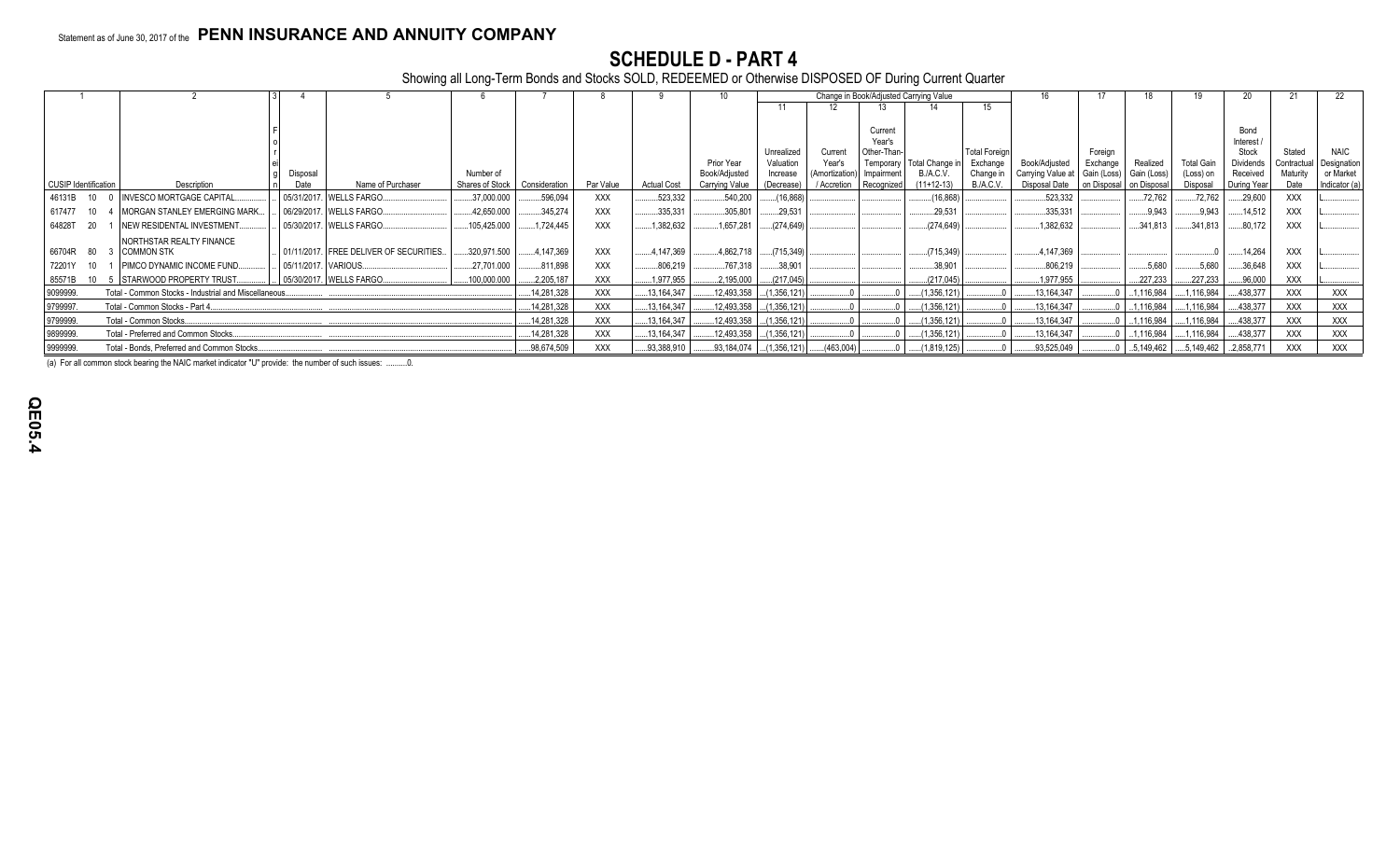Statement as of June 30, 2017 of the **PENN INSURANCE AND ANNUITY COMPANY**

# SCHEDULE D - PART 4

Showing all Long-Term Bonds and Stocks SOLD, REDEEMED or Otherwise DISPOSED OF During Current Quarter

| 1 | 2 | 3 | 4 | 5 | 6 | 7 | 8 | 9 | 10 | Change in Book/Adjusted Carrying Value | | | | | 16 | 17 | 18 | 19 | 20 | 21 | 22 |
|---|---|---|---|---|---|---|---|---|---|---|---|---|---|---|---|---|---|---|---|---|---|
| | | | | | | | | | | 11 | 12 | 13 | 14 | 15 | | | | | | | |
| CUSIP Identification | Description | Foreign | Disposal Date | Name of Purchaser | Number of Shares of Stock | Consideration | Par Value | Actual Cost | Prior Year Book/Adjusted Carrying Value | Unrealized Valuation Increase (Decrease) | Current Year's (Amortization) / Accretion | Current Year's Other-Than-Temporary Impairment Recognized | Total Change in B./A.C.V. (11+12-13) | Total Foreign Exchange Change in B./A.C.V. | Book/Adjusted Carrying Value at Disposal Date | Foreign Exchange Gain (Loss) on Disposal | Realized Gain (Loss) on Disposal | Total Gain (Loss) on Disposal | Bond Interest / Stock Dividends Received During Year | Stated Contractual Maturity Date | NAIC Designation or Market Indicator (a) |
| 46131B 10 0 | INVESCO MORTGAGE CAPITAL | | 05/31/2017 | WELLS FARGO | 37,000.000 | 596,094 | XXX | 523,332 | 540,200 | (16,868) | | | (16,868) | | 523,332 | | 72,762 | 72,762 | 29,600 | XXX | L |
| 617477 10 4 | MORGAN STANLEY EMERGING MARK | | 06/29/2017 | WELLS FARGO | 42,650.000 | 345,274 | XXX | 335,331 | 305,801 | 29,531 | | | 29,531 | | 335,331 | | 9,943 | 9,943 | 14,512 | XXX | L |
| 64828T 20 1 | NEW RESIDENTIAL INVESTMENT | | 05/30/2017 | WELLS FARGO | 105,425.000 | 1,724,445 | XXX | 1,382,632 | 1,657,281 | (274,649) | | | (274,649) | | 1,382,632 | | 341,813 | 341,813 | 80,172 | XXX | L |
| 66704R 80 3 | NORTHSTAR REALTY FINANCE COMMON STK | | 01/11/2017 | FREE DELIVER OF SECURITIES | 320,971.500 | 4,147,369 | XXX | 4,147,369 | 4,862,718 | (715,349) | | | (715,349) | | 4,147,369 | | | 0 | 14,264 | XXX | L |
| 72201Y 10 1 | PIMCO DYNAMIC INCOME FUND | | 05/11/2017 | VARIOUS | 27,701.000 | 811,898 | XXX | 806,219 | 767,318 | 38,901 | | | 38,901 | | 806,219 | | 5,680 | 5,680 | 36,648 | XXX | L |
| 85571B 10 5 | STARWOOD PROPERTY TRUST | | 05/30/2017 | WELLS FARGO | 100,000.000 | 2,205,187 | XXX | 1,977,955 | 2,195,000 | (217,045) | | | (217,045) | | 1,977,955 | | 227,233 | 227,233 | 96,000 | XXX | L |
| 9099999. | Total - Common Stocks - Industrial and Miscellaneous | | | | | 14,281,328 | XXX | 13,164,347 | 12,493,358 | (1,356,121) | 0 | 0 | (1,356,121) | 0 | 13,164,347 | 0 | 1,116,984 | 1,116,984 | 438,377 | XXX | XXX |
| 9799997. | Total - Common Stocks - Part 4 | | | | | 14,281,328 | XXX | 13,164,347 | 12,493,358 | (1,356,121) | 0 | 0 | (1,356,121) | 0 | 13,164,347 | 0 | 1,116,984 | 1,116,984 | 438,377 | XXX | XXX |
| 9799999. | Total - Common Stocks | | | | | 14,281,328 | XXX | 13,164,347 | 12,493,358 | (1,356,121) | 0 | 0 | (1,356,121) | 0 | 13,164,347 | 0 | 1,116,984 | 1,116,984 | 438,377 | XXX | XXX |
| 9899999. | Total - Preferred and Common Stocks | | | | | 14,281,328 | XXX | 13,164,347 | 12,493,358 | (1,356,121) | 0 | 0 | (1,356,121) | 0 | 13,164,347 | 0 | 1,116,984 | 1,116,984 | 438,377 | XXX | XXX |
| 9999999. | Total - Bonds, Preferred and Common Stocks | | | | | 98,674,509 | XXX | 93,388,910 | 93,184,074 | (1,356,121) | (463,004) | 0 | (1,819,125) | 0 | 93,525,049 | 0 | 5,149,462 | 5,149,462 | 2,858,771 | XXX | XXX |

(a) For all common stock bearing the NAIC market indicator "U" provide: the number of such issues: ..........0.

QE05.4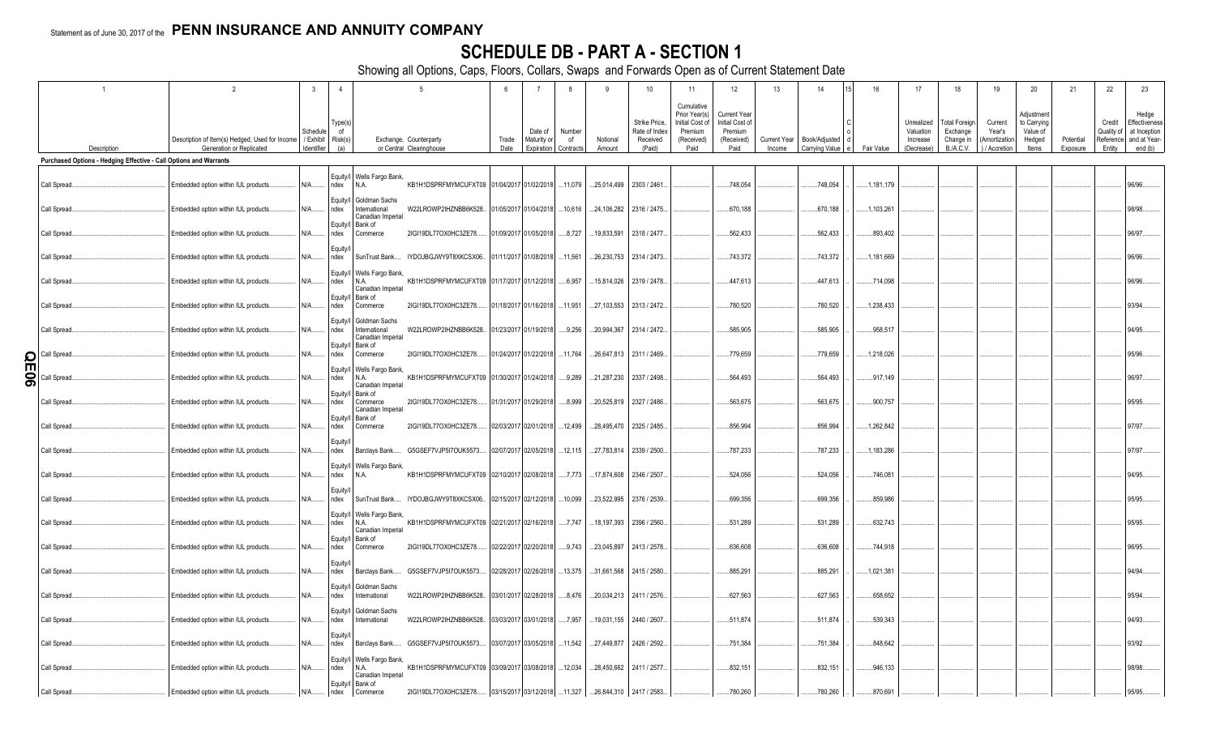Statement as of June 30, 2017 of the **PENN INSURANCE AND ANNUITY COMPANY**

# SCHEDULE DB - PART A - SECTION 1

Showing all Options, Caps, Floors, Collars, Swaps and Forwards Open as of Current Statement Date

| 1 | 2 | 3 | 4 | 5 | | 6 | 7 | 8 | 9 | 10 | 11 | 12 | 13 | 14 | 15 | 16 | 17 | 18 | 19 | 20 | 21 | 22 | 23 |
|---|---|---|---|---|---|---|---|---|---|---|---|---|---|---|---|---|---|---|---|---|---|---|---|
| Description | Description of Item(s) Hedged, Used for Income Generation or Replicated | Schedule / Exhibit Identifier | Type(s) of Risk(s) (a) | Exchange, Counterparty or Central Clearinghouse | | Trade Date | Date of Maturity or Expiration | Number of Contracts | Notional Amount | Strike Price, Rate of Index Received (Paid) | Cumulative Prior Year(s) Initial Cost of Premium (Received) Paid | Current Year Initial Cost of Premium (Received) Paid | Current Year Income | Book/Adjusted Carrying Value | Code | Fair Value | Unrealized Valuation Increase (Decrease) | Total Foreign Exchange Change in B./A.C.V. | Current Year's (Amortization) / Accretion | Adjustment to Carrying Value of Hedged Items | Potential Exposure | Credit Quality of Reference Entity | Hedge Effectiveness at Inception and at Year-end (b) |
| **Purchased Options - Hedging Effective - Call Options and Warrants** | | | | | | | | | | | | | | | | | | | | | | | |
| Call Spread | Embedded option within IUL products | N/A | Equity/Index | Wells Fargo Bank, N.A. | KB1H1DSPRFMYMCUFXT09 | 01/04/2017 | 01/02/2018 | 11,079 | 25,014,499 | 2303 / 2461 | | 748,054 | | 748,054 | | 1,181,179 | | | | | | | 96/96 |
| Call Spread | Embedded option within IUL products | N/A | Equity/Index | Goldman Sachs International | W22LROWP2IHZNBB6K528 | 01/05/2017 | 01/04/2018 | 10,616 | 24,106,282 | 2316 / 2475 | | 670,188 | | 670,188 | | 1,103,261 | | | | | | | 98/98 |
| Call Spread | Embedded option within IUL products | N/A | Equity/Index | Canadian Imperial Bank of Commerce | 2IGI19DL77OX0HC3ZE78 | 01/09/2017 | 01/05/2018 | 8,727 | 19,833,591 | 2318 / 2477 | | 562,433 | | 562,433 | | 893,402 | | | | | | | 96/97 |
| Call Spread | Embedded option within IUL products | N/A | Equity/Index | SunTrust Bank | IYDOJBGJWY9T8XKCSX06 | 01/11/2017 | 01/08/2018 | 11,561 | 26,230,753 | 2314 / 2473 | | 743,372 | | 743,372 | | 1,181,669 | | | | | | | 96/96 |
| Call Spread | Embedded option within IUL products | N/A | Equity/Index | Wells Fargo Bank, N.A. | KB1H1DSPRFMYMCUFXT09 | 01/17/2017 | 01/12/2018 | 6,957 | 15,814,026 | 2319 / 2478 | | 447,613 | | 447,613 | | 714,098 | | | | | | | 96/96 |
| Call Spread | Embedded option within IUL products | N/A | Equity/Index | Canadian Imperial Bank of Commerce | 2IGI19DL77OX0HC3ZE78 | 01/18/2017 | 01/16/2018 | 11,951 | 27,103,553 | 2313 / 2472 | | 780,520 | | 780,520 | | 1,238,433 | | | | | | | 93/94 |
| Call Spread | Embedded option within IUL products | N/A | Equity/Index | Goldman Sachs International | W22LROWP2IHZNBB6K528 | 01/23/2017 | 01/19/2018 | 9,256 | 20,994,367 | 2314 / 2472 | | 585,905 | | 585,905 | | 958,517 | | | | | | | 94/95 |
| Call Spread | Embedded option within IUL products | N/A | Equity/Index | Canadian Imperial Bank of Commerce | 2IGI19DL77OX0HC3ZE78 | 01/24/2017 | 01/22/2018 | 11,764 | 26,647,813 | 2311 / 2469 | | 779,659 | | 779,659 | | 1,218,026 | | | | | | | 95/96 |
| Call Spread | Embedded option within IUL products | N/A | Equity/Index | Wells Fargo Bank, N.A. | KB1H1DSPRFMYMCUFXT09 | 01/30/2017 | 01/24/2018 | 9,289 | 21,287,230 | 2337 / 2498 | | 564,493 | | 564,493 | | 917,149 | | | | | | | 96/97 |
| Call Spread | Embedded option within IUL products | N/A | Equity/Index | Canadian Imperial Bank of Commerce | 2IGI19DL77OX0HC3ZE78 | 01/31/2017 | 01/29/2018 | 8,999 | 20,525,819 | 2327 / 2486 | | 563,675 | | 563,675 | | 900,757 | | | | | | | 95/95 |
| Call Spread | Embedded option within IUL products | N/A | Equity/Index | Canadian Imperial Bank of Commerce | 2IGI19DL77OX0HC3ZE78 | 02/03/2017 | 02/01/2018 | 12,499 | 28,495,470 | 2325 / 2485 | | 856,994 | | 856,994 | | 1,262,842 | | | | | | | 97/97 |
| Call Spread | Embedded option within IUL products | N/A | Equity/Index | Barclays Bank | G5GSEF7VJP5I7OUK5573 | 02/07/2017 | 02/05/2018 | 12,115 | 27,783,814 | 2339 / 2500 | | 787,233 | | 787,233 | | 1,183,286 | | | | | | | 97/97 |
| Call Spread | Embedded option within IUL products | N/A | Equity/Index | Wells Fargo Bank, N.A. | KB1H1DSPRFMYMCUFXT09 | 02/10/2017 | 02/08/2018 | 7,773 | 17,874,608 | 2346 / 2507 | | 524,056 | | 524,056 | | 746,081 | | | | | | | 94/95 |
| Call Spread | Embedded option within IUL products | N/A | Equity/Index | SunTrust Bank | IYDOJBGJWY9T8XKCSX06 | 02/15/2017 | 02/12/2018 | 10,099 | 23,522,995 | 2376 / 2539 | | 699,356 | | 699,356 | | 859,986 | | | | | | | 95/95 |
| Call Spread | Embedded option within IUL products | N/A | Equity/Index | Wells Fargo Bank, N.A. | KB1H1DSPRFMYMCUFXT09 | 02/21/2017 | 02/16/2018 | 7,747 | 18,197,393 | 2396 / 2560 | | 531,289 | | 531,289 | | 632,743 | | | | | | | 95/95 |
| Call Spread | Embedded option within IUL products | N/A | Equity/Index | Canadian Imperial Bank of Commerce | 2IGI19DL77OX0HC3ZE78 | 02/22/2017 | 02/20/2018 | 9,743 | 23,045,897 | 2413 / 2578 | | 636,608 | | 636,608 | | 744,918 | | | | | | | 96/95 |
| Call Spread | Embedded option within IUL products | N/A | Equity/Index | Barclays Bank | G5GSEF7VJP5I7OUK5573 | 02/28/2017 | 02/26/2018 | 13,375 | 31,661,568 | 2415 / 2580 | | 885,291 | | 885,291 | | 1,021,381 | | | | | | | 94/94 |
| Call Spread | Embedded option within IUL products | N/A | Equity/Index | Goldman Sachs International | W22LROWP2IHZNBB6K528 | 03/01/2017 | 02/28/2018 | 8,476 | 20,034,213 | 2411 / 2576 | | 627,563 | | 627,563 | | 658,652 | | | | | | | 95/94 |
| Call Spread | Embedded option within IUL products | N/A | Equity/Index | Goldman Sachs International | W22LROWP2IHZNBB6K528 | 03/03/2017 | 03/01/2018 | 7,957 | 19,031,155 | 2440 / 2607 | | 511,874 | | 511,874 | | 539,343 | | | | | | | 94/93 |
| Call Spread | Embedded option within IUL products | N/A | Equity/Index | Barclays Bank | G5GSEF7VJP5I7OUK5573 | 03/07/2017 | 03/05/2018 | 11,542 | 27,449,877 | 2426 / 2592 | | 751,384 | | 751,384 | | 848,642 | | | | | | | 93/92 |
| Call Spread | Embedded option within IUL products | N/A | Equity/Index | Wells Fargo Bank, N.A. | KB1H1DSPRFMYMCUFXT09 | 03/09/2017 | 03/08/2018 | 12,034 | 28,450,662 | 2411 / 2577 | | 832,151 | | 832,151 | | 946,133 | | | | | | | 98/98 |
| Call Spread | Embedded option within IUL products | N/A | Equity/Index | Canadian Imperial Bank of Commerce | 2IGI19DL77OX0HC3ZE78 | 03/15/2017 | 03/12/2018 | 11,327 | 26,844,310 | 2417 / 2583 | | 780,260 | | 780,260 | | 870,691 | | | | | | | 95/95 |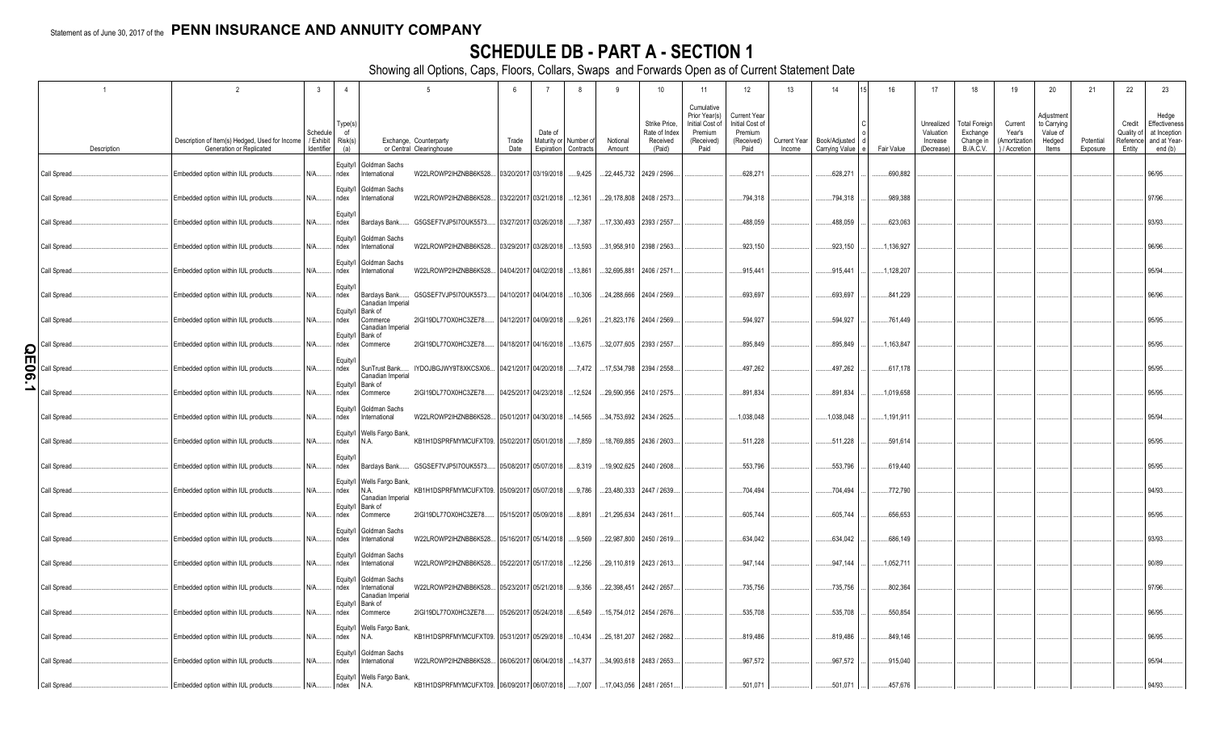Statement as of June 30, 2017 of the **PENN INSURANCE AND ANNUITY COMPANY**

# SCHEDULE DB - PART A - SECTION 1

Showing all Options, Caps, Floors, Collars, Swaps and Forwards Open as of Current Statement Date

| 1 | 2 | 3 | 4 | 5 | | 6 | 7 | 8 | 9 | 10 | 11 | 12 | 13 | 14 | 15 | 16 | 17 | 18 | 19 | 20 | 21 | 22 | 23 |
|---|---|---|---|---|---|---|---|---|---|---|---|---|---|---|---|---|---|---|---|---|---|---|---|
| Description | Description of Item(s) Hedged, Used for Income Generation or Replicated | Schedule / Exhibit Identifier | Type(s) of Risk(s) (a) | Exchange, Counterparty or Central Clearinghouse | | Trade Date | Date of Maturity or Expiration | Number of Contracts | Notional Amount | Strike Price, Rate of Index Received (Paid) | Cumulative Prior Year(s) Initial Cost of Premium (Received) Paid | Current Year Initial Cost of Premium (Received) Paid | Current Year Income | Book/Adjusted Carrying Value | Code | Fair Value | Unrealized Valuation Increase (Decrease) | Total Foreign Exchange Change in B./A.C.V. | Current Year's (Amortization) / Accretion | Adjustment to Carrying Value of Hedged Items | Potential Exposure | Credit Quality of Reference Entity | Hedge Effectiveness at Inception and at Year-end (b) |
| Call Spread | Embedded option within IUL products | N/A | Equity/Index | Goldman Sachs International | W22LROWP2IHZNBB6K528 | 03/20/2017 | 03/19/2018 | 9,425 | 22,445,732 | 2429 / 2596 | | 628,271 | | 628,271 | | 690,882 | | | | | | | 96/95 |
| Call Spread | Embedded option within IUL products | N/A | Equity/Index | Goldman Sachs International | W22LROWP2IHZNBB6K528 | 03/22/2017 | 03/21/2018 | 12,361 | 29,178,808 | 2408 / 2573 | | 794,318 | | 794,318 | | 989,388 | | | | | | | 97/96 |
| Call Spread | Embedded option within IUL products | N/A | Equity/Index | Barclays Bank | G5GSEF7VJP5I7OUK5573 | 03/27/2017 | 03/26/2018 | 7,387 | 17,330,493 | 2393 / 2557 | | 488,059 | | 488,059 | | 623,063 | | | | | | | 93/93 |
| Call Spread | Embedded option within IUL products | N/A | Equity/Index | Goldman Sachs International | W22LROWP2IHZNBB6K528 | 03/29/2017 | 03/28/2018 | 13,593 | 31,958,910 | 2398 / 2563 | | 923,150 | | 923,150 | | 1,136,927 | | | | | | | 96/96 |
| Call Spread | Embedded option within IUL products | N/A | Equity/Index | Goldman Sachs International | W22LROWP2IHZNBB6K528 | 04/04/2017 | 04/02/2018 | 13,861 | 32,695,881 | 2406 / 2571 | | 915,441 | | 915,441 | | 1,128,207 | | | | | | | 95/94 |
| Call Spread | Embedded option within IUL products | N/A | Equity/Index | Barclays Bank | G5GSEF7VJP5I7OUK5573 | 04/10/2017 | 04/04/2018 | 10,306 | 24,288,666 | 2404 / 2569 | | 693,697 | | 693,697 | | 841,229 | | | | | | | 96/96 |
| Call Spread | Embedded option within IUL products | N/A | Equity/Index | Canadian Imperial Bank of Commerce | 2IGI19DL77OX0HC3ZE78 | 04/12/2017 | 04/09/2018 | 9,261 | 21,823,176 | 2404 / 2569 | | 594,927 | | 594,927 | | 761,449 | | | | | | | 95/95 |
| Call Spread | Embedded option within IUL products | N/A | Equity/Index | Canadian Imperial Bank of Commerce | 2IGI19DL77OX0HC3ZE78 | 04/18/2017 | 04/16/2018 | 13,675 | 32,077,605 | 2393 / 2557 | | 895,849 | | 895,849 | | 1,163,847 | | | | | | | 95/95 |
| Call Spread | Embedded option within IUL products | N/A | Equity/Index | SunTrust Bank | IYDOJBGJWY9T8XKCSX06 | 04/21/2017 | 04/20/2018 | 7,472 | 17,534,798 | 2394 / 2558 | | 497,262 | | 497,262 | | 617,178 | | | | | | | 95/95 |
| Call Spread | Embedded option within IUL products | N/A | Equity/Index | Canadian Imperial Bank of Commerce | 2IGI19DL77OX0HC3ZE78 | 04/25/2017 | 04/23/2018 | 12,524 | 29,590,956 | 2410 / 2575 | | 891,834 | | 891,834 | | 1,019,658 | | | | | | | 95/95 |
| Call Spread | Embedded option within IUL products | N/A | Equity/Index | Goldman Sachs International | W22LROWP2IHZNBB6K528 | 05/01/2017 | 04/30/2018 | 14,565 | 34,753,692 | 2434 / 2625 | | 1,038,048 | | 1,038,048 | | 1,191,911 | | | | | | | 95/94 |
| Call Spread | Embedded option within IUL products | N/A | Equity/Index | Wells Fargo Bank, N.A. | KB1H1DSPRFMYMCUFXT09 | 05/02/2017 | 05/01/2018 | 7,859 | 18,769,885 | 2436 / 2603 | | 511,228 | | 511,228 | | 591,614 | | | | | | | 95/95 |
| Call Spread | Embedded option within IUL products | N/A | Equity/Index | Barclays Bank | G5GSEF7VJP5I7OUK5573 | 05/08/2017 | 05/07/2018 | 8,319 | 19,902,625 | 2440 / 2608 | | 553,796 | | 553,796 | | 619,440 | | | | | | | 95/95 |
| Call Spread | Embedded option within IUL products | N/A | Equity/Index | Wells Fargo Bank, N.A. | KB1H1DSPRFMYMCUFXT09 | 05/09/2017 | 05/07/2018 | 9,786 | 23,480,333 | 2447 / 2639 | | 704,494 | | 704,494 | | 772,790 | | | | | | | 94/93 |
| Call Spread | Embedded option within IUL products | N/A | Equity/Index | Canadian Imperial Bank of Commerce | 2IGI19DL77OX0HC3ZE78 | 05/15/2017 | 05/09/2018 | 8,891 | 21,295,634 | 2443 / 2611 | | 605,744 | | 605,744 | | 656,653 | | | | | | | 95/95 |
| Call Spread | Embedded option within IUL products | N/A | Equity/Index | Goldman Sachs International | W22LROWP2IHZNBB6K528 | 05/16/2017 | 05/14/2018 | 9,569 | 22,987,800 | 2450 / 2619 | | 634,042 | | 634,042 | | 686,149 | | | | | | | 93/93 |
| Call Spread | Embedded option within IUL products | N/A | Equity/Index | Goldman Sachs International | W22LROWP2IHZNBB6K528 | 05/22/2017 | 05/17/2018 | 12,256 | 29,110,819 | 2423 / 2613 | | 947,144 | | 947,144 | | 1,052,711 | | | | | | | 90/89 |
| Call Spread | Embedded option within IUL products | N/A | Equity/Index | Goldman Sachs International | W22LROWP2IHZNBB6K528 | 05/23/2017 | 05/21/2018 | 9,356 | 22,398,451 | 2442 / 2657 | | 735,756 | | 735,756 | | 802,364 | | | | | | | 97/96 |
| Call Spread | Embedded option within IUL products | N/A | Equity/Index | Canadian Imperial Bank of Commerce | 2IGI19DL77OX0HC3ZE78 | 05/26/2017 | 05/24/2018 | 6,549 | 15,754,012 | 2454 / 2676 | | 535,708 | | 535,708 | | 550,854 | | | | | | | 96/95 |
| Call Spread | Embedded option within IUL products | N/A | Equity/Index | Wells Fargo Bank, N.A. | KB1H1DSPRFMYMCUFXT09 | 05/31/2017 | 05/29/2018 | 10,434 | 25,181,207 | 2462 / 2682 | | 819,486 | | 819,486 | | 849,146 | | | | | | | 96/95 |
| Call Spread | Embedded option within IUL products | N/A | Equity/Index | Goldman Sachs International | W22LROWP2IHZNBB6K528 | 06/06/2017 | 06/04/2018 | 14,377 | 34,993,618 | 2483 / 2653 | | 967,572 | | 967,572 | | 915,040 | | | | | | | 95/94 |
| Call Spread | Embedded option within IUL products | N/A | Equity/Index | Wells Fargo Bank, N.A. | KB1H1DSPRFMYMCUFXT09 | 06/09/2017 | 06/07/2018 | 7,007 | 17,043,056 | 2481 / 2651 | | 501,071 | | 501,071 | | 457,676 | | | | | | | 94/93 |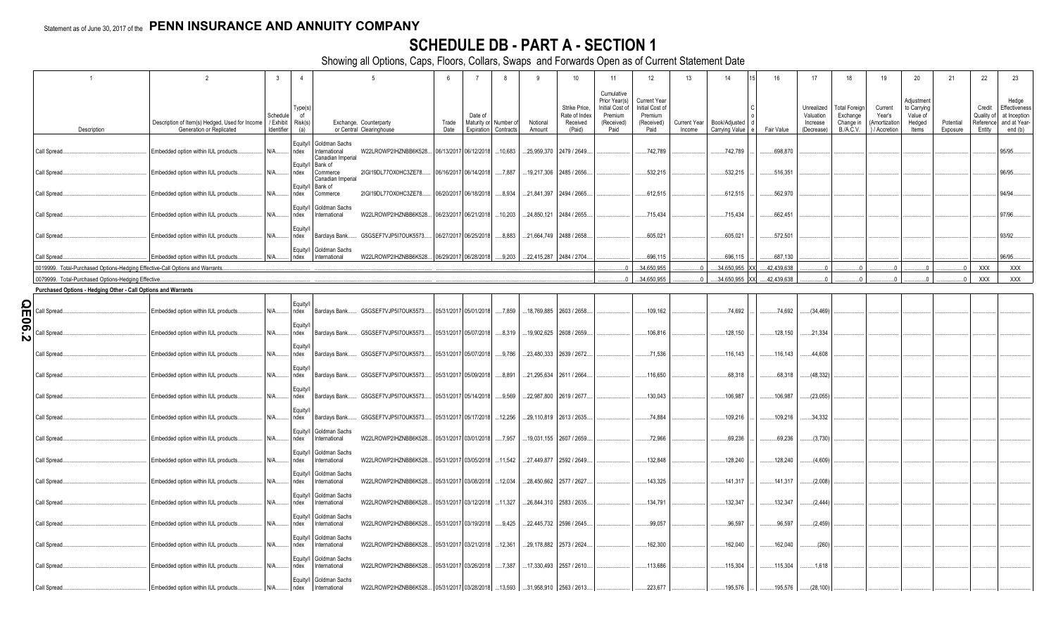Statement as of June 30, 2017 of the **PENN INSURANCE AND ANNUITY COMPANY**

# SCHEDULE DB - PART A - SECTION 1

Showing all Options, Caps, Floors, Collars, Swaps and Forwards Open as of Current Statement Date

| 1 | 2 | 3 | 4 | 5 | | 6 | 7 | 8 | 9 | 10 | 11 | 12 | 13 | 14 | 15 | 16 | 17 | 18 | 19 | 20 | 21 | 22 | 23 |
|---|---|---|---|---|---|---|---|---|---|---|---|---|---|---|---|---|---|---|---|---|---|---|---|
| Description | Description of Item(s) Hedged, Used for Income Generation or Replicated | Schedule / Exhibit Identifier | Type(s) of Risk(s) (a) | Exchange, Counterparty or Central Clearinghouse | | Trade Date | Date of Maturity or Expiration | Number of Contracts | Notional Amount | Strike Price, Rate of Index Received (Paid) | Cumulative Prior Year(s) Initial Cost of Premium (Received) Paid | Current Year Initial Cost of Premium (Received) Paid | Current Year Income | Book/Adjusted Carrying Value | Code | Fair Value | Unrealized Valuation Increase (Decrease) | Total Foreign Exchange Change in B./A.C.V. | Current Year's (Amortization) / Accretion | Adjustment to Carrying Value of Hedged Items | Potential Exposure | Credit Quality of Reference Entity | Hedge Effectiveness at Inception and at Year-end (b) |
| Call Spread | Embedded option within IUL products | N/A | Equity/Index | Goldman Sachs International | W22LROWP2IHZNBB6K528 | 06/13/2017 | 06/12/2018 | 10,683 | 25,959,370 | 2479 / 2649 | | 742,789 | | 742,789 | | 698,870 | | | | | | | 95/95 |
| Call Spread | Embedded option within IUL products | N/A | Equity/Index | Canadian Imperial Bank of Commerce | 2IGI19DL77OX0HC3ZE78 | 06/16/2017 | 06/14/2018 | 7,887 | 19,217,306 | 2485 / 2656 | | 532,215 | | 532,215 | | 516,351 | | | | | | | 96/95 |
| Call Spread | Embedded option within IUL products | N/A | Equity/Index | Canadian Imperial Bank of Commerce | 2IGI19DL77OX0HC3ZE78 | 06/20/2017 | 06/18/2018 | 8,934 | 21,841,397 | 2494 / 2665 | | 612,515 | | 612,515 | | 562,970 | | | | | | | 94/94 |
| Call Spread | Embedded option within IUL products | N/A | Equity/Index | Goldman Sachs International | W22LROWP2IHZNBB6K528 | 06/23/2017 | 06/21/2018 | 10,203 | 24,850,121 | 2484 / 2655 | | 715,434 | | 715,434 | | 662,451 | | | | | | | 97/96 |
| Call Spread | Embedded option within IUL products | N/A | Equity/Index | Barclays Bank | G5GSEF7VJP5I7OUK5573 | 06/27/2017 | 06/25/2018 | 8,883 | 21,664,749 | 2488 / 2658 | | 605,021 | | 605,021 | | 572,501 | | | | | | | 93/92 |
| Call Spread | Embedded option within IUL products | N/A | Equity/Index | Goldman Sachs International | W22LROWP2IHZNBB6K528 | 06/29/2017 | 06/28/2018 | 9,203 | 22,415,287 | 2484 / 2704 | | 696,115 | | 696,115 | | 687,130 | | | | | | | 96/95 |
| 0019999. Total-Purchased Options-Hedging Effective-Call Options and Warrants | | | | | | | | | | | 0 | 34,650,955 | 0 | 34,650,955 | XX | 42,439,638 | 0 | 0 | 0 | 0 | 0 | XXX | XXX |
| 0079999. Total-Purchased Options-Hedging Effective | | | | | | | | | | | 0 | 34,650,955 | 0 | 34,650,955 | XX | 42,439,638 | 0 | 0 | 0 | 0 | 0 | XXX | XXX |
| **Purchased Options - Hedging Other - Call Options and Warrants** | | | | | | | | | | | | | | | | | | | | | | | |
| Call Spread | Embedded option within IUL products | N/A | Equity/Index | Barclays Bank | G5GSEF7VJP5I7OUK5573 | 05/31/2017 | 05/01/2018 | 7,859 | 18,769,885 | 2603 / 2658 | | 109,162 | | 74,692 | | 74,692 | (34,469) | | | | | | |
| Call Spread | Embedded option within IUL products | N/A | Equity/Index | Barclays Bank | G5GSEF7VJP5I7OUK5573 | 05/31/2017 | 05/07/2018 | 8,319 | 19,902,625 | 2608 / 2659 | | 106,816 | | 128,150 | | 128,150 | 21,334 | | | | | | |
| Call Spread | Embedded option within IUL products | N/A | Equity/Index | Barclays Bank | G5GSEF7VJP5I7OUK5573 | 05/31/2017 | 05/07/2018 | 9,786 | 23,480,333 | 2639 / 2672 | | 71,536 | | 116,143 | | 116,143 | 44,608 | | | | | | |
| Call Spread | Embedded option within IUL products | N/A | Equity/Index | Barclays Bank | G5GSEF7VJP5I7OUK5573 | 05/31/2017 | 05/09/2018 | 8,891 | 21,295,634 | 2611 / 2664 | | 116,650 | | 68,318 | | 68,318 | (48,332) | | | | | | |
| Call Spread | Embedded option within IUL products | N/A | Equity/Index | Barclays Bank | G5GSEF7VJP5I7OUK5573 | 05/31/2017 | 05/14/2018 | 9,569 | 22,987,800 | 2619 / 2677 | | 130,043 | | 106,987 | | 106,987 | (23,055) | | | | | | |
| Call Spread | Embedded option within IUL products | N/A | Equity/Index | Barclays Bank | G5GSEF7VJP5I7OUK5573 | 05/31/2017 | 05/17/2018 | 12,256 | 29,110,819 | 2613 / 2635 | | 74,884 | | 109,216 | | 109,216 | 34,332 | | | | | | |
| Call Spread | Embedded option within IUL products | N/A | Equity/Index | Goldman Sachs International | W22LROWP2IHZNBB6K528 | 05/31/2017 | 03/01/2018 | 7,957 | 19,031,155 | 2607 / 2659 | | 72,966 | | 69,236 | | 69,236 | (3,730) | | | | | | |
| Call Spread | Embedded option within IUL products | N/A | Equity/Index | Goldman Sachs International | W22LROWP2IHZNBB6K528 | 05/31/2017 | 03/05/2018 | 11,542 | 27,449,877 | 2592 / 2649 | | 132,848 | | 128,240 | | 128,240 | (4,609) | | | | | | |
| Call Spread | Embedded option within IUL products | N/A | Equity/Index | Goldman Sachs International | W22LROWP2IHZNBB6K528 | 05/31/2017 | 03/08/2018 | 12,034 | 28,450,662 | 2577 / 2627 | | 143,325 | | 141,317 | | 141,317 | (2,008) | | | | | | |
| Call Spread | Embedded option within IUL products | N/A | Equity/Index | Goldman Sachs International | W22LROWP2IHZNBB6K528 | 05/31/2017 | 03/12/2018 | 11,327 | 26,844,310 | 2583 / 2635 | | 134,791 | | 132,347 | | 132,347 | (2,444) | | | | | | |
| Call Spread | Embedded option within IUL products | N/A | Equity/Index | Goldman Sachs International | W22LROWP2IHZNBB6K528 | 05/31/2017 | 03/19/2018 | 9,425 | 22,445,732 | 2596 / 2645 | | 99,057 | | 96,597 | | 96,597 | (2,459) | | | | | | |
| Call Spread | Embedded option within IUL products | N/A | Equity/Index | Goldman Sachs International | W22LROWP2IHZNBB6K528 | 05/31/2017 | 03/21/2018 | 12,361 | 29,178,882 | 2573 / 2624 | | 162,300 | | 162,040 | | 162,040 | (260) | | | | | | |
| Call Spread | Embedded option within IUL products | N/A | Equity/Index | Goldman Sachs International | W22LROWP2IHZNBB6K528 | 05/31/2017 | 03/26/2018 | 7,387 | 17,330,493 | 2557 / 2610 | | 113,686 | | 115,304 | | 115,304 | 1,618 | | | | | | |
| Call Spread | Embedded option within IUL products | N/A | Equity/Index | Goldman Sachs International | W22LROWP2IHZNBB6K528 | 05/31/2017 | 03/28/2018 | 13,593 | 31,958,910 | 2563 / 2613 | | 223,677 | | 195,576 | | 195,576 | (28,100) | | | | | | |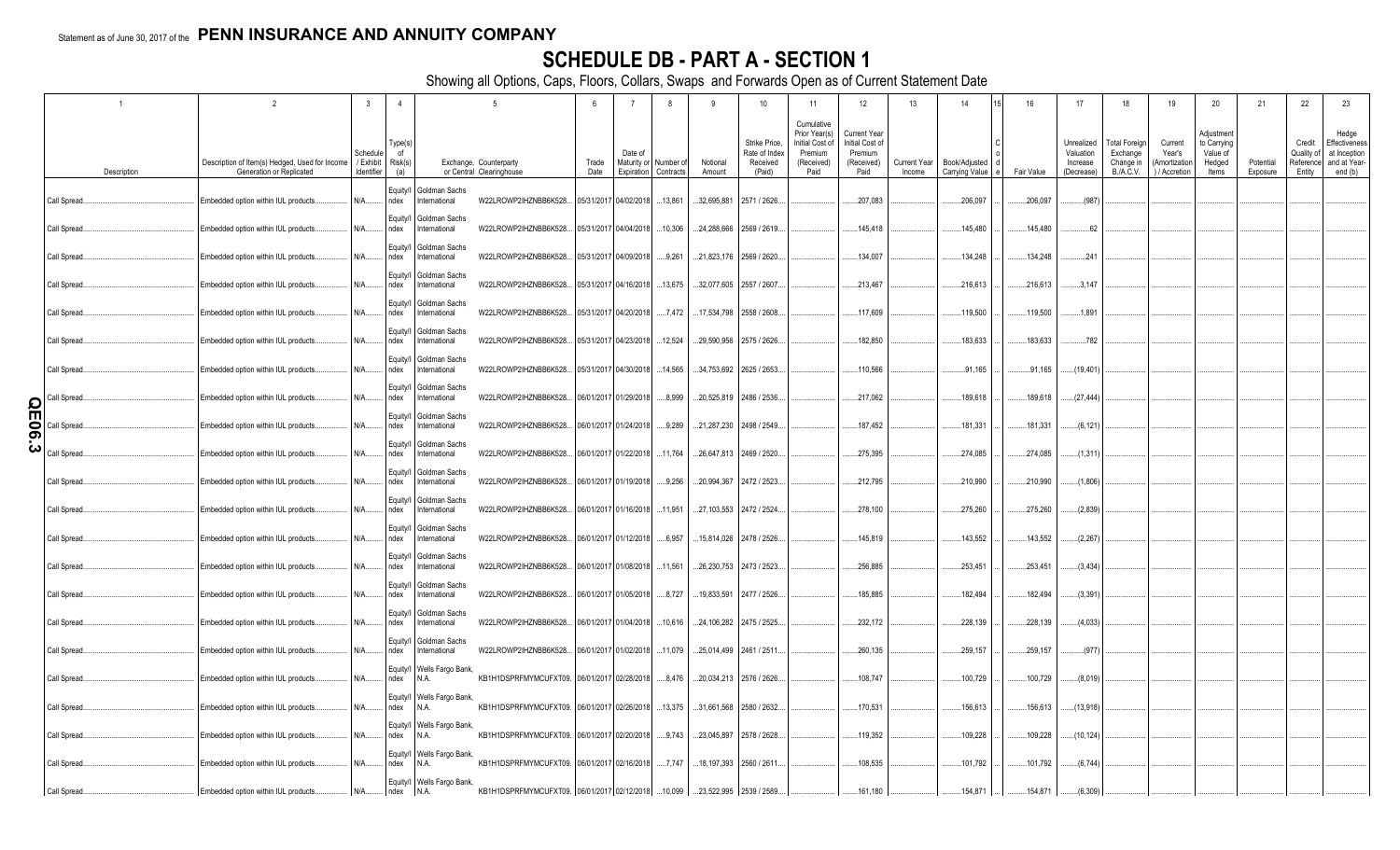Statement as of June 30, 2017 of the **PENN INSURANCE AND ANNUITY COMPANY**

# SCHEDULE DB - PART A - SECTION 1

Showing all Options, Caps, Floors, Collars, Swaps and Forwards Open as of Current Statement Date

| 1 Description | 2 Description of Item(s) Hedged, Used for Income Generation or Replicated | 3 Schedule / Exhibit Identifier | 4 Type(s) of Risk(s) (a) | 5 Exchange, Counterparty or Central Clearinghouse | | 6 Trade Date | 7 Date of Maturity or Expiration | 8 Number of Contracts | 9 Notional Amount | 10 Strike Price, Rate of Index Received (Paid) | 11 Cumulative Prior Year(s) Initial Cost of Premium (Received) Paid | 12 Current Year Initial Cost of Premium (Received) Paid | 13 Current Year Income | 14 Book/Adjusted Carrying Value | 15 Code | 16 Fair Value | 17 Unrealized Valuation Increase (Decrease) | 18 Total Foreign Exchange Change in B./A.C.V. | 19 Current Year's (Amortization) / Accretion | 20 Adjustment to Carrying Value of Hedged Items | 21 Potential Exposure | 22 Credit Quality of Reference Entity | 23 Hedge Effectiveness at Inception and at Year-end (b) |
|---|---|---|---|---|---|---|---|---|---|---|---|---|---|---|---|---|---|---|---|---|---|---|---|
| Call Spread | Embedded option within IUL products | N/A | Equity/Index | Goldman Sachs International | W22LROWP2IHZNBB6K528 | 05/31/2017 | 04/02/2018 | 13,861 | 32,695,881 | 2571 / 2626 | | 207,083 | | 206,097 | | 206,097 | (987) | | | | | | |
| Call Spread | Embedded option within IUL products | N/A | Equity/Index | Goldman Sachs International | W22LROWP2IHZNBB6K528 | 05/31/2017 | 04/04/2018 | 10,306 | 24,288,666 | 2569 / 2619 | | 145,418 | | 145,480 | | 145,480 | 62 | | | | | | |
| Call Spread | Embedded option within IUL products | N/A | Equity/Index | Goldman Sachs International | W22LROWP2IHZNBB6K528 | 05/31/2017 | 04/09/2018 | 9,261 | 21,823,176 | 2569 / 2620 | | 134,007 | | 134,248 | | 134,248 | 241 | | | | | | |
| Call Spread | Embedded option within IUL products | N/A | Equity/Index | Goldman Sachs International | W22LROWP2IHZNBB6K528 | 05/31/2017 | 04/16/2018 | 13,675 | 32,077,605 | 2557 / 2607 | | 213,467 | | 216,613 | | 216,613 | 3,147 | | | | | | |
| Call Spread | Embedded option within IUL products | N/A | Equity/Index | Goldman Sachs International | W22LROWP2IHZNBB6K528 | 05/31/2017 | 04/20/2018 | 7,472 | 17,534,798 | 2558 / 2608 | | 117,609 | | 119,500 | | 119,500 | 1,891 | | | | | | |
| Call Spread | Embedded option within IUL products | N/A | Equity/Index | Goldman Sachs International | W22LROWP2IHZNBB6K528 | 05/31/2017 | 04/23/2018 | 12,524 | 29,590,956 | 2575 / 2626 | | 182,850 | | 183,633 | | 183,633 | 782 | | | | | | |
| Call Spread | Embedded option within IUL products | N/A | Equity/Index | Goldman Sachs International | W22LROWP2IHZNBB6K528 | 05/31/2017 | 04/30/2018 | 14,565 | 34,753,692 | 2625 / 2653 | | 110,566 | | 91,165 | | 91,165 | (19,401) | | | | | | |
| Call Spread | Embedded option within IUL products | N/A | Equity/Index | Goldman Sachs International | W22LROWP2IHZNBB6K528 | 06/01/2017 | 01/29/2018 | 8,999 | 20,525,819 | 2486 / 2536 | | 217,062 | | 189,618 | | 189,618 | (27,444) | | | | | | |
| Call Spread | Embedded option within IUL products | N/A | Equity/Index | Goldman Sachs International | W22LROWP2IHZNBB6K528 | 06/01/2017 | 01/24/2018 | 9,289 | 21,287,230 | 2498 / 2549 | | 187,452 | | 181,331 | | 181,331 | (6,121) | | | | | | |
| Call Spread | Embedded option within IUL products | N/A | Equity/Index | Goldman Sachs International | W22LROWP2IHZNBB6K528 | 06/01/2017 | 01/22/2018 | 11,764 | 26,647,813 | 2469 / 2520 | | 275,395 | | 274,085 | | 274,085 | (1,311) | | | | | | |
| Call Spread | Embedded option within IUL products | N/A | Equity/Index | Goldman Sachs International | W22LROWP2IHZNBB6K528 | 06/01/2017 | 01/19/2018 | 9,256 | 20,994,367 | 2472 / 2523 | | 212,795 | | 210,990 | | 210,990 | (1,806) | | | | | | |
| Call Spread | Embedded option within IUL products | N/A | Equity/Index | Goldman Sachs International | W22LROWP2IHZNBB6K528 | 06/01/2017 | 01/16/2018 | 11,951 | 27,103,553 | 2472 / 2524 | | 278,100 | | 275,260 | | 275,260 | (2,839) | | | | | | |
| Call Spread | Embedded option within IUL products | N/A | Equity/Index | Goldman Sachs International | W22LROWP2IHZNBB6K528 | 06/01/2017 | 01/12/2018 | 6,957 | 15,814,026 | 2478 / 2526 | | 145,819 | | 143,552 | | 143,552 | (2,267) | | | | | | |
| Call Spread | Embedded option within IUL products | N/A | Equity/Index | Goldman Sachs International | W22LROWP2IHZNBB6K528 | 06/01/2017 | 01/08/2018 | 11,561 | 26,230,753 | 2473 / 2523 | | 256,885 | | 253,451 | | 253,451 | (3,434) | | | | | | |
| Call Spread | Embedded option within IUL products | N/A | Equity/Index | Goldman Sachs International | W22LROWP2IHZNBB6K528 | 06/01/2017 | 01/05/2018 | 8,727 | 19,833,591 | 2477 / 2526 | | 185,885 | | 182,494 | | 182,494 | (3,391) | | | | | | |
| Call Spread | Embedded option within IUL products | N/A | Equity/Index | Goldman Sachs International | W22LROWP2IHZNBB6K528 | 06/01/2017 | 01/04/2018 | 10,616 | 24,106,282 | 2475 / 2525 | | 232,172 | | 228,139 | | 228,139 | (4,033) | | | | | | |
| Call Spread | Embedded option within IUL products | N/A | Equity/Index | Goldman Sachs International | W22LROWP2IHZNBB6K528 | 06/01/2017 | 01/02/2018 | 11,079 | 25,014,499 | 2461 / 2511 | | 260,135 | | 259,157 | | 259,157 | (977) | | | | | | |
| Call Spread | Embedded option within IUL products | N/A | Equity/Index | Wells Fargo Bank, N.A. | KB1H1DSPRFMYMCUFXT09 | 06/01/2017 | 02/28/2018 | 8,476 | 20,034,213 | 2576 / 2626 | | 108,747 | | 100,729 | | 100,729 | (8,019) | | | | | | |
| Call Spread | Embedded option within IUL products | N/A | Equity/Index | Wells Fargo Bank, N.A. | KB1H1DSPRFMYMCUFXT09 | 06/01/2017 | 02/26/2018 | 13,375 | 31,661,568 | 2580 / 2632 | | 170,531 | | 156,613 | | 156,613 | (13,918) | | | | | | |
| Call Spread | Embedded option within IUL products | N/A | Equity/Index | Wells Fargo Bank, N.A. | KB1H1DSPRFMYMCUFXT09 | 06/01/2017 | 02/20/2018 | 9,743 | 23,045,897 | 2578 / 2628 | | 119,352 | | 109,228 | | 109,228 | (10,124) | | | | | | |
| Call Spread | Embedded option within IUL products | N/A | Equity/Index | Wells Fargo Bank, N.A. | KB1H1DSPRFMYMCUFXT09 | 06/01/2017 | 02/16/2018 | 7,747 | 18,197,393 | 2560 / 2611 | | 108,535 | | 101,792 | | 101,792 | (6,744) | | | | | | |
| Call Spread | Embedded option within IUL products | N/A | Equity/Index | Wells Fargo Bank, N.A. | KB1H1DSPRFMYMCUFXT09 | 06/01/2017 | 02/12/2018 | 10,099 | 23,522,995 | 2539 / 2589 | | 161,180 | | 154,871 | | 154,871 | (6,309) | | | | | | |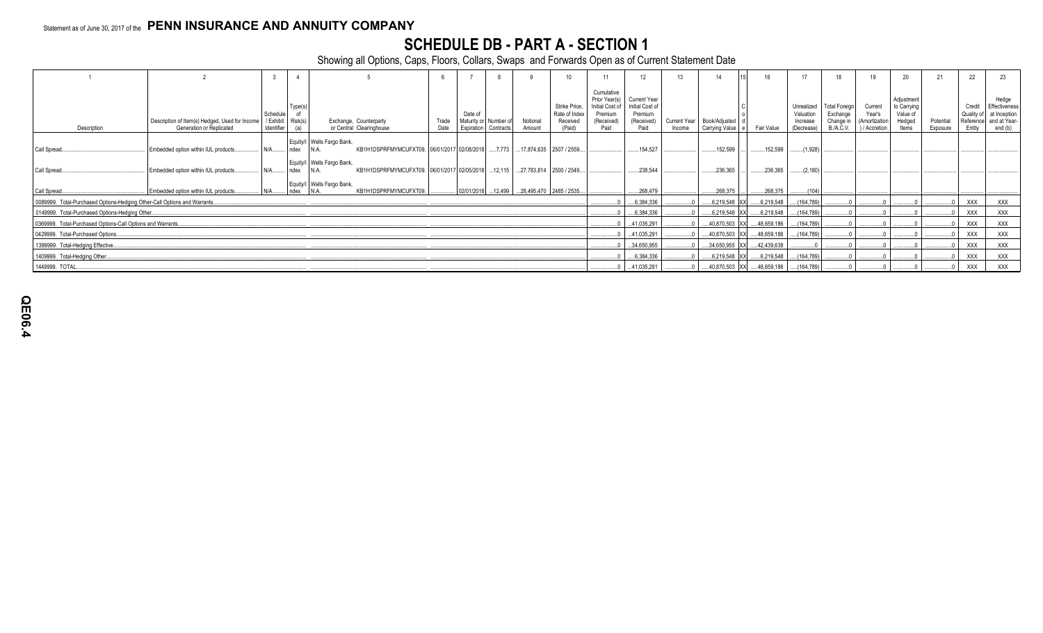Statement as of June 30, 2017 of the **PENN INSURANCE AND ANNUITY COMPANY**

# SCHEDULE DB - PART A - SECTION 1

Showing all Options, Caps, Floors, Collars, Swaps and Forwards Open as of Current Statement Date

| 1 | 2 | 3 | 4 | 5 | 6 | 7 | 8 | 9 | 10 | 11 | 12 | 13 | 14 | 15 | 16 | 17 | 18 | 19 | 20 | 21 | 22 | 23 |
|---|---|---|---|---|---|---|---|---|---|---|---|---|---|---|---|---|---|---|---|---|---|---|
| Description | Description of Item(s) Hedged, Used for Income Generation or Replicated | Schedule / Exhibit Identifier | Type(s) of Risk(s) (a) | Exchange, Counterparty or Central Clearinghouse | Trade Date | Date of Maturity or Expiration | Number of Contracts | Notional Amount | Strike Price, Rate of Index Received (Paid) | Cumulative Prior Year(s) Initial Cost of Premium (Received) Paid | Current Year Initial Cost of Premium (Received) Paid | Current Year Income | Book/Adjusted Carrying Value | Code | Fair Value | Unrealized Valuation Increase (Decrease) | Total Foreign Exchange Change in B./A.C.V. | Current Year's (Amortization) / Accretion | Adjustment to Carrying Value of Hedged Items | Potential Exposure | Credit Quality of Reference Entity | Hedge Effectiveness at Inception and at Year-end (b) |
| Call Spread | Embedded option within IUL products | N/A | Equity/Index | Wells Fargo Bank, N.A. KB1H1DSPRFMYMCUFXT09. | 06/01/2017 | 02/08/2018 | 7,773 | 17,874,635 | 2507 / 2559 | | 154,527 | | 152,599 | | 152,599 | (1,928) | | | | | | |
| Call Spread | Embedded option within IUL products | N/A | Equity/Index | Wells Fargo Bank, N.A. KB1H1DSPRFMYMCUFXT09. | 06/01/2017 | 02/05/2018 | 12,115 | 27,783,814 | 2500 / 2549 | | 238,544 | | 236,365 | | 236,365 | (2,180) | | | | | | |
| Call Spread | Embedded option within IUL products | N/A | Equity/Index | Wells Fargo Bank, N.A. KB1H1DSPRFMYMCUFXT09. | | 02/01/2018 | 12,499 | 28,495,470 | 2485 / 2535 | | 268,479 | | 268,375 | | 268,375 | (104) | | | | | | |
| 0089999. Total-Purchased Options-Hedging Other-Call Options and Warrants | | | | | | | | | | 0 | 6,384,336 | 0 | 6,219,548 | XX | 6,219,548 | (164,789) | 0 | 0 | 0 | 0 | XXX | XXX |
| 0149999. Total-Purchased Options-Hedging Other | | | | | | | | | | 0 | 6,384,336 | 0 | 6,219,548 | XX | 6,219,548 | (164,789) | 0 | 0 | 0 | 0 | XXX | XXX |
| 0369999. Total-Purchased Options-Call Options and Warrants | | | | | | | | | | 0 | 41,035,291 | 0 | 40,870,503 | XX | 48,659,186 | (164,789) | 0 | 0 | 0 | 0 | XXX | XXX |
| 0429999. Total-Purchased Options | | | | | | | | | | 0 | 41,035,291 | 0 | 40,870,503 | XX | 48,659,186 | (164,789) | 0 | 0 | 0 | 0 | XXX | XXX |
| 1399999. Total-Hedging Effective | | | | | | | | | | 0 | 34,650,955 | 0 | 34,650,955 | XX | 42,439,638 | 0 | 0 | 0 | 0 | 0 | XXX | XXX |
| 1409999. Total-Hedging Other | | | | | | | | | | 0 | 6,384,336 | 0 | 6,219,548 | XX | 6,219,548 | (164,789) | 0 | 0 | 0 | 0 | XXX | XXX |
| 1449999. TOTAL | | | | | | | | | | 0 | 41,035,291 | 0 | 40,870,503 | XX | 48,659,186 | (164,789) | 0 | 0 | 0 | 0 | XXX | XXX |

QE06.4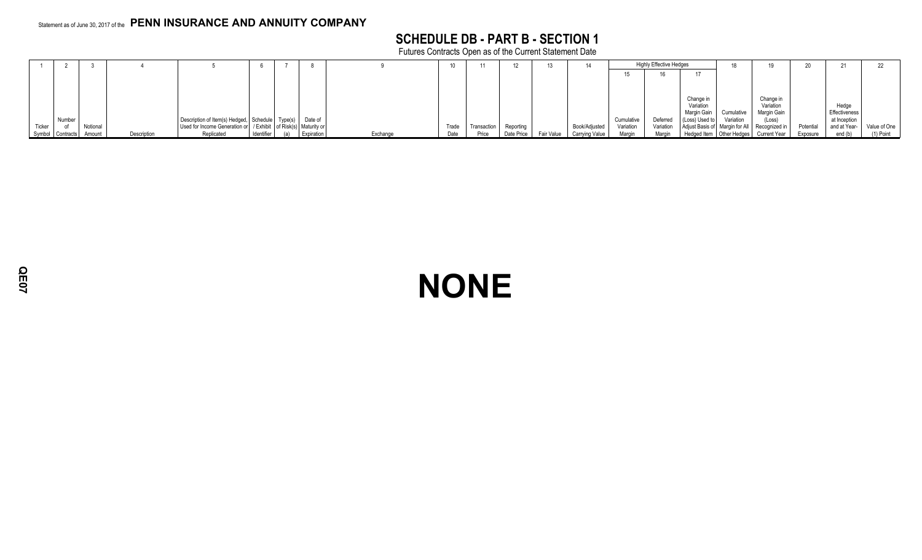Statement as of June 30, 2017 of the **PENN INSURANCE AND ANNUITY COMPANY**

## SCHEDULE DB - PART B - SECTION 1

Futures Contracts Open as of the Current Statement Date

| 1 | 2 | 3 | 4 | 5 | 6 | 7 | 8 | 9 | 10 | 11 | 12 | 13 | 14 | Highly Effective Hedges | | | 18 | 19 | 20 | 21 | 22 |
|---|---|---|---|---|---|---|---|---|---|---|---|---|---|---|---|---|---|---|---|---|---|
| | | | | | | | | | | | | | | 15 | 16 | 17 | | | | | |
| Ticker Symbol | Number of Contracts | Notional Amount | Description | Description of Item(s) Hedged, Used for Income Generation or Replicated | Schedule / Exhibit Identifier | Type(s) of Risk(s) (a) | Date of Maturity or Expiration | Exchange | Trade Date | Transaction Price | Reporting Date Price | Fair Value | Book/Adjusted Carrying Value | Cumulative Variation Margin | Deferred Variation Margin | Change in Variation Margin Gain (Loss) Used to Adjust Basis of Hedged Item | Cumulative Variation Margin for All Other Hedges | Change in Variation Margin Gain (Loss) Recognized in Current Year | Potential Exposure | Hedge Effectiveness at Inception and at Year-end (b) | Value of One (1) Point |

# NONE

QE07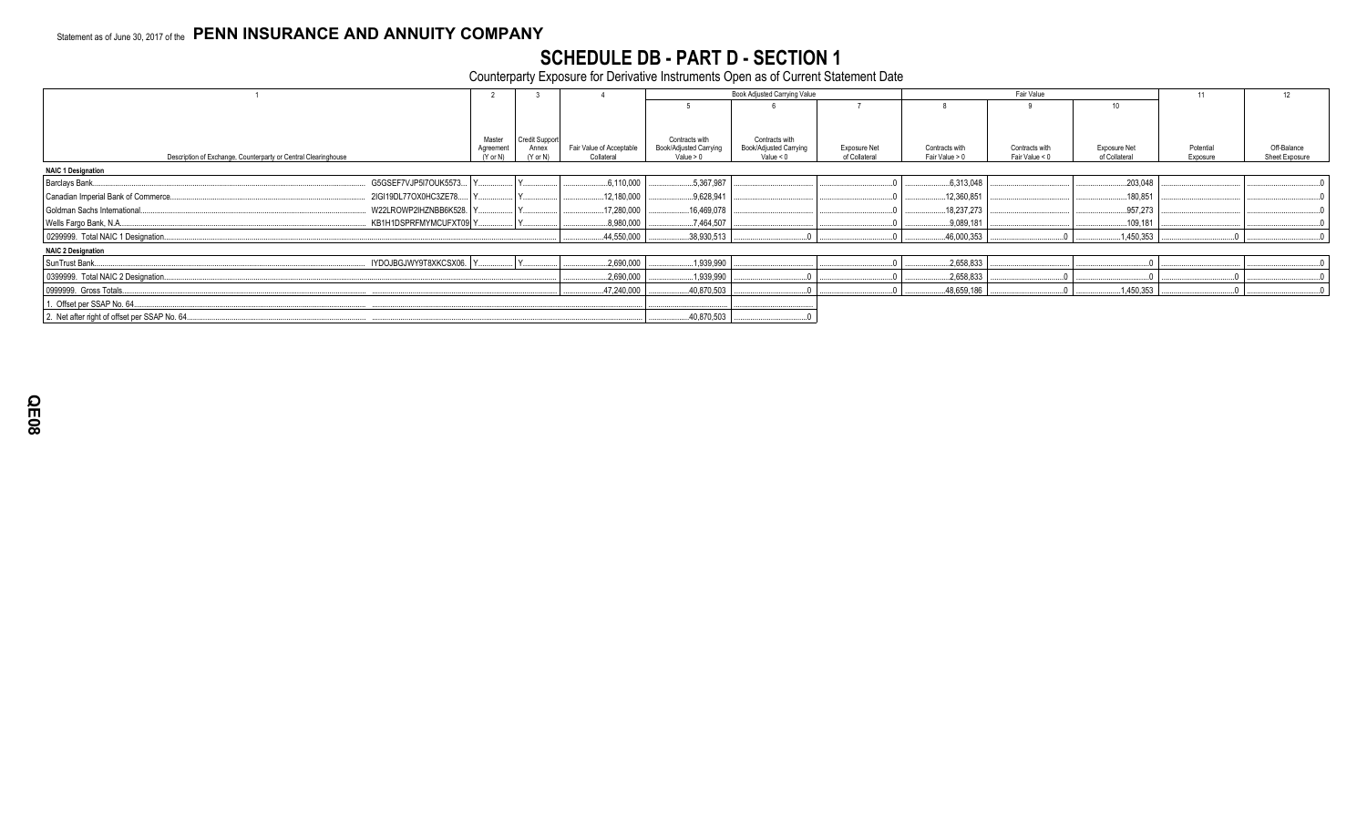Statement as of June 30, 2017 of the **PENN INSURANCE AND ANNUITY COMPANY**

# SCHEDULE DB - PART D - SECTION 1

Counterparty Exposure for Derivative Instruments Open as of Current Statement Date

| 1 | | 2 | 3 | 4 | Book Adjusted Carrying Value | | | Fair Value | | | 11 | 12 |
|---|---|---|---|---|---|---|---|---|---|---|---|---|
| | | | | | 5 | 6 | 7 | 8 | 9 | 10 | | |
| Description of Exchange, Counterparty or Central Clearinghouse | | Master Agreement (Y or N) | Credit Support Annex (Y or N) | Fair Value of Acceptable Collateral | Contracts with Book/Adjusted Carrying Value > 0 | Contracts with Book/Adjusted Carrying Value < 0 | Exposure Net of Collateral | Contracts with Fair Value > 0 | Contracts with Fair Value < 0 | Exposure Net of Collateral | Potential Exposure | Off-Balance Sheet Exposure |
| **NAIC 1 Designation** | | | | | | | | | | | | |
| Barclays Bank | G5GSEF7VJP5I7OUK5573 | Y | Y | 6,110,000 | 5,367,987 | | 0 | 6,313,048 | | 203,048 | | 0 |
| Canadian Imperial Bank of Commerce | 2IGI19DL77OX0HC3ZE78 | Y | Y | 12,180,000 | 9,628,941 | | 0 | 12,360,851 | | 180,851 | | 0 |
| Goldman Sachs International | W22LROWP2IHZNBB6K528 | Y | Y | 17,280,000 | 16,469,078 | | 0 | 18,237,273 | | 957,273 | | 0 |
| Wells Fargo Bank, N.A. | KB1H1DSPRFMYMCUFXT09 | Y | Y | 8,980,000 | 7,464,507 | | 0 | 9,089,181 | | 109,181 | | 0 |
| 0299999. Total NAIC 1 Designation | | | | 44,550,000 | 38,930,513 | 0 | 0 | 46,000,353 | 0 | 1,450,353 | 0 | 0 |
| **NAIC 2 Designation** | | | | | | | | | | | | |
| SunTrust Bank | IYDOJBGJWY9T8XKCSX06 | Y | Y | 2,690,000 | 1,939,990 | | 0 | 2,658,833 | | 0 | | 0 |
| 0399999. Total NAIC 2 Designation | | | | 2,690,000 | 1,939,990 | 0 | 0 | 2,658,833 | 0 | 0 | 0 | 0 |
| 0999999. Gross Totals | | | | 47,240,000 | 40,870,503 | 0 | 0 | 48,659,186 | 0 | 1,450,353 | 0 | 0 |
| 1. Offset per SSAP No. 64 | | | | | | | | | | | | |
| 2. Net after right of offset per SSAP No. 64 | | | | | 40,870,503 | 0 | | | | | | |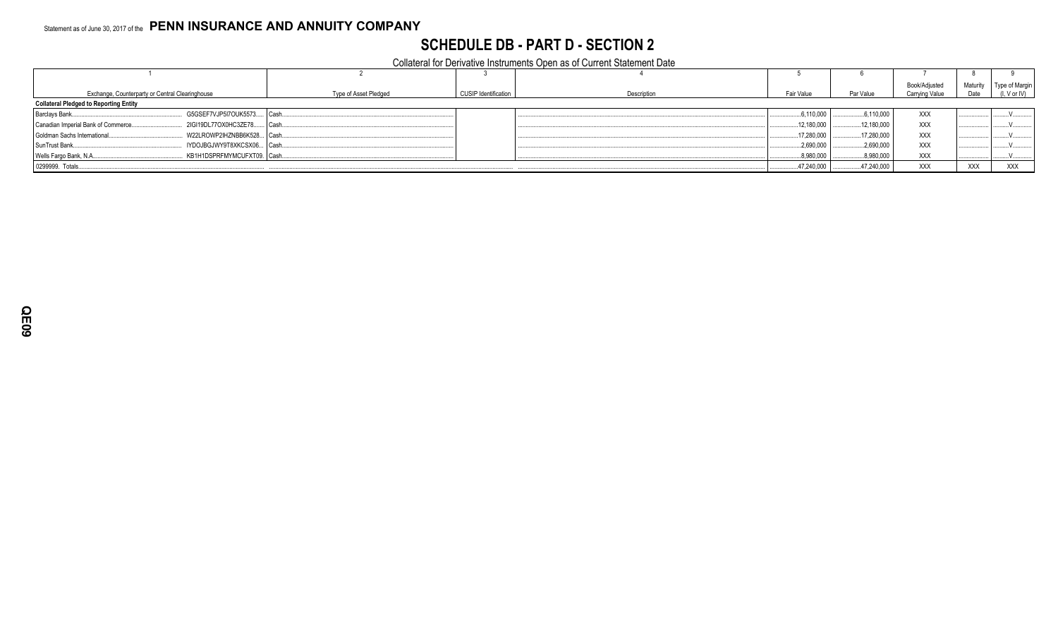Statement as of June 30, 2017 of the **PENN INSURANCE AND ANNUITY COMPANY**

# SCHEDULE DB - PART D - SECTION 2

## Collateral for Derivative Instruments Open as of Current Statement Date

| 1 | | 2 | 3 | 4 | 5 | 6 | 7 | 8 | 9 |
|---|---|---|---|---|---|---|---|---|---|
| Exchange, Counterparty or Central Clearinghouse | | Type of Asset Pledged | CUSIP Identification | Description | Fair Value | Par Value | Book/Adjusted Carrying Value | Maturity Date | Type of Margin (I, V or IV) |
| **Collateral Pledged to Reporting Entity** | | | | | | | | | |
| Barclays Bank | G5GSEF7VJP5I7OUK5573 | Cash | | | 6,110,000 | 6,110,000 | XXX | | V |
| Canadian Imperial Bank of Commerce | 2IGI19DL77OX0HC3ZE78 | Cash | | | 12,180,000 | 12,180,000 | XXX | | V |
| Goldman Sachs International | W22LROWP2IHZNBB6K528 | Cash | | | 17,280,000 | 17,280,000 | XXX | | V |
| SunTrust Bank | IYDOJBGJWY9T8XKCSX06 | Cash | | | 2,690,000 | 2,690,000 | XXX | | V |
| Wells Fargo Bank, N.A. | KB1H1DSPRFMYMCUFXT09 | Cash | | | 8,980,000 | 8,980,000 | XXX | | V |
| 0299999. Totals | | | | | 47,240,000 | 47,240,000 | XXX | XXX | XXX |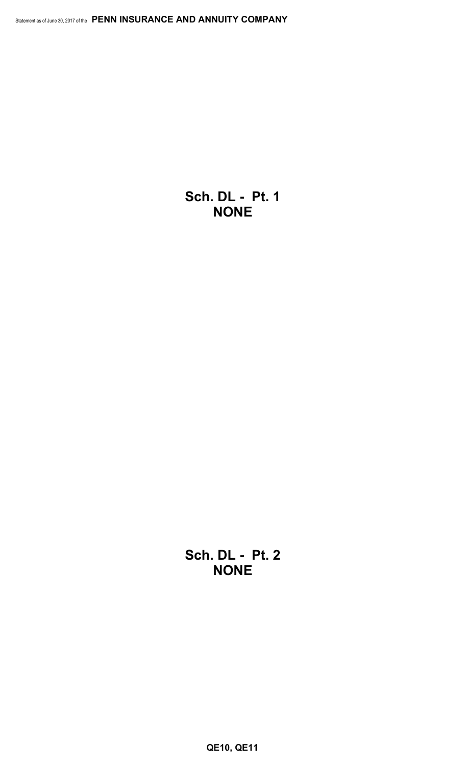## Sch. DL - Pt. 1
## NONE

## Sch. DL - Pt. 2
## NONE

**QE10, QE11**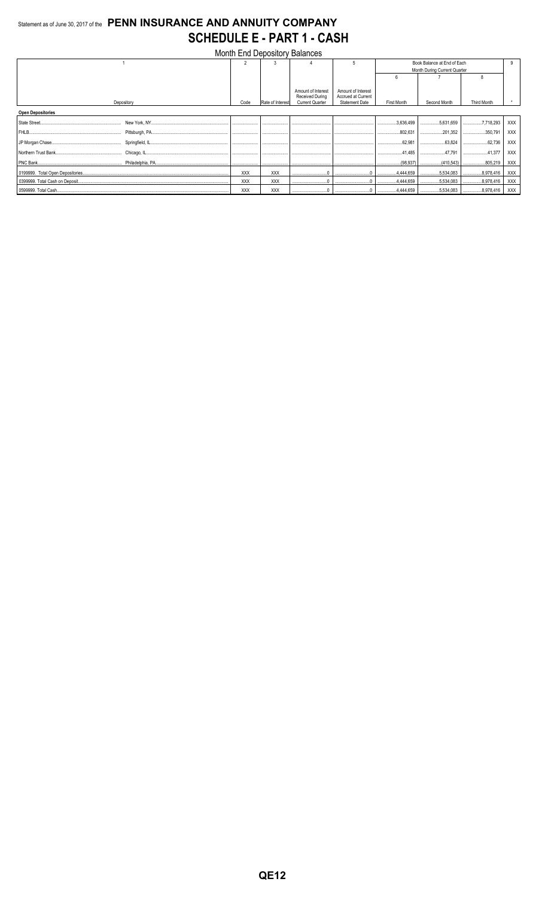Statement as of June 30, 2017 of the **PENN INSURANCE AND ANNUITY COMPANY**

# SCHEDULE E - PART 1 - CASH

Month End Depository Balances

| 1 | | 2 | 3 | 4 | 5 | Book Balance at End of Each Month During Current Quarter | | | 9 |
|---|---|---|---|---|---|---|---|---|---|
| | | | | | | 6 | 7 | 8 | |
| Depository | | Code | Rate of Interest | Amount of Interest Received During Current Quarter | Amount of Interest Accrued at Current Statement Date | First Month | Second Month | Third Month | * |
| **Open Depositories** | | | | | | | | | |
| State Street | New York, NY | | | | | 3,636,499 | 5,631,659 | 7,718,293 | XXX |
| FHLB | Pittsburgh, PA | | | | | 802,631 | 201,352 | 350,791 | XXX |
| JP Morgan Chase | Springfield, IL | | | | | 62,981 | 63,824 | 62,736 | XXX |
| Northern Trust Bank | Chicago, IL | | | | | 41,485 | 47,791 | 41,377 | XXX |
| PNC Bank | Philadelphia, PA | | | | | (98,937) | (410,543) | 805,219 | XXX |
| 0199999. Total Open Depositories | | XXX | XXX | 0 | 0 | 4,444,659 | 5,534,083 | 8,978,416 | XXX |
| 0399999. Total Cash on Deposit | | XXX | XXX | 0 | 0 | 4,444,659 | 5,534,083 | 8,978,416 | XXX |
| 0599999. Total Cash | | XXX | XXX | 0 | 0 | 4,444,659 | 5,534,083 | 8,978,416 | XXX |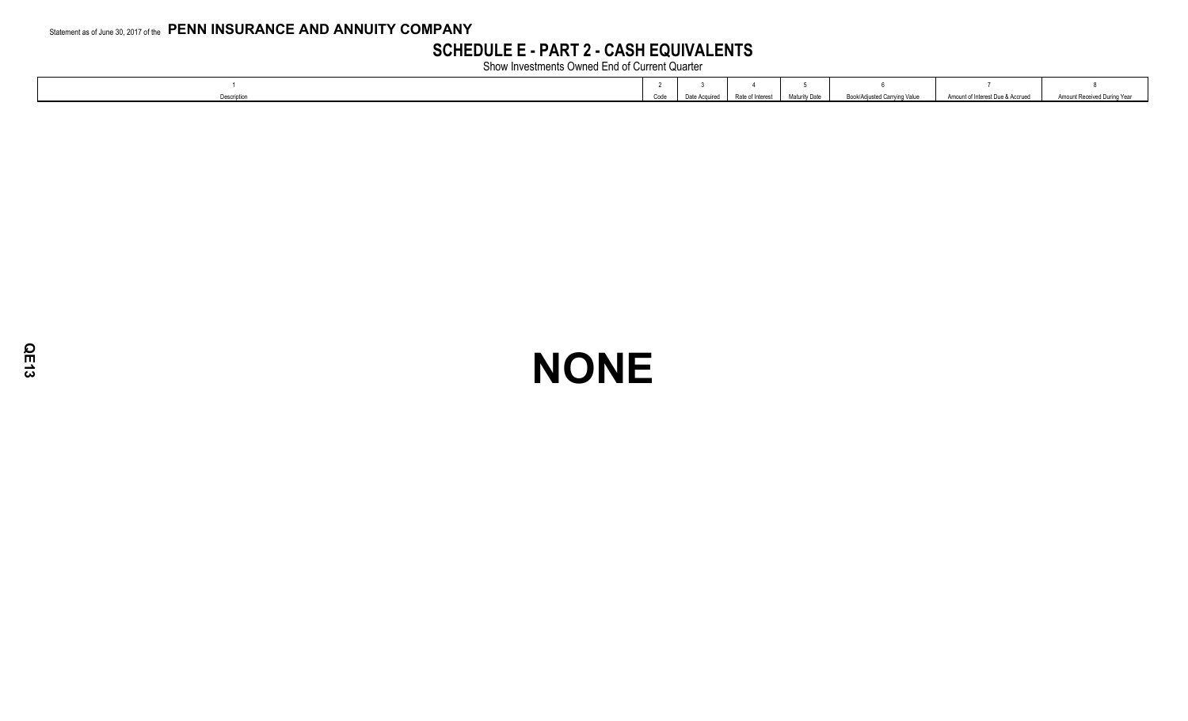Statement as of June 30, 2017 of the **PENN INSURANCE AND ANNUITY COMPANY**

## SCHEDULE E - PART 2 - CASH EQUIVALENTS

Show Investments Owned End of Current Quarter

| 1 | 2 | 3 | 4 | 5 | 6 | 7 | 8 |
|---|---|---|---|---|---|---|---|
| Description | Code | Date Acquired | Rate of Interest | Maturity Date | Book/Adjusted Carrying Value | Amount of Interest Due & Accrued | Amount Received During Year |

# NONE